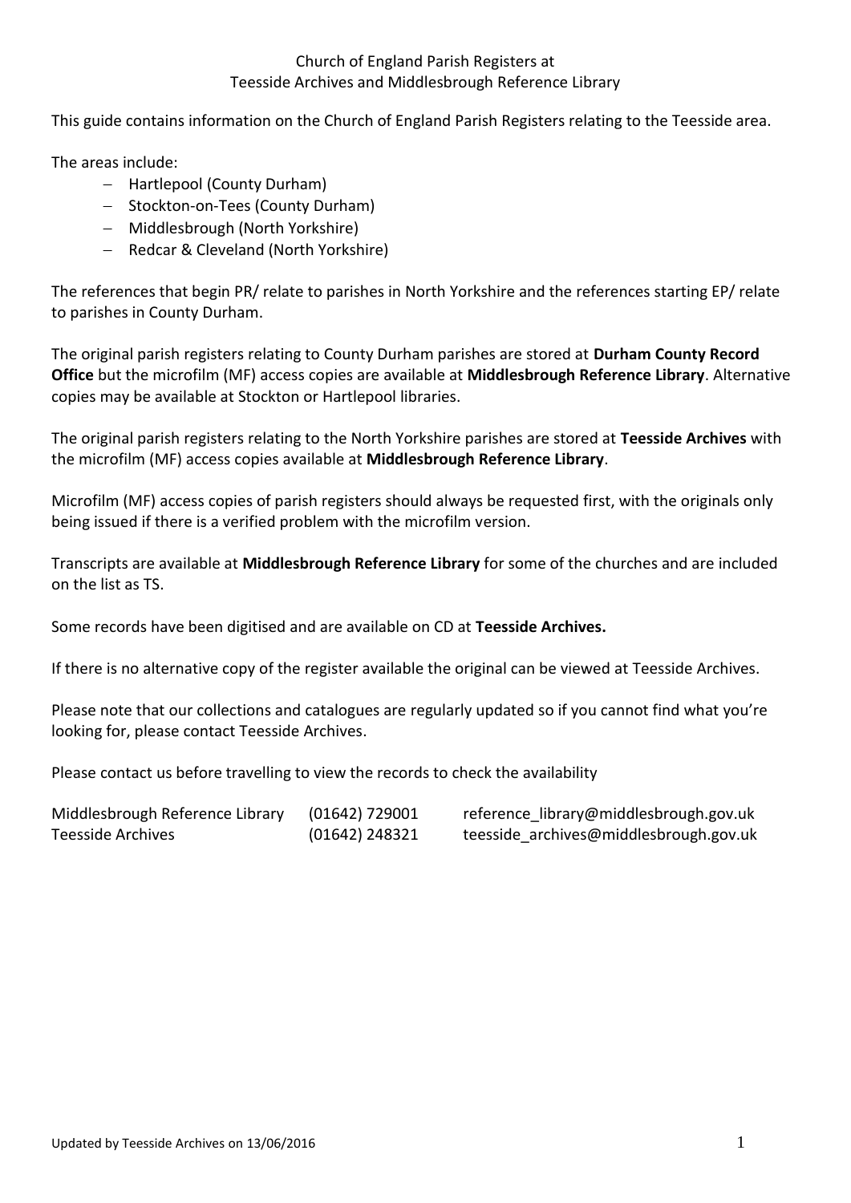# Church of England Parish Registers at
# Teesside Archives and Middlesbrough Reference Library

This guide contains information on the Church of England Parish Registers relating to the Teesside area.

The areas include:

- Hartlepool (County Durham)
- Stockton-on-Tees (County Durham)
- Middlesbrough (North Yorkshire)
- Redcar & Cleveland (North Yorkshire)

The references that begin PR/ relate to parishes in North Yorkshire and the references starting EP/ relate to parishes in County Durham.

The original parish registers relating to County Durham parishes are stored at **Durham County Record Office** but the microfilm (MF) access copies are available at **Middlesbrough Reference Library**. Alternative copies may be available at Stockton or Hartlepool libraries.

The original parish registers relating to the North Yorkshire parishes are stored at **Teesside Archives** with the microfilm (MF) access copies available at **Middlesbrough Reference Library**.

Microfilm (MF) access copies of parish registers should always be requested first, with the originals only being issued if there is a verified problem with the microfilm version.

Transcripts are available at **Middlesbrough Reference Library** for some of the churches and are included on the list as TS.

Some records have been digitised and are available on CD at **Teesside Archives.**

If there is no alternative copy of the register available the original can be viewed at Teesside Archives.

Please note that our collections and catalogues are regularly updated so if you cannot find what you're looking for, please contact Teesside Archives.

Please contact us before travelling to view the records to check the availability

| | | |
|---|---|---|
| Middlesbrough Reference Library | (01642) 729001 | reference_library@middlesbrough.gov.uk |
| Teesside Archives | (01642) 248321 | teesside_archives@middlesbrough.gov.uk |

Updated by Teesside Archives on 13/06/2016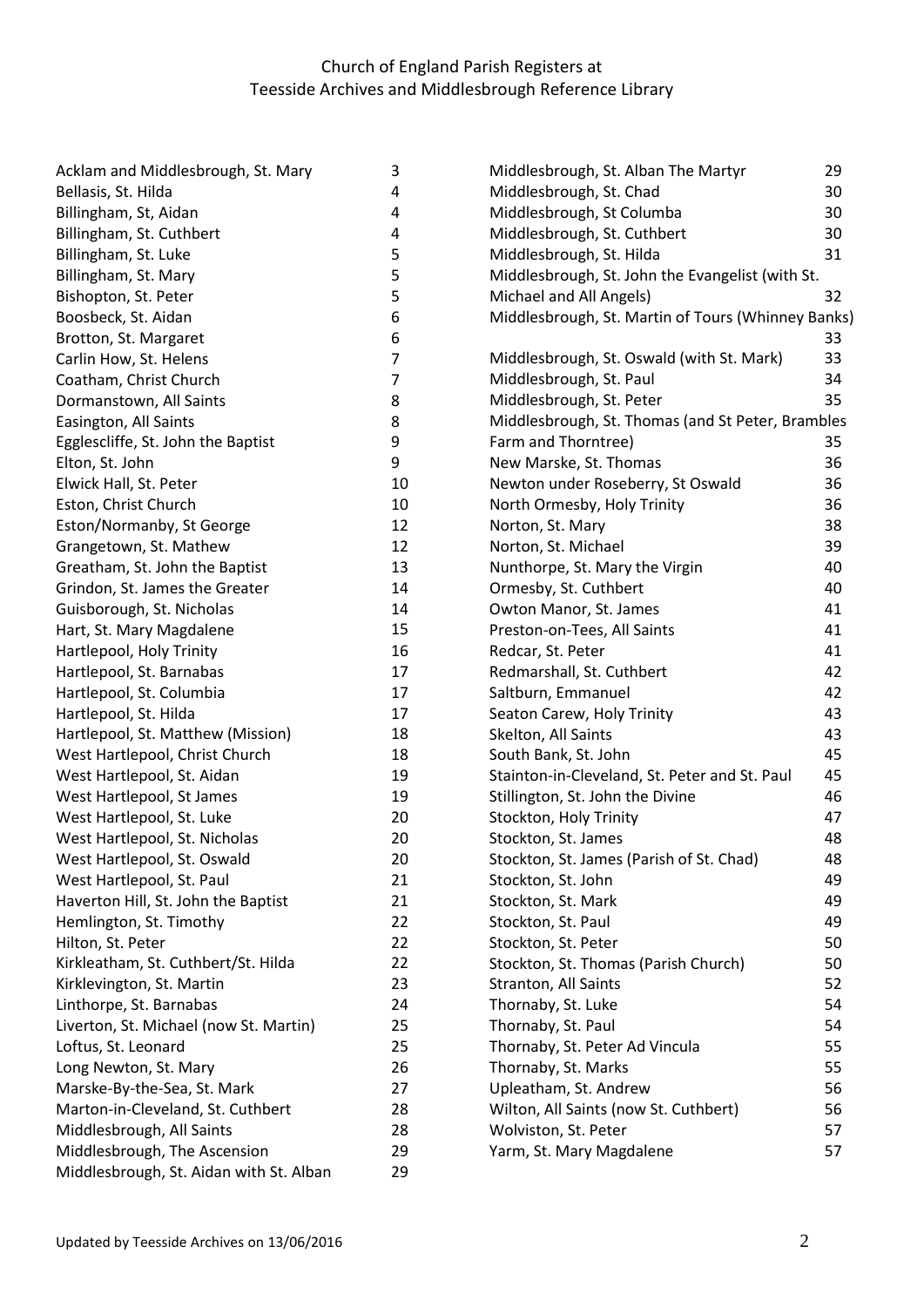# Church of England Parish Registers at Teesside Archives and Middlesbrough Reference Library

| Parish | Page |
|---|---|
| Acklam and Middlesbrough, St. Mary | 3 |
| Bellasis, St. Hilda | 4 |
| Billingham, St, Aidan | 4 |
| Billingham, St. Cuthbert | 4 |
| Billingham, St. Luke | 5 |
| Billingham, St. Mary | 5 |
| Bishopton, St. Peter | 5 |
| Boosbeck, St. Aidan | 6 |
| Brotton, St. Margaret | 6 |
| Carlin How, St. Helens | 7 |
| Coatham, Christ Church | 7 |
| Dormanstown, All Saints | 8 |
| Easington, All Saints | 8 |
| Egglescliffe, St. John the Baptist | 9 |
| Elton, St. John | 9 |
| Elwick Hall, St. Peter | 10 |
| Eston, Christ Church | 10 |
| Eston/Normanby, St George | 12 |
| Grangetown, St. Mathew | 12 |
| Greatham, St. John the Baptist | 13 |
| Grindon, St. James the Greater | 14 |
| Guisborough, St. Nicholas | 14 |
| Hart, St. Mary Magdalene | 15 |
| Hartlepool, Holy Trinity | 16 |
| Hartlepool, St. Barnabas | 17 |
| Hartlepool, St. Columbia | 17 |
| Hartlepool, St. Hilda | 17 |
| Hartlepool, St. Matthew (Mission) | 18 |
| West Hartlepool, Christ Church | 18 |
| West Hartlepool, St. Aidan | 19 |
| West Hartlepool, St James | 19 |
| West Hartlepool, St. Luke | 20 |
| West Hartlepool, St. Nicholas | 20 |
| West Hartlepool, St. Oswald | 20 |
| West Hartlepool, St. Paul | 21 |
| Haverton Hill, St. John the Baptist | 21 |
| Hemlington, St. Timothy | 22 |
| Hilton, St. Peter | 22 |
| Kirkleatham, St. Cuthbert/St. Hilda | 22 |
| Kirklevington, St. Martin | 23 |
| Linthorpe, St. Barnabas | 24 |
| Liverton, St. Michael (now St. Martin) | 25 |
| Loftus, St. Leonard | 25 |
| Long Newton, St. Mary | 26 |
| Marske-By-the-Sea, St. Mark | 27 |
| Marton-in-Cleveland, St. Cuthbert | 28 |
| Middlesbrough, All Saints | 28 |
| Middlesbrough, The Ascension | 29 |
| Middlesbrough, St. Aidan with St. Alban | 29 |
| Middlesbrough, St. Alban The Martyr | 29 |
| Middlesbrough, St. Chad | 30 |
| Middlesbrough, St Columba | 30 |
| Middlesbrough, St. Cuthbert | 30 |
| Middlesbrough, St. Hilda | 31 |
| Middlesbrough, St. John the Evangelist (with St. Michael and All Angels) | 32 |
| Middlesbrough, St. Martin of Tours (Whinney Banks) | 33 |
| Middlesbrough, St. Oswald (with St. Mark) | 33 |
| Middlesbrough, St. Paul | 34 |
| Middlesbrough, St. Peter | 35 |
| Middlesbrough, St. Thomas (and St Peter, Brambles Farm and Thorntree) | 35 |
| New Marske, St. Thomas | 36 |
| Newton under Roseberry, St Oswald | 36 |
| North Ormesby, Holy Trinity | 36 |
| Norton, St. Mary | 38 |
| Norton, St. Michael | 39 |
| Nunthorpe, St. Mary the Virgin | 40 |
| Ormesby, St. Cuthbert | 40 |
| Owton Manor, St. James | 41 |
| Preston-on-Tees, All Saints | 41 |
| Redcar, St. Peter | 41 |
| Redmarshall, St. Cuthbert | 42 |
| Saltburn, Emmanuel | 42 |
| Seaton Carew, Holy Trinity | 43 |
| Skelton, All Saints | 43 |
| South Bank, St. John | 45 |
| Stainton-in-Cleveland, St. Peter and St. Paul | 45 |
| Stillington, St. John the Divine | 46 |
| Stockton, Holy Trinity | 47 |
| Stockton, St. James | 48 |
| Stockton, St. James (Parish of St. Chad) | 48 |
| Stockton, St. John | 49 |
| Stockton, St. Mark | 49 |
| Stockton, St. Paul | 49 |
| Stockton, St. Peter | 50 |
| Stockton, St. Thomas (Parish Church) | 50 |
| Stranton, All Saints | 52 |
| Thornaby, St. Luke | 54 |
| Thornaby, St. Paul | 54 |
| Thornaby, St. Peter Ad Vincula | 55 |
| Thornaby, St. Marks | 55 |
| Upleatham, St. Andrew | 56 |
| Wilton, All Saints (now St. Cuthbert) | 56 |
| Wolviston, St. Peter | 57 |
| Yarm, St. Mary Magdalene | 57 |

Updated by Teesside Archives on 13/06/2016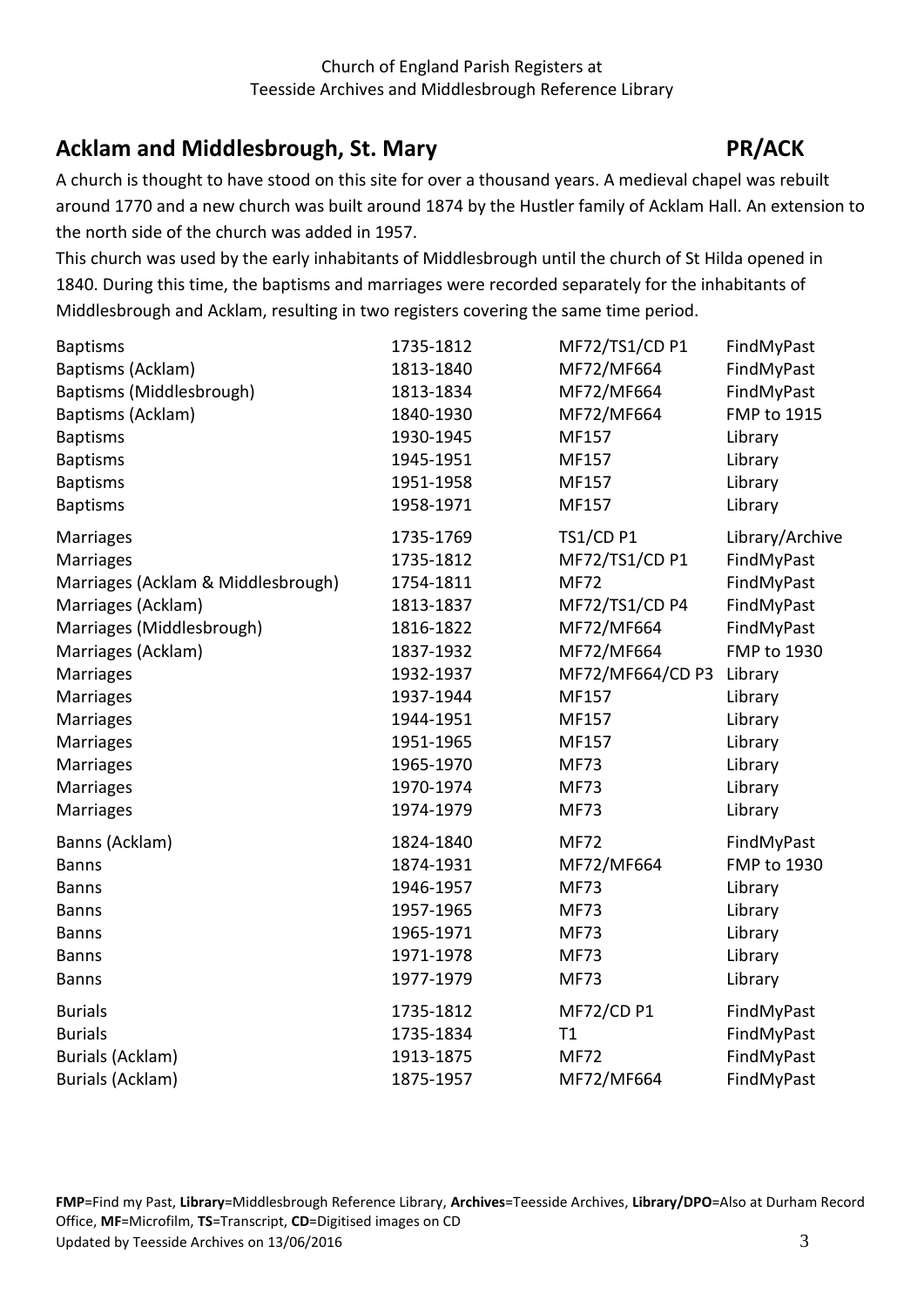## Acklam and Middlesbrough, St. Mary **PR/ACK**

A church is thought to have stood on this site for over a thousand years. A medieval chapel was rebuilt around 1770 and a new church was built around 1874 by the Hustler family of Acklam Hall. An extension to the north side of the church was added in 1957.

This church was used by the early inhabitants of Middlesbrough until the church of St Hilda opened in 1840. During this time, the baptisms and marriages were recorded separately for the inhabitants of Middlesbrough and Acklam, resulting in two registers covering the same time period.

| | | | |
|---|---|---|---|
| Baptisms | 1735-1812 | MF72/TS1/CD P1 | FindMyPast |
| Baptisms (Acklam) | 1813-1840 | MF72/MF664 | FindMyPast |
| Baptisms (Middlesbrough) | 1813-1834 | MF72/MF664 | FindMyPast |
| Baptisms (Acklam) | 1840-1930 | MF72/MF664 | FMP to 1915 |
| Baptisms | 1930-1945 | MF157 | Library |
| Baptisms | 1945-1951 | MF157 | Library |
| Baptisms | 1951-1958 | MF157 | Library |
| Baptisms | 1958-1971 | MF157 | Library |
| Marriages | 1735-1769 | TS1/CD P1 | Library/Archive |
| Marriages | 1735-1812 | MF72/TS1/CD P1 | FindMyPast |
| Marriages (Acklam & Middlesbrough) | 1754-1811 | MF72 | FindMyPast |
| Marriages (Acklam) | 1813-1837 | MF72/TS1/CD P4 | FindMyPast |
| Marriages (Middlesbrough) | 1816-1822 | MF72/MF664 | FindMyPast |
| Marriages (Acklam) | 1837-1932 | MF72/MF664 | FMP to 1930 |
| Marriages | 1932-1937 | MF72/MF664/CD P3 | Library |
| Marriages | 1937-1944 | MF157 | Library |
| Marriages | 1944-1951 | MF157 | Library |
| Marriages | 1951-1965 | MF157 | Library |
| Marriages | 1965-1970 | MF73 | Library |
| Marriages | 1970-1974 | MF73 | Library |
| Marriages | 1974-1979 | MF73 | Library |
| Banns (Acklam) | 1824-1840 | MF72 | FindMyPast |
| Banns | 1874-1931 | MF72/MF664 | FMP to 1930 |
| Banns | 1946-1957 | MF73 | Library |
| Banns | 1957-1965 | MF73 | Library |
| Banns | 1965-1971 | MF73 | Library |
| Banns | 1971-1978 | MF73 | Library |
| Banns | 1977-1979 | MF73 | Library |
| Burials | 1735-1812 | MF72/CD P1 | FindMyPast |
| Burials | 1735-1834 | T1 | FindMyPast |
| Burials (Acklam) | 1913-1875 | MF72 | FindMyPast |
| Burials (Acklam) | 1875-1957 | MF72/MF664 | FindMyPast |

**FMP**=Find my Past, **Library**=Middlesbrough Reference Library, **Archives**=Teesside Archives, **Library/DPO**=Also at Durham Record Office, **MF**=Microfilm, **TS**=Transcript, **CD**=Digitised images on CD

Updated by Teesside Archives on 13/06/2016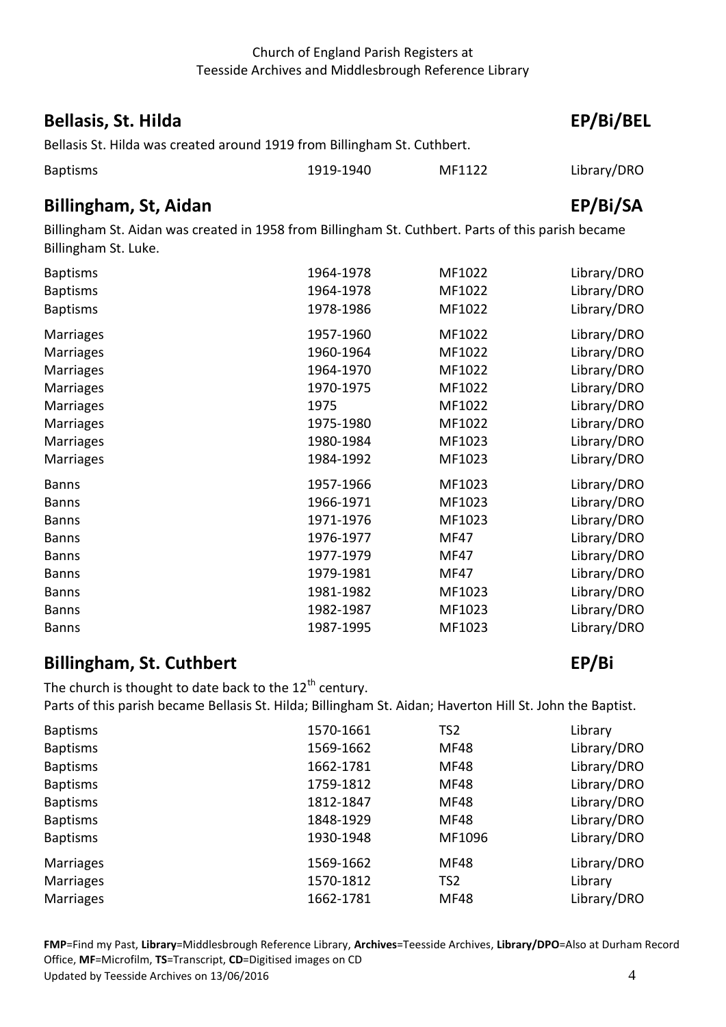## Bellasis, St. Hilda EP/Bi/BEL

Bellasis St. Hilda was created around 1919 from Billingham St. Cuthbert.

| | | | |
|---|---|---|---|
| Baptisms | 1919-1940 | MF1122 | Library/DRO |

## Billingham, St, Aidan EP/Bi/SA

Billingham St. Aidan was created in 1958 from Billingham St. Cuthbert. Parts of this parish became Billingham St. Luke.

| | | | |
|---|---|---|---|
| Baptisms | 1964-1978 | MF1022 | Library/DRO |
| Baptisms | 1964-1978 | MF1022 | Library/DRO |
| Baptisms | 1978-1986 | MF1022 | Library/DRO |
| Marriages | 1957-1960 | MF1022 | Library/DRO |
| Marriages | 1960-1964 | MF1022 | Library/DRO |
| Marriages | 1964-1970 | MF1022 | Library/DRO |
| Marriages | 1970-1975 | MF1022 | Library/DRO |
| Marriages | 1975 | MF1022 | Library/DRO |
| Marriages | 1975-1980 | MF1022 | Library/DRO |
| Marriages | 1980-1984 | MF1023 | Library/DRO |
| Marriages | 1984-1992 | MF1023 | Library/DRO |
| Banns | 1957-1966 | MF1023 | Library/DRO |
| Banns | 1966-1971 | MF1023 | Library/DRO |
| Banns | 1971-1976 | MF1023 | Library/DRO |
| Banns | 1976-1977 | MF47 | Library/DRO |
| Banns | 1977-1979 | MF47 | Library/DRO |
| Banns | 1979-1981 | MF47 | Library/DRO |
| Banns | 1981-1982 | MF1023 | Library/DRO |
| Banns | 1982-1987 | MF1023 | Library/DRO |
| Banns | 1987-1995 | MF1023 | Library/DRO |

## Billingham, St. Cuthbert EP/Bi

The church is thought to date back to the 12th century.
Parts of this parish became Bellasis St. Hilda; Billingham St. Aidan; Haverton Hill St. John the Baptist.

| | | | |
|---|---|---|---|
| Baptisms | 1570-1661 | TS2 | Library |
| Baptisms | 1569-1662 | MF48 | Library/DRO |
| Baptisms | 1662-1781 | MF48 | Library/DRO |
| Baptisms | 1759-1812 | MF48 | Library/DRO |
| Baptisms | 1812-1847 | MF48 | Library/DRO |
| Baptisms | 1848-1929 | MF48 | Library/DRO |
| Baptisms | 1930-1948 | MF1096 | Library/DRO |
| Marriages | 1569-1662 | MF48 | Library/DRO |
| Marriages | 1570-1812 | TS2 | Library |
| Marriages | 1662-1781 | MF48 | Library/DRO |

**FMP**=Find my Past, **Library**=Middlesbrough Reference Library, **Archives**=Teesside Archives, **Library/DPO**=Also at Durham Record Office, **MF**=Microfilm, **TS**=Transcript, **CD**=Digitised images on CD
Updated by Teesside Archives on 13/06/2016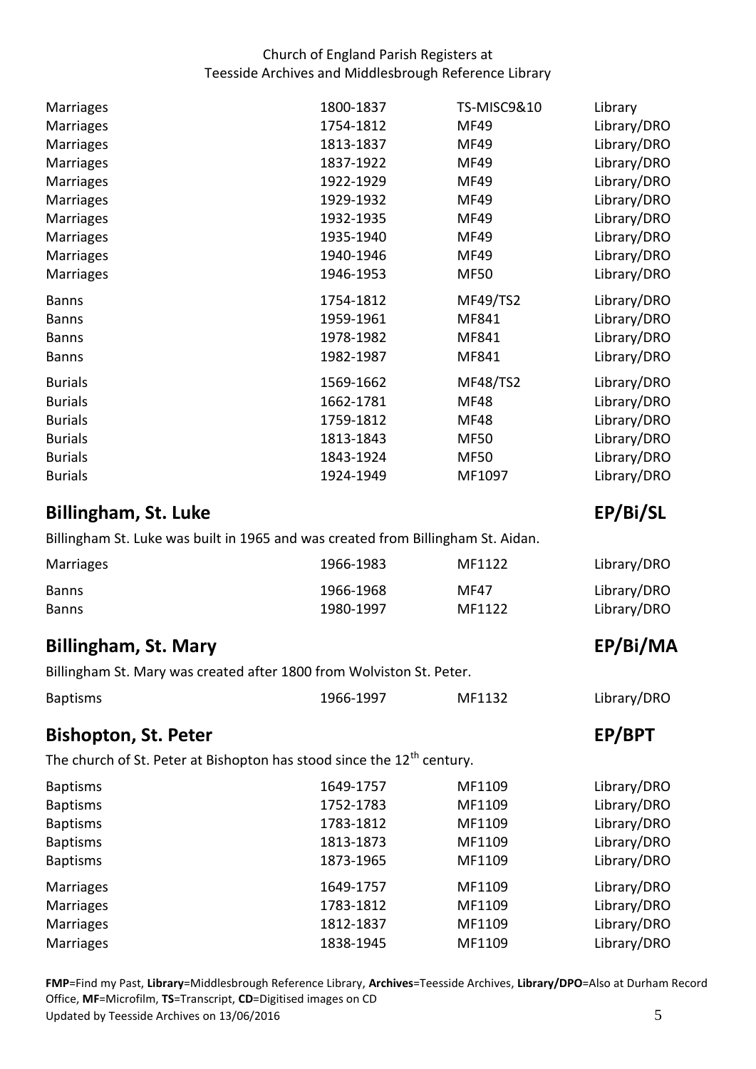| | | | |
|---|---|---|---|
| Marriages | 1800-1837 | TS-MISC9&10 | Library |
| Marriages | 1754-1812 | MF49 | Library/DRO |
| Marriages | 1813-1837 | MF49 | Library/DRO |
| Marriages | 1837-1922 | MF49 | Library/DRO |
| Marriages | 1922-1929 | MF49 | Library/DRO |
| Marriages | 1929-1932 | MF49 | Library/DRO |
| Marriages | 1932-1935 | MF49 | Library/DRO |
| Marriages | 1935-1940 | MF49 | Library/DRO |
| Marriages | 1940-1946 | MF49 | Library/DRO |
| Marriages | 1946-1953 | MF50 | Library/DRO |
| Banns | 1754-1812 | MF49/TS2 | Library/DRO |
| Banns | 1959-1961 | MF841 | Library/DRO |
| Banns | 1978-1982 | MF841 | Library/DRO |
| Banns | 1982-1987 | MF841 | Library/DRO |
| Burials | 1569-1662 | MF48/TS2 | Library/DRO |
| Burials | 1662-1781 | MF48 | Library/DRO |
| Burials | 1759-1812 | MF48 | Library/DRO |
| Burials | 1813-1843 | MF50 | Library/DRO |
| Burials | 1843-1924 | MF50 | Library/DRO |
| Burials | 1924-1949 | MF1097 | Library/DRO |

## Billingham, St. Luke — EP/Bi/SL

Billingham St. Luke was built in 1965 and was created from Billingham St. Aidan.

| | | | |
|---|---|---|---|
| Marriages | 1966-1983 | MF1122 | Library/DRO |
| Banns | 1966-1968 | MF47 | Library/DRO |
| Banns | 1980-1997 | MF1122 | Library/DRO |

## Billingham, St. Mary — EP/Bi/MA

Billingham St. Mary was created after 1800 from Wolviston St. Peter.

| | | | |
|---|---|---|---|
| Baptisms | 1966-1997 | MF1132 | Library/DRO |

## Bishopton, St. Peter — EP/BPT

The church of St. Peter at Bishopton has stood since the 12th century.

| | | | |
|---|---|---|---|
| Baptisms | 1649-1757 | MF1109 | Library/DRO |
| Baptisms | 1752-1783 | MF1109 | Library/DRO |
| Baptisms | 1783-1812 | MF1109 | Library/DRO |
| Baptisms | 1813-1873 | MF1109 | Library/DRO |
| Baptisms | 1873-1965 | MF1109 | Library/DRO |
| Marriages | 1649-1757 | MF1109 | Library/DRO |
| Marriages | 1783-1812 | MF1109 | Library/DRO |
| Marriages | 1812-1837 | MF1109 | Library/DRO |
| Marriages | 1838-1945 | MF1109 | Library/DRO |

**FMP**=Find my Past, **Library**=Middlesbrough Reference Library, **Archives**=Teesside Archives, **Library/DPO**=Also at Durham Record Office, **MF**=Microfilm, **TS**=Transcript, **CD**=Digitised images on CD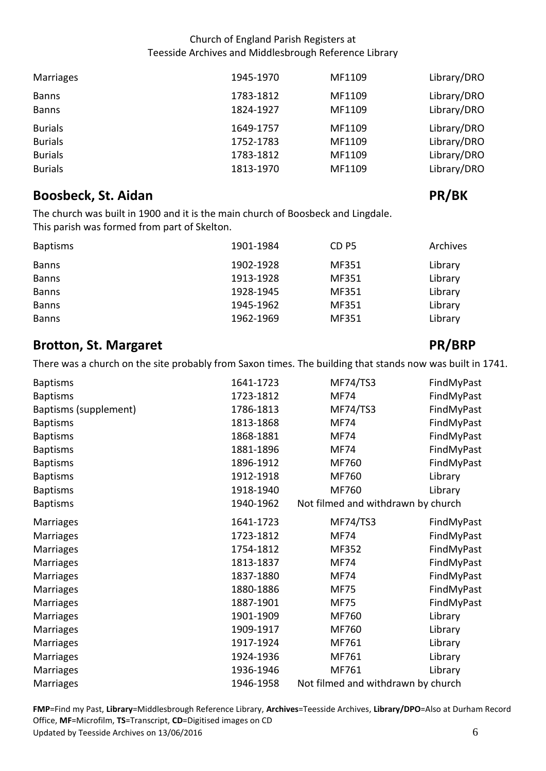| | | | |
|---|---|---|---|
| Marriages | 1945-1970 | MF1109 | Library/DRO |
| Banns | 1783-1812 | MF1109 | Library/DRO |
| Banns | 1824-1927 | MF1109 | Library/DRO |
| Burials | 1649-1757 | MF1109 | Library/DRO |
| Burials | 1752-1783 | MF1109 | Library/DRO |
| Burials | 1783-1812 | MF1109 | Library/DRO |
| Burials | 1813-1970 | MF1109 | Library/DRO |

## Boosbeck, St. Aidan PR/BK

The church was built in 1900 and it is the main church of Boosbeck and Lingdale.
This parish was formed from part of Skelton.

| | | | |
|---|---|---|---|
| Baptisms | 1901-1984 | CD P5 | Archives |
| Banns | 1902-1928 | MF351 | Library |
| Banns | 1913-1928 | MF351 | Library |
| Banns | 1928-1945 | MF351 | Library |
| Banns | 1945-1962 | MF351 | Library |
| Banns | 1962-1969 | MF351 | Library |

## Brotton, St. Margaret PR/BRP

There was a church on the site probably from Saxon times. The building that stands now was built in 1741.

| | | | |
|---|---|---|---|
| Baptisms | 1641-1723 | MF74/TS3 | FindMyPast |
| Baptisms | 1723-1812 | MF74 | FindMyPast |
| Baptisms (supplement) | 1786-1813 | MF74/TS3 | FindMyPast |
| Baptisms | 1813-1868 | MF74 | FindMyPast |
| Baptisms | 1868-1881 | MF74 | FindMyPast |
| Baptisms | 1881-1896 | MF74 | FindMyPast |
| Baptisms | 1896-1912 | MF760 | FindMyPast |
| Baptisms | 1912-1918 | MF760 | Library |
| Baptisms | 1918-1940 | MF760 | Library |
| Baptisms | 1940-1962 | Not filmed and withdrawn by church | |
| Marriages | 1641-1723 | MF74/TS3 | FindMyPast |
| Marriages | 1723-1812 | MF74 | FindMyPast |
| Marriages | 1754-1812 | MF352 | FindMyPast |
| Marriages | 1813-1837 | MF74 | FindMyPast |
| Marriages | 1837-1880 | MF74 | FindMyPast |
| Marriages | 1880-1886 | MF75 | FindMyPast |
| Marriages | 1887-1901 | MF75 | FindMyPast |
| Marriages | 1901-1909 | MF760 | Library |
| Marriages | 1909-1917 | MF760 | Library |
| Marriages | 1917-1924 | MF761 | Library |
| Marriages | 1924-1936 | MF761 | Library |
| Marriages | 1936-1946 | MF761 | Library |
| Marriages | 1946-1958 | Not filmed and withdrawn by church | |

**FMP**=Find my Past, **Library**=Middlesbrough Reference Library, **Archives**=Teesside Archives, **Library/DPO**=Also at Durham Record Office, **MF**=Microfilm, **TS**=Transcript, **CD**=Digitised images on CD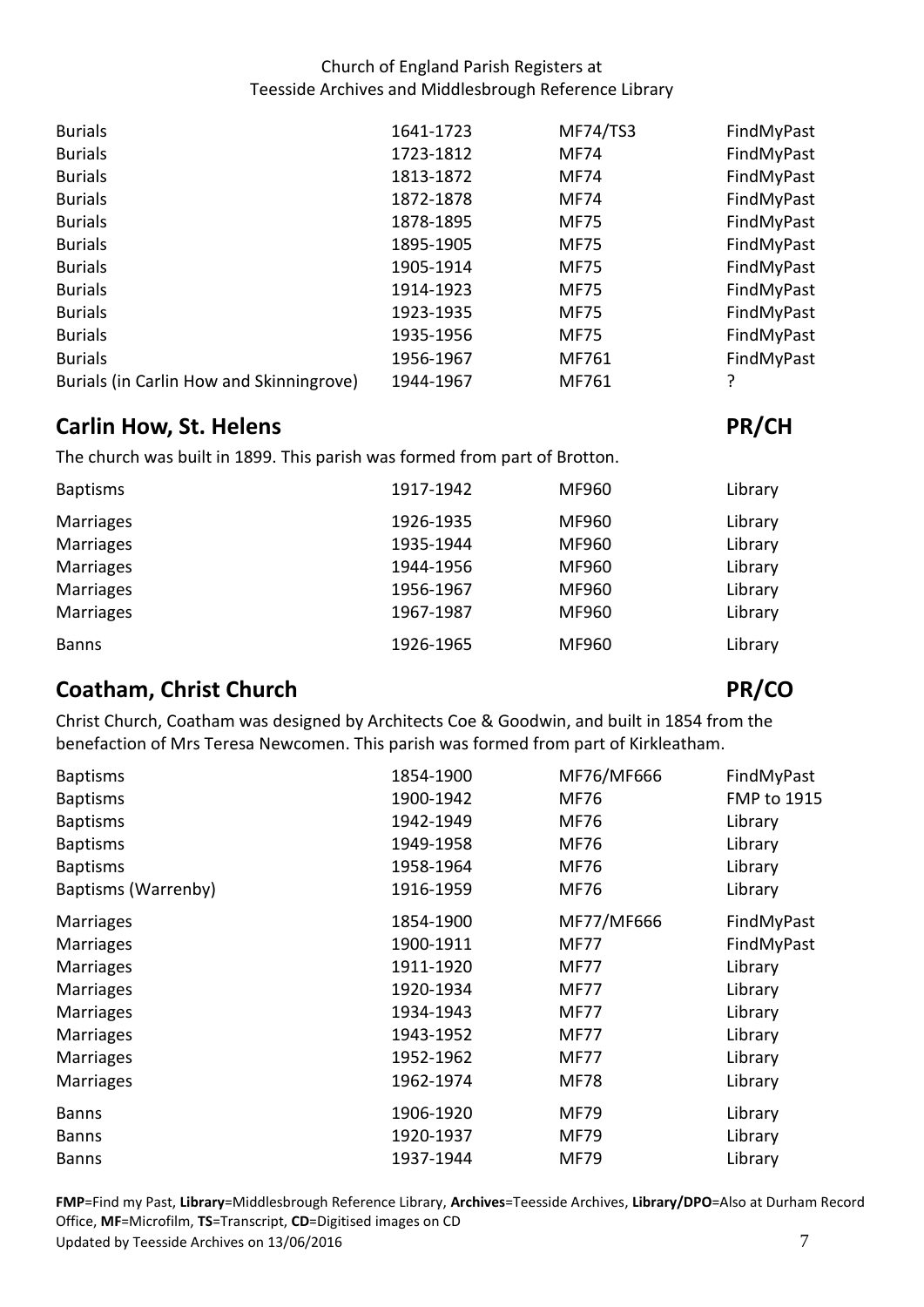| | | | |
|---|---|---|---|
| Burials | 1641-1723 | MF74/TS3 | FindMyPast |
| Burials | 1723-1812 | MF74 | FindMyPast |
| Burials | 1813-1872 | MF74 | FindMyPast |
| Burials | 1872-1878 | MF74 | FindMyPast |
| Burials | 1878-1895 | MF75 | FindMyPast |
| Burials | 1895-1905 | MF75 | FindMyPast |
| Burials | 1905-1914 | MF75 | FindMyPast |
| Burials | 1914-1923 | MF75 | FindMyPast |
| Burials | 1923-1935 | MF75 | FindMyPast |
| Burials | 1935-1956 | MF75 | FindMyPast |
| Burials | 1956-1967 | MF761 | FindMyPast |
| Burials (in Carlin How and Skinningrove) | 1944-1967 | MF761 | ? |

## Carlin How, St. Helens — PR/CH

The church was built in 1899. This parish was formed from part of Brotton.

| | | | |
|---|---|---|---|
| Baptisms | 1917-1942 | MF960 | Library |
| Marriages | 1926-1935 | MF960 | Library |
| Marriages | 1935-1944 | MF960 | Library |
| Marriages | 1944-1956 | MF960 | Library |
| Marriages | 1956-1967 | MF960 | Library |
| Marriages | 1967-1987 | MF960 | Library |
| Banns | 1926-1965 | MF960 | Library |

## Coatham, Christ Church — PR/CO

Christ Church, Coatham was designed by Architects Coe & Goodwin, and built in 1854 from the benefaction of Mrs Teresa Newcomen. This parish was formed from part of Kirkleatham.

| | | | |
|---|---|---|---|
| Baptisms | 1854-1900 | MF76/MF666 | FindMyPast |
| Baptisms | 1900-1942 | MF76 | FMP to 1915 |
| Baptisms | 1942-1949 | MF76 | Library |
| Baptisms | 1949-1958 | MF76 | Library |
| Baptisms | 1958-1964 | MF76 | Library |
| Baptisms (Warrenby) | 1916-1959 | MF76 | Library |
| Marriages | 1854-1900 | MF77/MF666 | FindMyPast |
| Marriages | 1900-1911 | MF77 | FindMyPast |
| Marriages | 1911-1920 | MF77 | Library |
| Marriages | 1920-1934 | MF77 | Library |
| Marriages | 1934-1943 | MF77 | Library |
| Marriages | 1943-1952 | MF77 | Library |
| Marriages | 1952-1962 | MF77 | Library |
| Marriages | 1962-1974 | MF78 | Library |
| Banns | 1906-1920 | MF79 | Library |
| Banns | 1920-1937 | MF79 | Library |
| Banns | 1937-1944 | MF79 | Library |

**FMP**=Find my Past, **Library**=Middlesbrough Reference Library, **Archives**=Teesside Archives, **Library/DPO**=Also at Durham Record Office, **MF**=Microfilm, **TS**=Transcript, **CD**=Digitised images on CD

Updated by Teesside Archives on 13/06/2016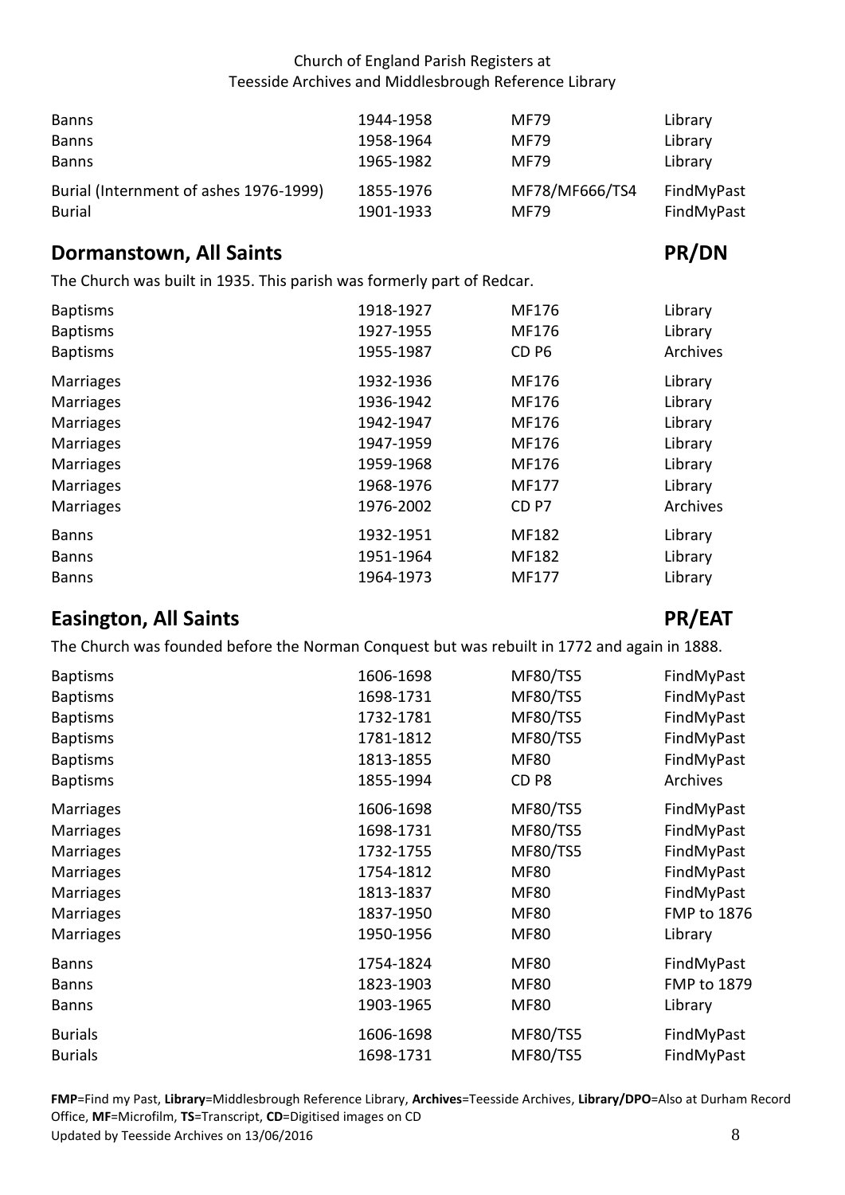| | | | |
|---|---|---|---|
| Banns | 1944-1958 | MF79 | Library |
| Banns | 1958-1964 | MF79 | Library |
| Banns | 1965-1982 | MF79 | Library |
| Burial (Internment of ashes 1976-1999) | 1855-1976 | MF78/MF666/TS4 | FindMyPast |
| Burial | 1901-1933 | MF79 | FindMyPast |

## Dormanstown, All Saints — PR/DN

The Church was built in 1935. This parish was formerly part of Redcar.

| | | | |
|---|---|---|---|
| Baptisms | 1918-1927 | MF176 | Library |
| Baptisms | 1927-1955 | MF176 | Library |
| Baptisms | 1955-1987 | CD P6 | Archives |
| Marriages | 1932-1936 | MF176 | Library |
| Marriages | 1936-1942 | MF176 | Library |
| Marriages | 1942-1947 | MF176 | Library |
| Marriages | 1947-1959 | MF176 | Library |
| Marriages | 1959-1968 | MF176 | Library |
| Marriages | 1968-1976 | MF177 | Library |
| Marriages | 1976-2002 | CD P7 | Archives |
| Banns | 1932-1951 | MF182 | Library |
| Banns | 1951-1964 | MF182 | Library |
| Banns | 1964-1973 | MF177 | Library |

## Easington, All Saints — PR/EAT

The Church was founded before the Norman Conquest but was rebuilt in 1772 and again in 1888.

| | | | |
|---|---|---|---|
| Baptisms | 1606-1698 | MF80/TS5 | FindMyPast |
| Baptisms | 1698-1731 | MF80/TS5 | FindMyPast |
| Baptisms | 1732-1781 | MF80/TS5 | FindMyPast |
| Baptisms | 1781-1812 | MF80/TS5 | FindMyPast |
| Baptisms | 1813-1855 | MF80 | FindMyPast |
| Baptisms | 1855-1994 | CD P8 | Archives |
| Marriages | 1606-1698 | MF80/TS5 | FindMyPast |
| Marriages | 1698-1731 | MF80/TS5 | FindMyPast |
| Marriages | 1732-1755 | MF80/TS5 | FindMyPast |
| Marriages | 1754-1812 | MF80 | FindMyPast |
| Marriages | 1813-1837 | MF80 | FindMyPast |
| Marriages | 1837-1950 | MF80 | FMP to 1876 |
| Marriages | 1950-1956 | MF80 | Library |
| Banns | 1754-1824 | MF80 | FindMyPast |
| Banns | 1823-1903 | MF80 | FMP to 1879 |
| Banns | 1903-1965 | MF80 | Library |
| Burials | 1606-1698 | MF80/TS5 | FindMyPast |
| Burials | 1698-1731 | MF80/TS5 | FindMyPast |

**FMP**=Find my Past, **Library**=Middlesbrough Reference Library, **Archives**=Teesside Archives, **Library/DPO**=Also at Durham Record Office, **MF**=Microfilm, **TS**=Transcript, **CD**=Digitised images on CD

Updated by Teesside Archives on 13/06/2016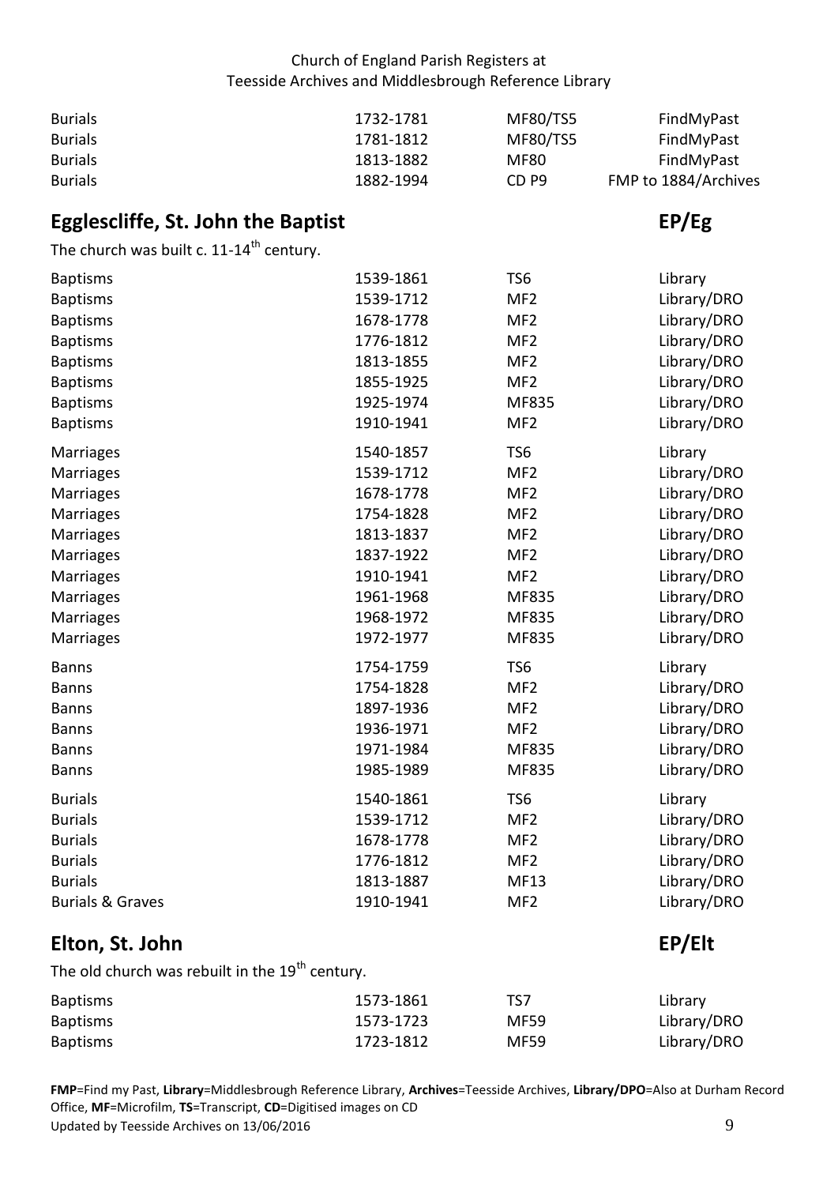| | | | |
|---|---|---|---|
| Burials | 1732-1781 | MF80/TS5 | FindMyPast |
| Burials | 1781-1812 | MF80/TS5 | FindMyPast |
| Burials | 1813-1882 | MF80 | FindMyPast |
| Burials | 1882-1994 | CD P9 | FMP to 1884/Archives |

## Egglescliffe, St. John the Baptist — EP/Eg

The church was built c. 11-14th century.

| | | | |
|---|---|---|---|
| Baptisms | 1539-1861 | TS6 | Library |
| Baptisms | 1539-1712 | MF2 | Library/DRO |
| Baptisms | 1678-1778 | MF2 | Library/DRO |
| Baptisms | 1776-1812 | MF2 | Library/DRO |
| Baptisms | 1813-1855 | MF2 | Library/DRO |
| Baptisms | 1855-1925 | MF2 | Library/DRO |
| Baptisms | 1925-1974 | MF835 | Library/DRO |
| Baptisms | 1910-1941 | MF2 | Library/DRO |
| Marriages | 1540-1857 | TS6 | Library |
| Marriages | 1539-1712 | MF2 | Library/DRO |
| Marriages | 1678-1778 | MF2 | Library/DRO |
| Marriages | 1754-1828 | MF2 | Library/DRO |
| Marriages | 1813-1837 | MF2 | Library/DRO |
| Marriages | 1837-1922 | MF2 | Library/DRO |
| Marriages | 1910-1941 | MF2 | Library/DRO |
| Marriages | 1961-1968 | MF835 | Library/DRO |
| Marriages | 1968-1972 | MF835 | Library/DRO |
| Marriages | 1972-1977 | MF835 | Library/DRO |
| Banns | 1754-1759 | TS6 | Library |
| Banns | 1754-1828 | MF2 | Library/DRO |
| Banns | 1897-1936 | MF2 | Library/DRO |
| Banns | 1936-1971 | MF2 | Library/DRO |
| Banns | 1971-1984 | MF835 | Library/DRO |
| Banns | 1985-1989 | MF835 | Library/DRO |
| Burials | 1540-1861 | TS6 | Library |
| Burials | 1539-1712 | MF2 | Library/DRO |
| Burials | 1678-1778 | MF2 | Library/DRO |
| Burials | 1776-1812 | MF2 | Library/DRO |
| Burials | 1813-1887 | MF13 | Library/DRO |
| Burials & Graves | 1910-1941 | MF2 | Library/DRO |

## Elton, St. John — EP/Elt

The old church was rebuilt in the 19th century.

| | | | |
|---|---|---|---|
| Baptisms | 1573-1861 | TS7 | Library |
| Baptisms | 1573-1723 | MF59 | Library/DRO |
| Baptisms | 1723-1812 | MF59 | Library/DRO |

**FMP**=Find my Past, **Library**=Middlesbrough Reference Library, **Archives**=Teesside Archives, **Library/DPO**=Also at Durham Record Office, **MF**=Microfilm, **TS**=Transcript, **CD**=Digitised images on CD

Updated by Teesside Archives on 13/06/2016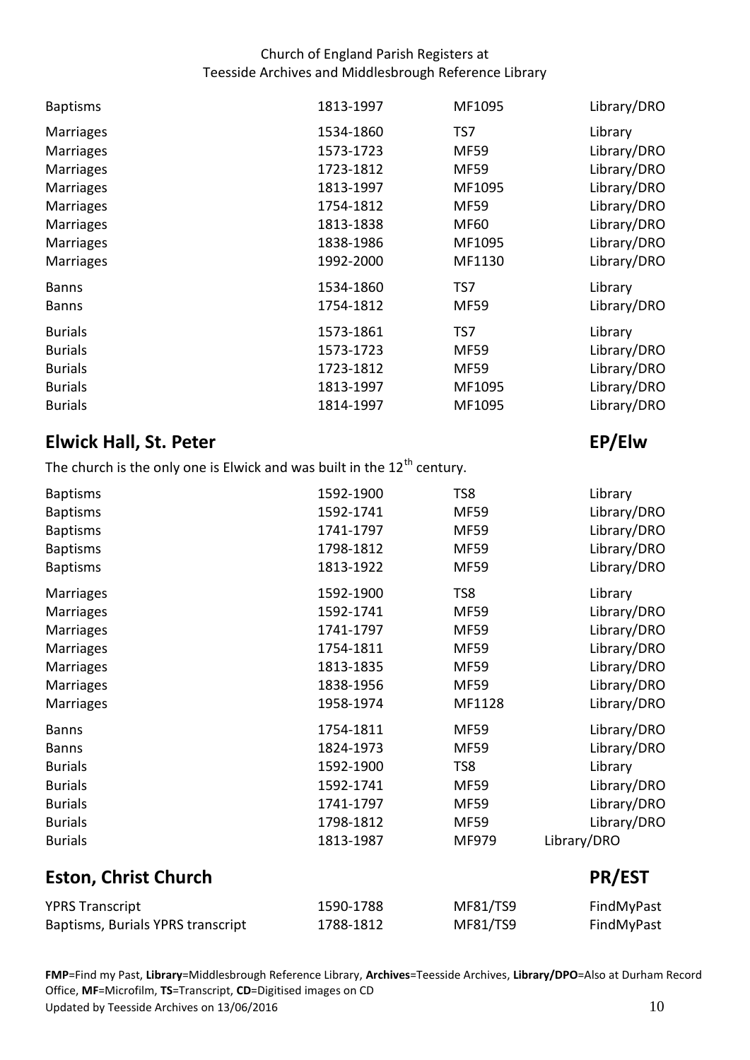| | | | |
|---|---|---|---|
| Baptisms | 1813-1997 | MF1095 | Library/DRO |
| Marriages | 1534-1860 | TS7 | Library |
| Marriages | 1573-1723 | MF59 | Library/DRO |
| Marriages | 1723-1812 | MF59 | Library/DRO |
| Marriages | 1813-1997 | MF1095 | Library/DRO |
| Marriages | 1754-1812 | MF59 | Library/DRO |
| Marriages | 1813-1838 | MF60 | Library/DRO |
| Marriages | 1838-1986 | MF1095 | Library/DRO |
| Marriages | 1992-2000 | MF1130 | Library/DRO |
| Banns | 1534-1860 | TS7 | Library |
| Banns | 1754-1812 | MF59 | Library/DRO |
| Burials | 1573-1861 | TS7 | Library |
| Burials | 1573-1723 | MF59 | Library/DRO |
| Burials | 1723-1812 | MF59 | Library/DRO |
| Burials | 1813-1997 | MF1095 | Library/DRO |
| Burials | 1814-1997 | MF1095 | Library/DRO |

## Elwick Hall, St. Peter — EP/Elw

The church is the only one is Elwick and was built in the 12th century.

| | | | |
|---|---|---|---|
| Baptisms | 1592-1900 | TS8 | Library |
| Baptisms | 1592-1741 | MF59 | Library/DRO |
| Baptisms | 1741-1797 | MF59 | Library/DRO |
| Baptisms | 1798-1812 | MF59 | Library/DRO |
| Baptisms | 1813-1922 | MF59 | Library/DRO |
| Marriages | 1592-1900 | TS8 | Library |
| Marriages | 1592-1741 | MF59 | Library/DRO |
| Marriages | 1741-1797 | MF59 | Library/DRO |
| Marriages | 1754-1811 | MF59 | Library/DRO |
| Marriages | 1813-1835 | MF59 | Library/DRO |
| Marriages | 1838-1956 | MF59 | Library/DRO |
| Marriages | 1958-1974 | MF1128 | Library/DRO |
| Banns | 1754-1811 | MF59 | Library/DRO |
| Banns | 1824-1973 | MF59 | Library/DRO |
| Burials | 1592-1900 | TS8 | Library |
| Burials | 1592-1741 | MF59 | Library/DRO |
| Burials | 1741-1797 | MF59 | Library/DRO |
| Burials | 1798-1812 | MF59 | Library/DRO |
| Burials | 1813-1987 | MF979 | Library/DRO |

## Eston, Christ Church — PR/EST

| | | | |
|---|---|---|---|
| YPRS Transcript | 1590-1788 | MF81/TS9 | FindMyPast |
| Baptisms, Burials YPRS transcript | 1788-1812 | MF81/TS9 | FindMyPast |

**FMP**=Find my Past, **Library**=Middlesbrough Reference Library, **Archives**=Teesside Archives, **Library/DPO**=Also at Durham Record Office, **MF**=Microfilm, **TS**=Transcript, **CD**=Digitised images on CD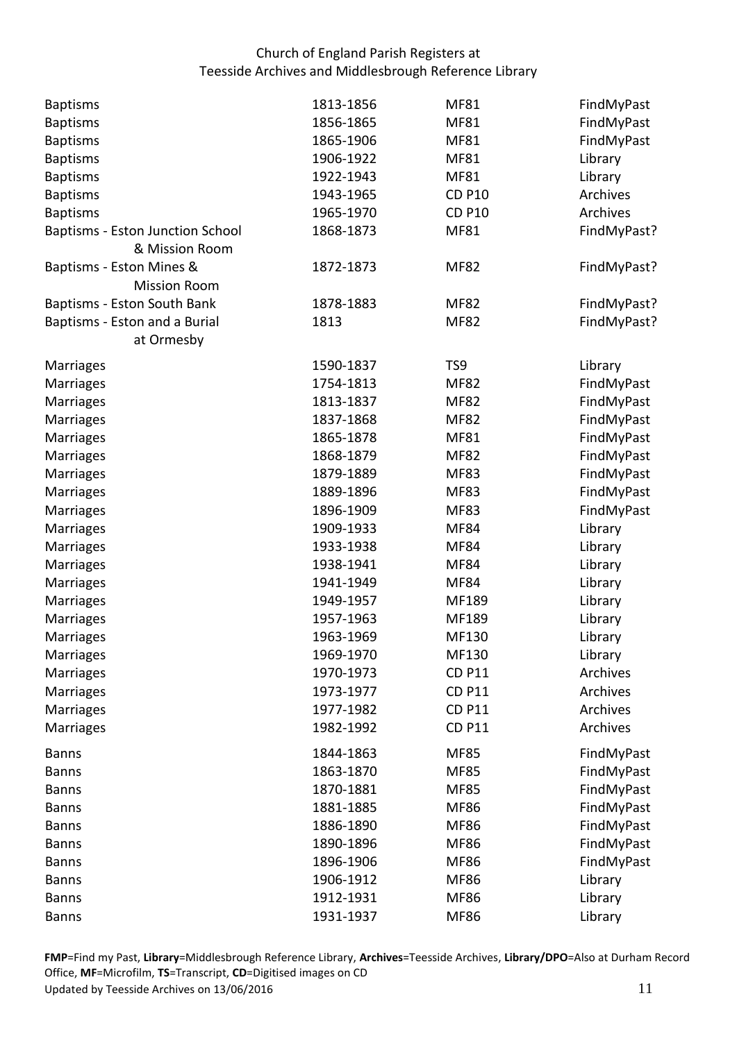Church of England Parish Registers at
Teesside Archives and Middlesbrough Reference Library

| | | | |
|---|---|---|---|
| Baptisms | 1813-1856 | MF81 | FindMyPast |
| Baptisms | 1856-1865 | MF81 | FindMyPast |
| Baptisms | 1865-1906 | MF81 | FindMyPast |
| Baptisms | 1906-1922 | MF81 | Library |
| Baptisms | 1922-1943 | MF81 | Library |
| Baptisms | 1943-1965 | CD P10 | Archives |
| Baptisms | 1965-1970 | CD P10 | Archives |
| Baptisms - Eston Junction School & Mission Room | 1868-1873 | MF81 | FindMyPast? |
| Baptisms - Eston Mines & Mission Room | 1872-1873 | MF82 | FindMyPast? |
| Baptisms - Eston South Bank | 1878-1883 | MF82 | FindMyPast? |
| Baptisms - Eston and a Burial at Ormesby | 1813 | MF82 | FindMyPast? |
| Marriages | 1590-1837 | TS9 | Library |
| Marriages | 1754-1813 | MF82 | FindMyPast |
| Marriages | 1813-1837 | MF82 | FindMyPast |
| Marriages | 1837-1868 | MF82 | FindMyPast |
| Marriages | 1865-1878 | MF81 | FindMyPast |
| Marriages | 1868-1879 | MF82 | FindMyPast |
| Marriages | 1879-1889 | MF83 | FindMyPast |
| Marriages | 1889-1896 | MF83 | FindMyPast |
| Marriages | 1896-1909 | MF83 | FindMyPast |
| Marriages | 1909-1933 | MF84 | Library |
| Marriages | 1933-1938 | MF84 | Library |
| Marriages | 1938-1941 | MF84 | Library |
| Marriages | 1941-1949 | MF84 | Library |
| Marriages | 1949-1957 | MF189 | Library |
| Marriages | 1957-1963 | MF189 | Library |
| Marriages | 1963-1969 | MF130 | Library |
| Marriages | 1969-1970 | MF130 | Library |
| Marriages | 1970-1973 | CD P11 | Archives |
| Marriages | 1973-1977 | CD P11 | Archives |
| Marriages | 1977-1982 | CD P11 | Archives |
| Marriages | 1982-1992 | CD P11 | Archives |
| Banns | 1844-1863 | MF85 | FindMyPast |
| Banns | 1863-1870 | MF85 | FindMyPast |
| Banns | 1870-1881 | MF85 | FindMyPast |
| Banns | 1881-1885 | MF86 | FindMyPast |
| Banns | 1886-1890 | MF86 | FindMyPast |
| Banns | 1890-1896 | MF86 | FindMyPast |
| Banns | 1896-1906 | MF86 | FindMyPast |
| Banns | 1906-1912 | MF86 | Library |
| Banns | 1912-1931 | MF86 | Library |
| Banns | 1931-1937 | MF86 | Library |

**FMP**=Find my Past, **Library**=Middlesbrough Reference Library, **Archives**=Teesside Archives, **Library/DPO**=Also at Durham Record Office, **MF**=Microfilm, **TS**=Transcript, **CD**=Digitised images on CD
Updated by Teesside Archives on 13/06/2016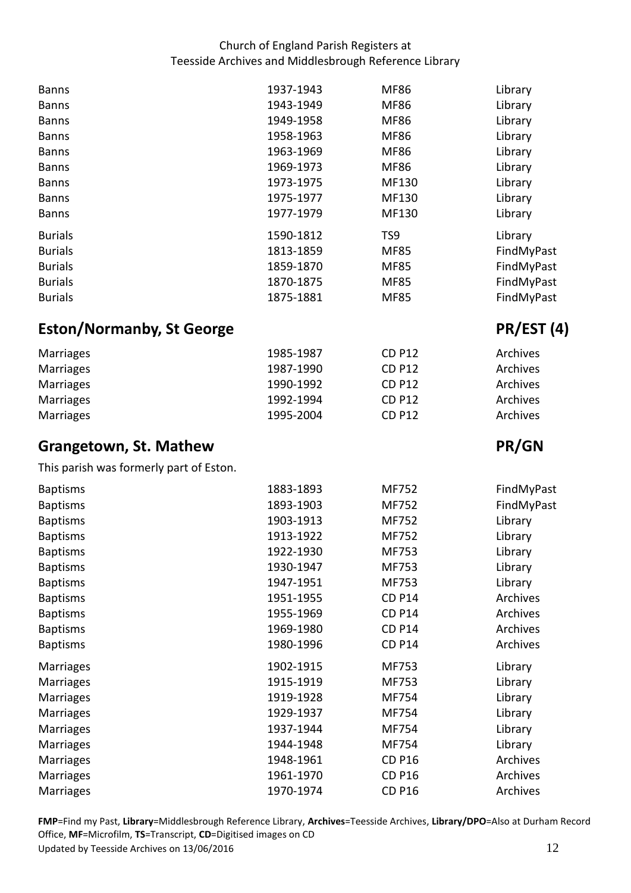| | | | |
|---|---|---|---|
| Banns | 1937-1943 | MF86 | Library |
| Banns | 1943-1949 | MF86 | Library |
| Banns | 1949-1958 | MF86 | Library |
| Banns | 1958-1963 | MF86 | Library |
| Banns | 1963-1969 | MF86 | Library |
| Banns | 1969-1973 | MF86 | Library |
| Banns | 1973-1975 | MF130 | Library |
| Banns | 1975-1977 | MF130 | Library |
| Banns | 1977-1979 | MF130 | Library |
| Burials | 1590-1812 | TS9 | Library |
| Burials | 1813-1859 | MF85 | FindMyPast |
| Burials | 1859-1870 | MF85 | FindMyPast |
| Burials | 1870-1875 | MF85 | FindMyPast |
| Burials | 1875-1881 | MF85 | FindMyPast |

## Eston/Normanby, St George — PR/EST (4)

| | | | |
|---|---|---|---|
| Marriages | 1985-1987 | CD P12 | Archives |
| Marriages | 1987-1990 | CD P12 | Archives |
| Marriages | 1990-1992 | CD P12 | Archives |
| Marriages | 1992-1994 | CD P12 | Archives |
| Marriages | 1995-2004 | CD P12 | Archives |

## Grangetown, St. Mathew — PR/GN

This parish was formerly part of Eston.

| | | | |
|---|---|---|---|
| Baptisms | 1883-1893 | MF752 | FindMyPast |
| Baptisms | 1893-1903 | MF752 | FindMyPast |
| Baptisms | 1903-1913 | MF752 | Library |
| Baptisms | 1913-1922 | MF752 | Library |
| Baptisms | 1922-1930 | MF753 | Library |
| Baptisms | 1930-1947 | MF753 | Library |
| Baptisms | 1947-1951 | MF753 | Library |
| Baptisms | 1951-1955 | CD P14 | Archives |
| Baptisms | 1955-1969 | CD P14 | Archives |
| Baptisms | 1969-1980 | CD P14 | Archives |
| Baptisms | 1980-1996 | CD P14 | Archives |
| Marriages | 1902-1915 | MF753 | Library |
| Marriages | 1915-1919 | MF753 | Library |
| Marriages | 1919-1928 | MF754 | Library |
| Marriages | 1929-1937 | MF754 | Library |
| Marriages | 1937-1944 | MF754 | Library |
| Marriages | 1944-1948 | MF754 | Library |
| Marriages | 1948-1961 | CD P16 | Archives |
| Marriages | 1961-1970 | CD P16 | Archives |
| Marriages | 1970-1974 | CD P16 | Archives |

**FMP**=Find my Past, **Library**=Middlesbrough Reference Library, **Archives**=Teesside Archives, **Library/DPO**=Also at Durham Record Office, **MF**=Microfilm, **TS**=Transcript, **CD**=Digitised images on CD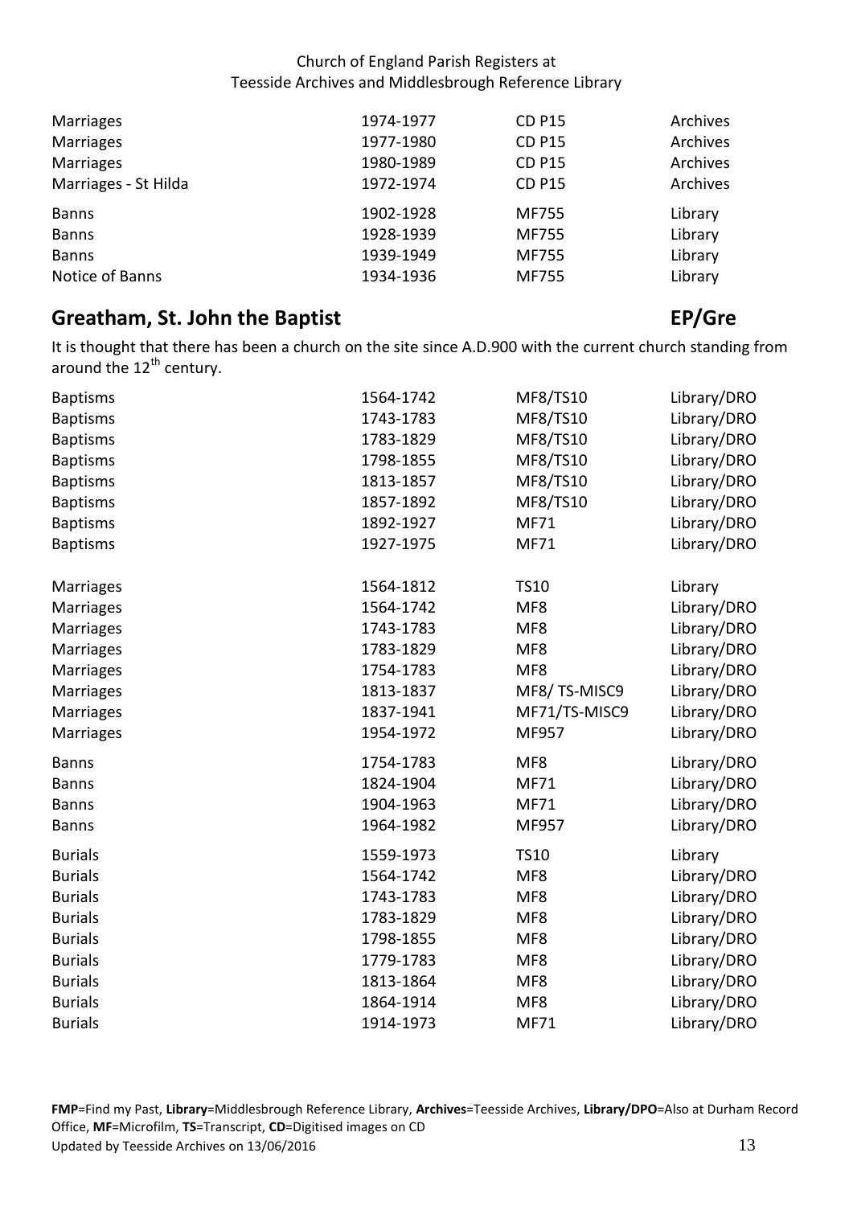| | | | |
|---|---|---|---|
| Marriages | 1974-1977 | CD P15 | Archives |
| Marriages | 1977-1980 | CD P15 | Archives |
| Marriages | 1980-1989 | CD P15 | Archives |
| Marriages - St Hilda | 1972-1974 | CD P15 | Archives |
| Banns | 1902-1928 | MF755 | Library |
| Banns | 1928-1939 | MF755 | Library |
| Banns | 1939-1949 | MF755 | Library |
| Notice of Banns | 1934-1936 | MF755 | Library |

## Greatham, St. John the Baptist — EP/Gre

It is thought that there has been a church on the site since A.D.900 with the current church standing from around the 12th century.

| | | | |
|---|---|---|---|
| Baptisms | 1564-1742 | MF8/TS10 | Library/DRO |
| Baptisms | 1743-1783 | MF8/TS10 | Library/DRO |
| Baptisms | 1783-1829 | MF8/TS10 | Library/DRO |
| Baptisms | 1798-1855 | MF8/TS10 | Library/DRO |
| Baptisms | 1813-1857 | MF8/TS10 | Library/DRO |
| Baptisms | 1857-1892 | MF8/TS10 | Library/DRO |
| Baptisms | 1892-1927 | MF71 | Library/DRO |
| Baptisms | 1927-1975 | MF71 | Library/DRO |
| Marriages | 1564-1812 | TS10 | Library |
| Marriages | 1564-1742 | MF8 | Library/DRO |
| Marriages | 1743-1783 | MF8 | Library/DRO |
| Marriages | 1783-1829 | MF8 | Library/DRO |
| Marriages | 1754-1783 | MF8 | Library/DRO |
| Marriages | 1813-1837 | MF8/ TS-MISC9 | Library/DRO |
| Marriages | 1837-1941 | MF71/TS-MISC9 | Library/DRO |
| Marriages | 1954-1972 | MF957 | Library/DRO |
| Banns | 1754-1783 | MF8 | Library/DRO |
| Banns | 1824-1904 | MF71 | Library/DRO |
| Banns | 1904-1963 | MF71 | Library/DRO |
| Banns | 1964-1982 | MF957 | Library/DRO |
| Burials | 1559-1973 | TS10 | Library |
| Burials | 1564-1742 | MF8 | Library/DRO |
| Burials | 1743-1783 | MF8 | Library/DRO |
| Burials | 1783-1829 | MF8 | Library/DRO |
| Burials | 1798-1855 | MF8 | Library/DRO |
| Burials | 1779-1783 | MF8 | Library/DRO |
| Burials | 1813-1864 | MF8 | Library/DRO |
| Burials | 1864-1914 | MF8 | Library/DRO |
| Burials | 1914-1973 | MF71 | Library/DRO |

**FMP**=Find my Past, **Library**=Middlesbrough Reference Library, **Archives**=Teesside Archives, **Library/DPO**=Also at Durham Record Office, **MF**=Microfilm, **TS**=Transcript, **CD**=Digitised images on CD
Updated by Teesside Archives on 13/06/2016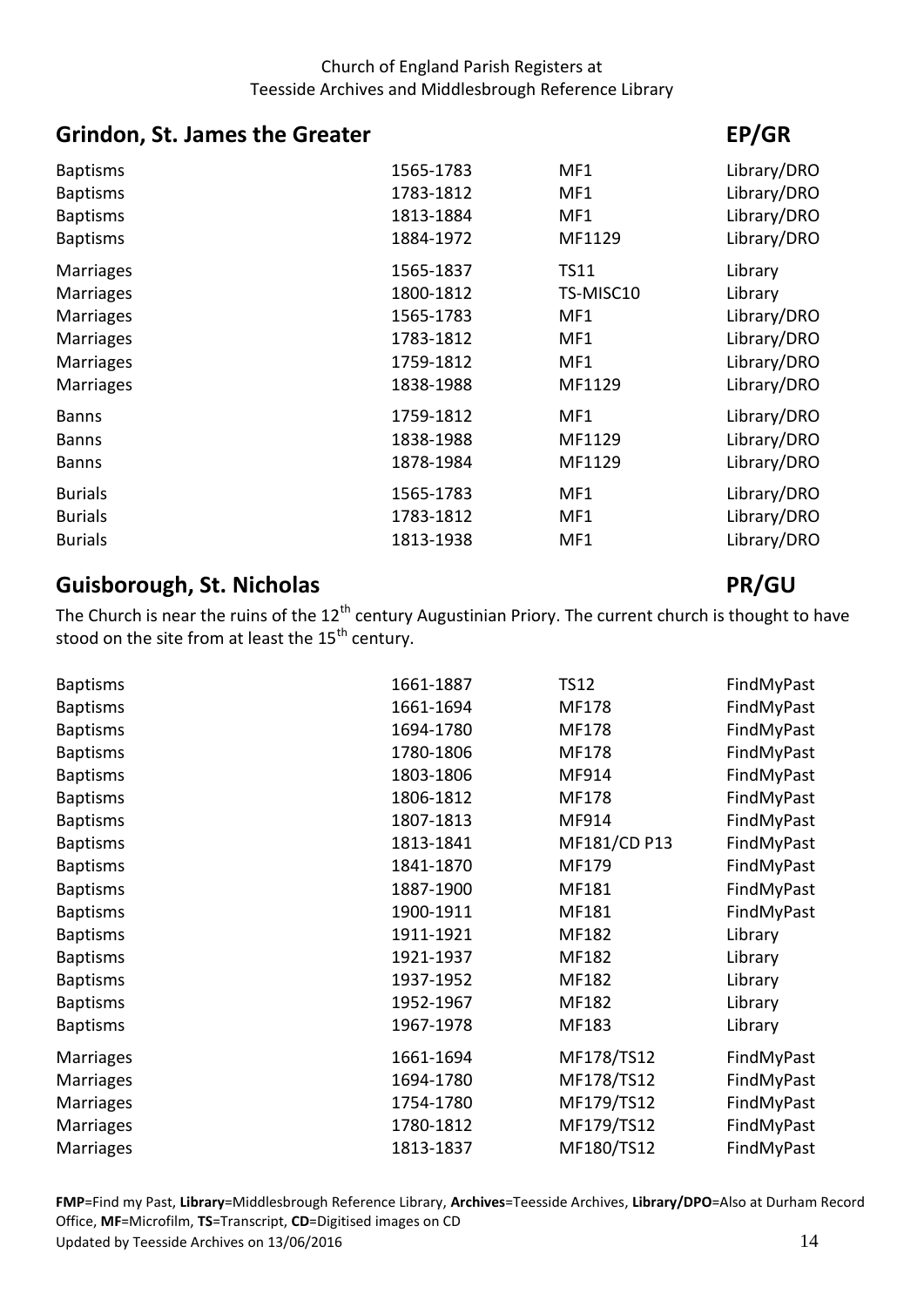## Grindon, St. James the Greater — EP/GR

| | | | |
|---|---|---|---|
| Baptisms | 1565-1783 | MF1 | Library/DRO |
| Baptisms | 1783-1812 | MF1 | Library/DRO |
| Baptisms | 1813-1884 | MF1 | Library/DRO |
| Baptisms | 1884-1972 | MF1129 | Library/DRO |
| Marriages | 1565-1837 | TS11 | Library |
| Marriages | 1800-1812 | TS-MISC10 | Library |
| Marriages | 1565-1783 | MF1 | Library/DRO |
| Marriages | 1783-1812 | MF1 | Library/DRO |
| Marriages | 1759-1812 | MF1 | Library/DRO |
| Marriages | 1838-1988 | MF1129 | Library/DRO |
| Banns | 1759-1812 | MF1 | Library/DRO |
| Banns | 1838-1988 | MF1129 | Library/DRO |
| Banns | 1878-1984 | MF1129 | Library/DRO |
| Burials | 1565-1783 | MF1 | Library/DRO |
| Burials | 1783-1812 | MF1 | Library/DRO |
| Burials | 1813-1938 | MF1 | Library/DRO |

## Guisborough, St. Nicholas — PR/GU

The Church is near the ruins of the 12th century Augustinian Priory. The current church is thought to have stood on the site from at least the 15th century.

| | | | |
|---|---|---|---|
| Baptisms | 1661-1887 | TS12 | FindMyPast |
| Baptisms | 1661-1694 | MF178 | FindMyPast |
| Baptisms | 1694-1780 | MF178 | FindMyPast |
| Baptisms | 1780-1806 | MF178 | FindMyPast |
| Baptisms | 1803-1806 | MF914 | FindMyPast |
| Baptisms | 1806-1812 | MF178 | FindMyPast |
| Baptisms | 1807-1813 | MF914 | FindMyPast |
| Baptisms | 1813-1841 | MF181/CD P13 | FindMyPast |
| Baptisms | 1841-1870 | MF179 | FindMyPast |
| Baptisms | 1887-1900 | MF181 | FindMyPast |
| Baptisms | 1900-1911 | MF181 | FindMyPast |
| Baptisms | 1911-1921 | MF182 | Library |
| Baptisms | 1921-1937 | MF182 | Library |
| Baptisms | 1937-1952 | MF182 | Library |
| Baptisms | 1952-1967 | MF182 | Library |
| Baptisms | 1967-1978 | MF183 | Library |
| Marriages | 1661-1694 | MF178/TS12 | FindMyPast |
| Marriages | 1694-1780 | MF178/TS12 | FindMyPast |
| Marriages | 1754-1780 | MF179/TS12 | FindMyPast |
| Marriages | 1780-1812 | MF179/TS12 | FindMyPast |
| Marriages | 1813-1837 | MF180/TS12 | FindMyPast |

**FMP**=Find my Past, **Library**=Middlesbrough Reference Library, **Archives**=Teesside Archives, **Library/DPO**=Also at Durham Record Office, **MF**=Microfilm, **TS**=Transcript, **CD**=Digitised images on CD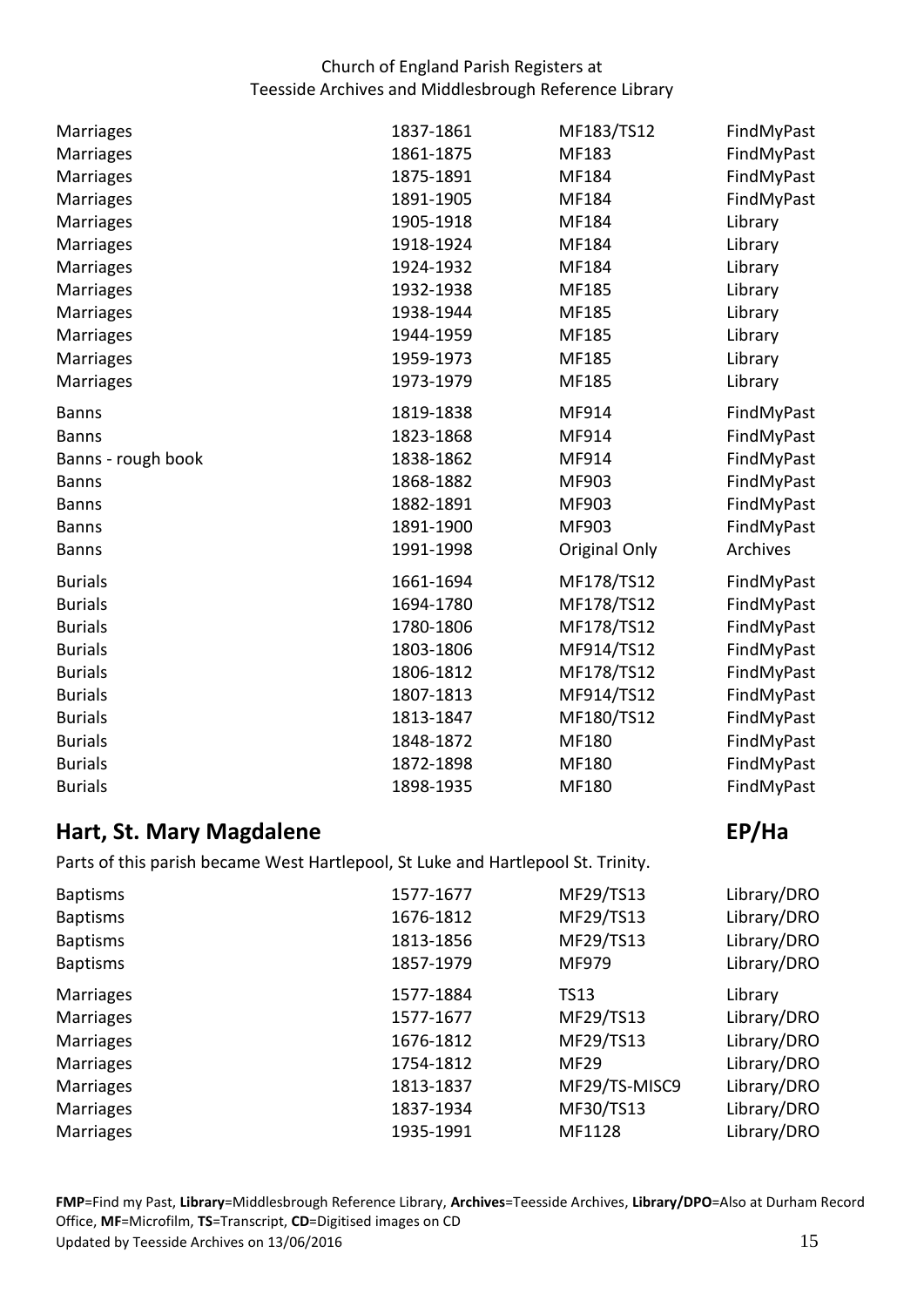| | | | |
|---|---|---|---|
| Marriages | 1837-1861 | MF183/TS12 | FindMyPast |
| Marriages | 1861-1875 | MF183 | FindMyPast |
| Marriages | 1875-1891 | MF184 | FindMyPast |
| Marriages | 1891-1905 | MF184 | FindMyPast |
| Marriages | 1905-1918 | MF184 | Library |
| Marriages | 1918-1924 | MF184 | Library |
| Marriages | 1924-1932 | MF184 | Library |
| Marriages | 1932-1938 | MF185 | Library |
| Marriages | 1938-1944 | MF185 | Library |
| Marriages | 1944-1959 | MF185 | Library |
| Marriages | 1959-1973 | MF185 | Library |
| Marriages | 1973-1979 | MF185 | Library |
| Banns | 1819-1838 | MF914 | FindMyPast |
| Banns | 1823-1868 | MF914 | FindMyPast |
| Banns - rough book | 1838-1862 | MF914 | FindMyPast |
| Banns | 1868-1882 | MF903 | FindMyPast |
| Banns | 1882-1891 | MF903 | FindMyPast |
| Banns | 1891-1900 | MF903 | FindMyPast |
| Banns | 1991-1998 | Original Only | Archives |
| Burials | 1661-1694 | MF178/TS12 | FindMyPast |
| Burials | 1694-1780 | MF178/TS12 | FindMyPast |
| Burials | 1780-1806 | MF178/TS12 | FindMyPast |
| Burials | 1803-1806 | MF914/TS12 | FindMyPast |
| Burials | 1806-1812 | MF178/TS12 | FindMyPast |
| Burials | 1807-1813 | MF914/TS12 | FindMyPast |
| Burials | 1813-1847 | MF180/TS12 | FindMyPast |
| Burials | 1848-1872 | MF180 | FindMyPast |
| Burials | 1872-1898 | MF180 | FindMyPast |
| Burials | 1898-1935 | MF180 | FindMyPast |

## Hart, St. Mary Magdalene — EP/Ha

Parts of this parish became West Hartlepool, St Luke and Hartlepool St. Trinity.

| | | | |
|---|---|---|---|
| Baptisms | 1577-1677 | MF29/TS13 | Library/DRO |
| Baptisms | 1676-1812 | MF29/TS13 | Library/DRO |
| Baptisms | 1813-1856 | MF29/TS13 | Library/DRO |
| Baptisms | 1857-1979 | MF979 | Library/DRO |
| Marriages | 1577-1884 | TS13 | Library |
| Marriages | 1577-1677 | MF29/TS13 | Library/DRO |
| Marriages | 1676-1812 | MF29/TS13 | Library/DRO |
| Marriages | 1754-1812 | MF29 | Library/DRO |
| Marriages | 1813-1837 | MF29/TS-MISC9 | Library/DRO |
| Marriages | 1837-1934 | MF30/TS13 | Library/DRO |
| Marriages | 1935-1991 | MF1128 | Library/DRO |

**FMP**=Find my Past, **Library**=Middlesbrough Reference Library, **Archives**=Teesside Archives, **Library/DPO**=Also at Durham Record Office, **MF**=Microfilm, **TS**=Transcript, **CD**=Digitised images on CD

Updated by Teesside Archives on 13/06/2016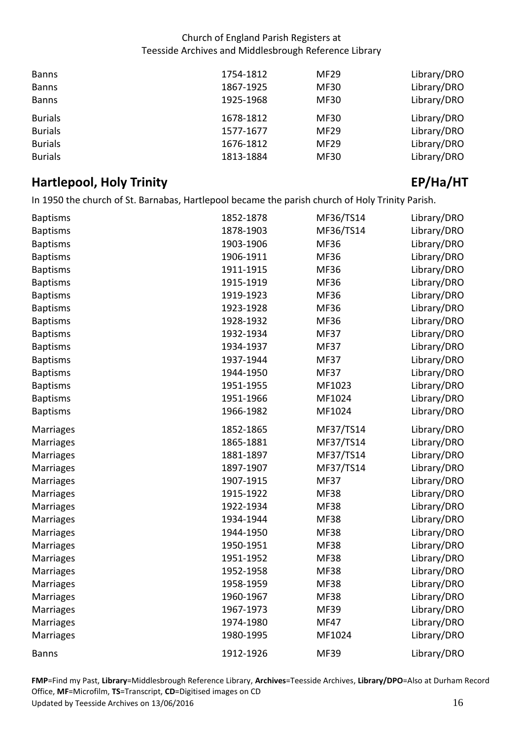| | | | |
|---|---|---|---|
| Banns | 1754-1812 | MF29 | Library/DRO |
| Banns | 1867-1925 | MF30 | Library/DRO |
| Banns | 1925-1968 | MF30 | Library/DRO |
| Burials | 1678-1812 | MF30 | Library/DRO |
| Burials | 1577-1677 | MF29 | Library/DRO |
| Burials | 1676-1812 | MF29 | Library/DRO |
| Burials | 1813-1884 | MF30 | Library/DRO |

## Hartlepool, Holy Trinity — EP/Ha/HT

In 1950 the church of St. Barnabas, Hartlepool became the parish church of Holy Trinity Parish.

| | | | |
|---|---|---|---|
| Baptisms | 1852-1878 | MF36/TS14 | Library/DRO |
| Baptisms | 1878-1903 | MF36/TS14 | Library/DRO |
| Baptisms | 1903-1906 | MF36 | Library/DRO |
| Baptisms | 1906-1911 | MF36 | Library/DRO |
| Baptisms | 1911-1915 | MF36 | Library/DRO |
| Baptisms | 1915-1919 | MF36 | Library/DRO |
| Baptisms | 1919-1923 | MF36 | Library/DRO |
| Baptisms | 1923-1928 | MF36 | Library/DRO |
| Baptisms | 1928-1932 | MF36 | Library/DRO |
| Baptisms | 1932-1934 | MF37 | Library/DRO |
| Baptisms | 1934-1937 | MF37 | Library/DRO |
| Baptisms | 1937-1944 | MF37 | Library/DRO |
| Baptisms | 1944-1950 | MF37 | Library/DRO |
| Baptisms | 1951-1955 | MF1023 | Library/DRO |
| Baptisms | 1951-1966 | MF1024 | Library/DRO |
| Baptisms | 1966-1982 | MF1024 | Library/DRO |
| Marriages | 1852-1865 | MF37/TS14 | Library/DRO |
| Marriages | 1865-1881 | MF37/TS14 | Library/DRO |
| Marriages | 1881-1897 | MF37/TS14 | Library/DRO |
| Marriages | 1897-1907 | MF37/TS14 | Library/DRO |
| Marriages | 1907-1915 | MF37 | Library/DRO |
| Marriages | 1915-1922 | MF38 | Library/DRO |
| Marriages | 1922-1934 | MF38 | Library/DRO |
| Marriages | 1934-1944 | MF38 | Library/DRO |
| Marriages | 1944-1950 | MF38 | Library/DRO |
| Marriages | 1950-1951 | MF38 | Library/DRO |
| Marriages | 1951-1952 | MF38 | Library/DRO |
| Marriages | 1952-1958 | MF38 | Library/DRO |
| Marriages | 1958-1959 | MF38 | Library/DRO |
| Marriages | 1960-1967 | MF38 | Library/DRO |
| Marriages | 1967-1973 | MF39 | Library/DRO |
| Marriages | 1974-1980 | MF47 | Library/DRO |
| Marriages | 1980-1995 | MF1024 | Library/DRO |
| Banns | 1912-1926 | MF39 | Library/DRO |

**FMP**=Find my Past, **Library**=Middlesbrough Reference Library, **Archives**=Teesside Archives, **Library/DPO**=Also at Durham Record Office, **MF**=Microfilm, **TS**=Transcript, **CD**=Digitised images on CD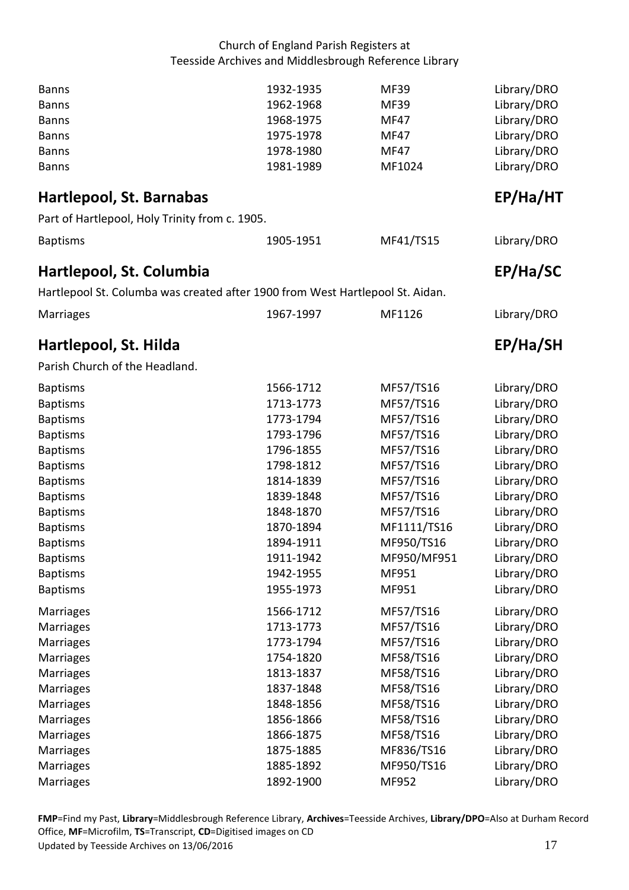| | | | |
|---|---|---|---|
| Banns | 1932-1935 | MF39 | Library/DRO |
| Banns | 1962-1968 | MF39 | Library/DRO |
| Banns | 1968-1975 | MF47 | Library/DRO |
| Banns | 1975-1978 | MF47 | Library/DRO |
| Banns | 1978-1980 | MF47 | Library/DRO |
| Banns | 1981-1989 | MF1024 | Library/DRO |

## Hartlepool, St. Barnabas — EP/Ha/HT

Part of Hartlepool, Holy Trinity from c. 1905.

| | | | |
|---|---|---|---|
| Baptisms | 1905-1951 | MF41/TS15 | Library/DRO |

## Hartlepool, St. Columbia — EP/Ha/SC

Hartlepool St. Columba was created after 1900 from West Hartlepool St. Aidan.

| | | | |
|---|---|---|---|
| Marriages | 1967-1997 | MF1126 | Library/DRO |

## Hartlepool, St. Hilda — EP/Ha/SH

Parish Church of the Headland.

| | | | |
|---|---|---|---|
| Baptisms | 1566-1712 | MF57/TS16 | Library/DRO |
| Baptisms | 1713-1773 | MF57/TS16 | Library/DRO |
| Baptisms | 1773-1794 | MF57/TS16 | Library/DRO |
| Baptisms | 1793-1796 | MF57/TS16 | Library/DRO |
| Baptisms | 1796-1855 | MF57/TS16 | Library/DRO |
| Baptisms | 1798-1812 | MF57/TS16 | Library/DRO |
| Baptisms | 1814-1839 | MF57/TS16 | Library/DRO |
| Baptisms | 1839-1848 | MF57/TS16 | Library/DRO |
| Baptisms | 1848-1870 | MF57/TS16 | Library/DRO |
| Baptisms | 1870-1894 | MF1111/TS16 | Library/DRO |
| Baptisms | 1894-1911 | MF950/TS16 | Library/DRO |
| Baptisms | 1911-1942 | MF950/MF951 | Library/DRO |
| Baptisms | 1942-1955 | MF951 | Library/DRO |
| Baptisms | 1955-1973 | MF951 | Library/DRO |
| Marriages | 1566-1712 | MF57/TS16 | Library/DRO |
| Marriages | 1713-1773 | MF57/TS16 | Library/DRO |
| Marriages | 1773-1794 | MF57/TS16 | Library/DRO |
| Marriages | 1754-1820 | MF58/TS16 | Library/DRO |
| Marriages | 1813-1837 | MF58/TS16 | Library/DRO |
| Marriages | 1837-1848 | MF58/TS16 | Library/DRO |
| Marriages | 1848-1856 | MF58/TS16 | Library/DRO |
| Marriages | 1856-1866 | MF58/TS16 | Library/DRO |
| Marriages | 1866-1875 | MF58/TS16 | Library/DRO |
| Marriages | 1875-1885 | MF836/TS16 | Library/DRO |
| Marriages | 1885-1892 | MF950/TS16 | Library/DRO |
| Marriages | 1892-1900 | MF952 | Library/DRO |

**FMP**=Find my Past, **Library**=Middlesbrough Reference Library, **Archives**=Teesside Archives, **Library/DPO**=Also at Durham Record Office, **MF**=Microfilm, **TS**=Transcript, **CD**=Digitised images on CD
Updated by Teesside Archives on 13/06/2016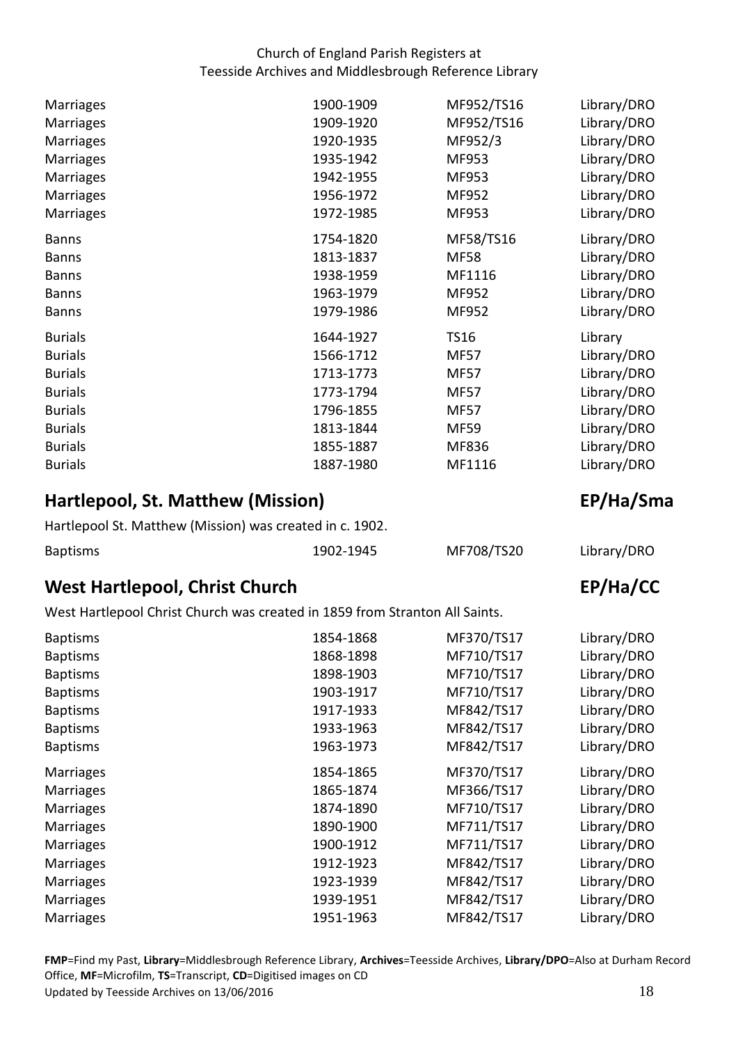| | | | |
|---|---|---|---|
| Marriages | 1900-1909 | MF952/TS16 | Library/DRO |
| Marriages | 1909-1920 | MF952/TS16 | Library/DRO |
| Marriages | 1920-1935 | MF952/3 | Library/DRO |
| Marriages | 1935-1942 | MF953 | Library/DRO |
| Marriages | 1942-1955 | MF953 | Library/DRO |
| Marriages | 1956-1972 | MF952 | Library/DRO |
| Marriages | 1972-1985 | MF953 | Library/DRO |
| Banns | 1754-1820 | MF58/TS16 | Library/DRO |
| Banns | 1813-1837 | MF58 | Library/DRO |
| Banns | 1938-1959 | MF1116 | Library/DRO |
| Banns | 1963-1979 | MF952 | Library/DRO |
| Banns | 1979-1986 | MF952 | Library/DRO |
| Burials | 1644-1927 | TS16 | Library |
| Burials | 1566-1712 | MF57 | Library/DRO |
| Burials | 1713-1773 | MF57 | Library/DRO |
| Burials | 1773-1794 | MF57 | Library/DRO |
| Burials | 1796-1855 | MF57 | Library/DRO |
| Burials | 1813-1844 | MF59 | Library/DRO |
| Burials | 1855-1887 | MF836 | Library/DRO |
| Burials | 1887-1980 | MF1116 | Library/DRO |

## Hartlepool, St. Matthew (Mission) — EP/Ha/Sma

Hartlepool St. Matthew (Mission) was created in c. 1902.

| | | | |
|---|---|---|---|
| Baptisms | 1902-1945 | MF708/TS20 | Library/DRO |

## West Hartlepool, Christ Church — EP/Ha/CC

West Hartlepool Christ Church was created in 1859 from Stranton All Saints.

| | | | |
|---|---|---|---|
| Baptisms | 1854-1868 | MF370/TS17 | Library/DRO |
| Baptisms | 1868-1898 | MF710/TS17 | Library/DRO |
| Baptisms | 1898-1903 | MF710/TS17 | Library/DRO |
| Baptisms | 1903-1917 | MF710/TS17 | Library/DRO |
| Baptisms | 1917-1933 | MF842/TS17 | Library/DRO |
| Baptisms | 1933-1963 | MF842/TS17 | Library/DRO |
| Baptisms | 1963-1973 | MF842/TS17 | Library/DRO |
| Marriages | 1854-1865 | MF370/TS17 | Library/DRO |
| Marriages | 1865-1874 | MF366/TS17 | Library/DRO |
| Marriages | 1874-1890 | MF710/TS17 | Library/DRO |
| Marriages | 1890-1900 | MF711/TS17 | Library/DRO |
| Marriages | 1900-1912 | MF711/TS17 | Library/DRO |
| Marriages | 1912-1923 | MF842/TS17 | Library/DRO |
| Marriages | 1923-1939 | MF842/TS17 | Library/DRO |
| Marriages | 1939-1951 | MF842/TS17 | Library/DRO |
| Marriages | 1951-1963 | MF842/TS17 | Library/DRO |

**FMP**=Find my Past, **Library**=Middlesbrough Reference Library, **Archives**=Teesside Archives, **Library/DPO**=Also at Durham Record Office, **MF**=Microfilm, **TS**=Transcript, **CD**=Digitised images on CD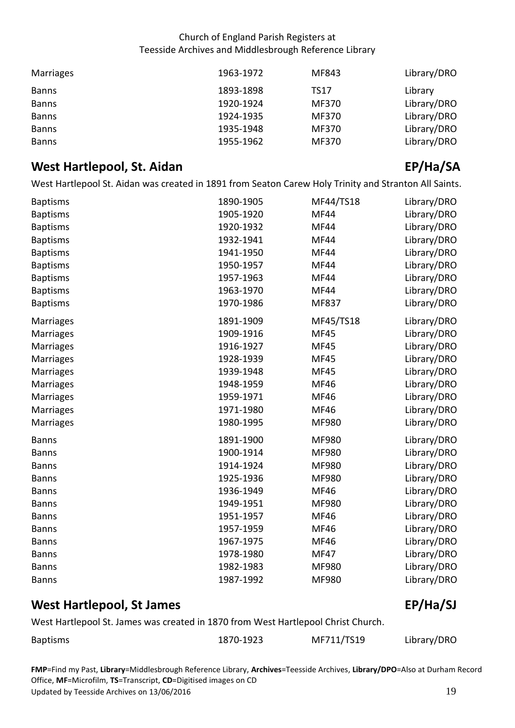| | | | |
|---|---|---|---|
| Marriages | 1963-1972 | MF843 | Library/DRO |
| Banns | 1893-1898 | TS17 | Library |
| Banns | 1920-1924 | MF370 | Library/DRO |
| Banns | 1924-1935 | MF370 | Library/DRO |
| Banns | 1935-1948 | MF370 | Library/DRO |
| Banns | 1955-1962 | MF370 | Library/DRO |

## West Hartlepool, St. Aidan — EP/Ha/SA

West Hartlepool St. Aidan was created in 1891 from Seaton Carew Holy Trinity and Stranton All Saints.

| | | | |
|---|---|---|---|
| Baptisms | 1890-1905 | MF44/TS18 | Library/DRO |
| Baptisms | 1905-1920 | MF44 | Library/DRO |
| Baptisms | 1920-1932 | MF44 | Library/DRO |
| Baptisms | 1932-1941 | MF44 | Library/DRO |
| Baptisms | 1941-1950 | MF44 | Library/DRO |
| Baptisms | 1950-1957 | MF44 | Library/DRO |
| Baptisms | 1957-1963 | MF44 | Library/DRO |
| Baptisms | 1963-1970 | MF44 | Library/DRO |
| Baptisms | 1970-1986 | MF837 | Library/DRO |
| Marriages | 1891-1909 | MF45/TS18 | Library/DRO |
| Marriages | 1909-1916 | MF45 | Library/DRO |
| Marriages | 1916-1927 | MF45 | Library/DRO |
| Marriages | 1928-1939 | MF45 | Library/DRO |
| Marriages | 1939-1948 | MF45 | Library/DRO |
| Marriages | 1948-1959 | MF46 | Library/DRO |
| Marriages | 1959-1971 | MF46 | Library/DRO |
| Marriages | 1971-1980 | MF46 | Library/DRO |
| Marriages | 1980-1995 | MF980 | Library/DRO |
| Banns | 1891-1900 | MF980 | Library/DRO |
| Banns | 1900-1914 | MF980 | Library/DRO |
| Banns | 1914-1924 | MF980 | Library/DRO |
| Banns | 1925-1936 | MF980 | Library/DRO |
| Banns | 1936-1949 | MF46 | Library/DRO |
| Banns | 1949-1951 | MF980 | Library/DRO |
| Banns | 1951-1957 | MF46 | Library/DRO |
| Banns | 1957-1959 | MF46 | Library/DRO |
| Banns | 1967-1975 | MF46 | Library/DRO |
| Banns | 1978-1980 | MF47 | Library/DRO |
| Banns | 1982-1983 | MF980 | Library/DRO |
| Banns | 1987-1992 | MF980 | Library/DRO |

## West Hartlepool, St James — EP/Ha/SJ

West Hartlepool St. James was created in 1870 from West Hartlepool Christ Church.

| | | | |
|---|---|---|---|
| Baptisms | 1870-1923 | MF711/TS19 | Library/DRO |

**FMP**=Find my Past, **Library**=Middlesbrough Reference Library, **Archives**=Teesside Archives, **Library/DPO**=Also at Durham Record Office, **MF**=Microfilm, **TS**=Transcript, **CD**=Digitised images on CD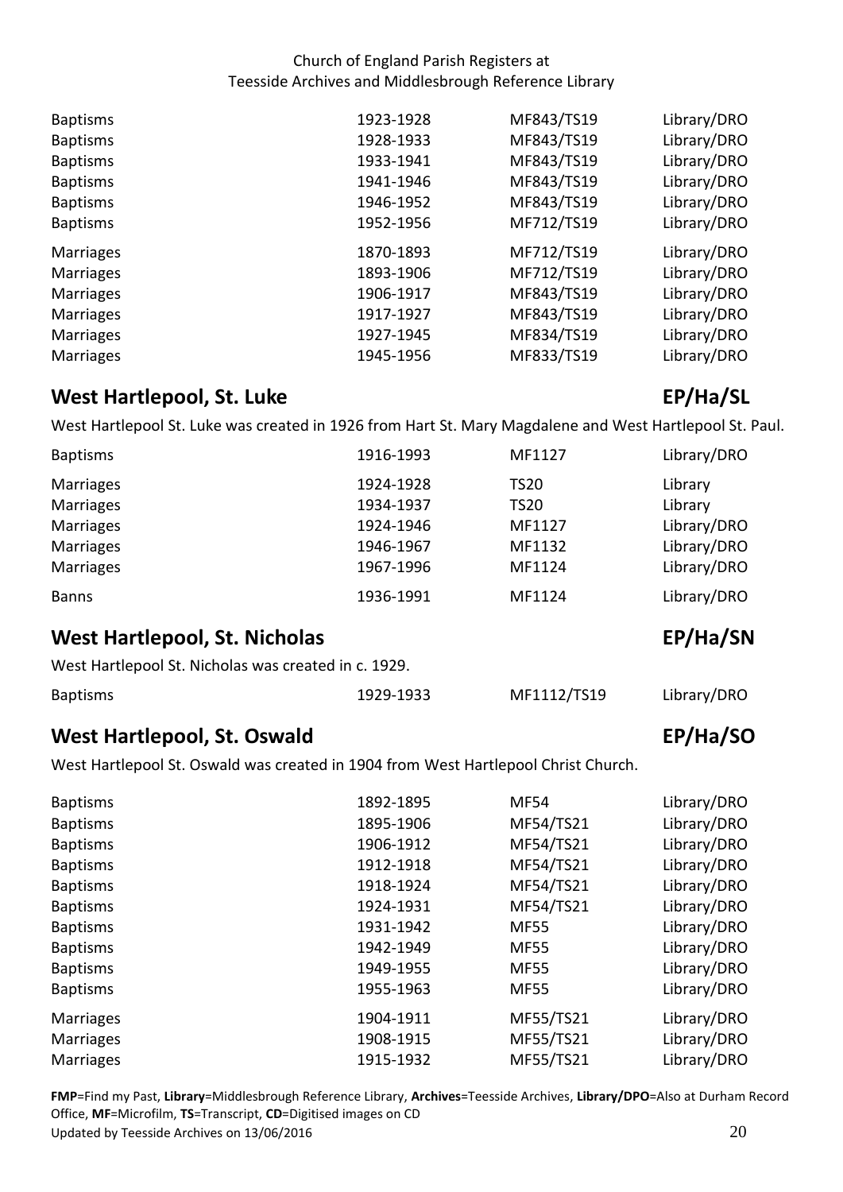| | | | |
|---|---|---|---|
| Baptisms | 1923-1928 | MF843/TS19 | Library/DRO |
| Baptisms | 1928-1933 | MF843/TS19 | Library/DRO |
| Baptisms | 1933-1941 | MF843/TS19 | Library/DRO |
| Baptisms | 1941-1946 | MF843/TS19 | Library/DRO |
| Baptisms | 1946-1952 | MF843/TS19 | Library/DRO |
| Baptisms | 1952-1956 | MF712/TS19 | Library/DRO |
| Marriages | 1870-1893 | MF712/TS19 | Library/DRO |
| Marriages | 1893-1906 | MF712/TS19 | Library/DRO |
| Marriages | 1906-1917 | MF843/TS19 | Library/DRO |
| Marriages | 1917-1927 | MF843/TS19 | Library/DRO |
| Marriages | 1927-1945 | MF834/TS19 | Library/DRO |
| Marriages | 1945-1956 | MF833/TS19 | Library/DRO |

## West Hartlepool, St. Luke — EP/Ha/SL

West Hartlepool St. Luke was created in 1926 from Hart St. Mary Magdalene and West Hartlepool St. Paul.

| | | | |
|---|---|---|---|
| Baptisms | 1916-1993 | MF1127 | Library/DRO |
| Marriages | 1924-1928 | TS20 | Library |
| Marriages | 1934-1937 | TS20 | Library |
| Marriages | 1924-1946 | MF1127 | Library/DRO |
| Marriages | 1946-1967 | MF1132 | Library/DRO |
| Marriages | 1967-1996 | MF1124 | Library/DRO |
| Banns | 1936-1991 | MF1124 | Library/DRO |

## West Hartlepool, St. Nicholas — EP/Ha/SN

West Hartlepool St. Nicholas was created in c. 1929.

| | | | |
|---|---|---|---|
| Baptisms | 1929-1933 | MF1112/TS19 | Library/DRO |

## West Hartlepool, St. Oswald — EP/Ha/SO

West Hartlepool St. Oswald was created in 1904 from West Hartlepool Christ Church.

| | | | |
|---|---|---|---|
| Baptisms | 1892-1895 | MF54 | Library/DRO |
| Baptisms | 1895-1906 | MF54/TS21 | Library/DRO |
| Baptisms | 1906-1912 | MF54/TS21 | Library/DRO |
| Baptisms | 1912-1918 | MF54/TS21 | Library/DRO |
| Baptisms | 1918-1924 | MF54/TS21 | Library/DRO |
| Baptisms | 1924-1931 | MF54/TS21 | Library/DRO |
| Baptisms | 1931-1942 | MF55 | Library/DRO |
| Baptisms | 1942-1949 | MF55 | Library/DRO |
| Baptisms | 1949-1955 | MF55 | Library/DRO |
| Baptisms | 1955-1963 | MF55 | Library/DRO |
| Marriages | 1904-1911 | MF55/TS21 | Library/DRO |
| Marriages | 1908-1915 | MF55/TS21 | Library/DRO |
| Marriages | 1915-1932 | MF55/TS21 | Library/DRO |

**FMP**=Find my Past, **Library**=Middlesbrough Reference Library, **Archives**=Teesside Archives, **Library/DPO**=Also at Durham Record Office, **MF**=Microfilm, **TS**=Transcript, **CD**=Digitised images on CD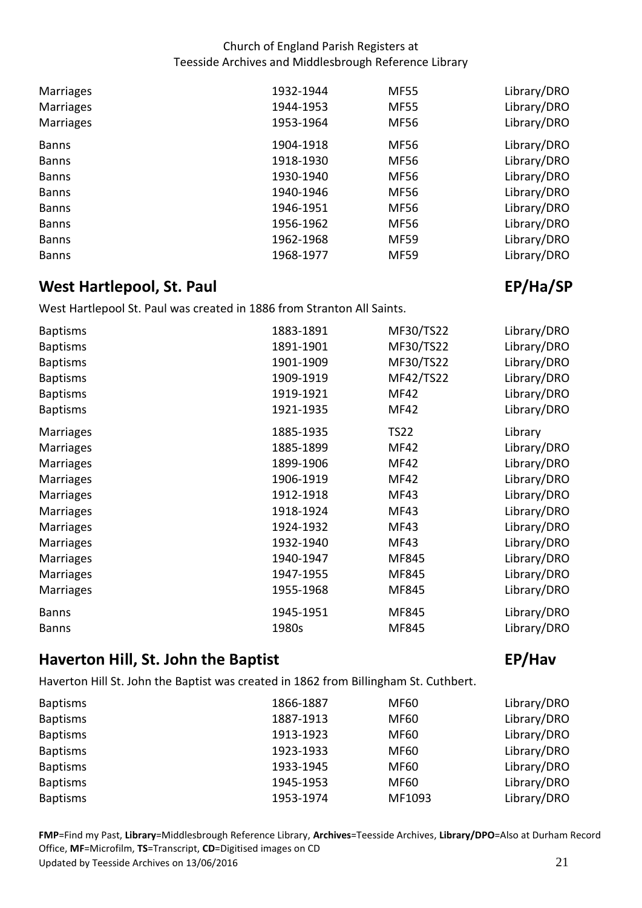| | | | |
|---|---|---|---|
| Marriages | 1932-1944 | MF55 | Library/DRO |
| Marriages | 1944-1953 | MF55 | Library/DRO |
| Marriages | 1953-1964 | MF56 | Library/DRO |
| Banns | 1904-1918 | MF56 | Library/DRO |
| Banns | 1918-1930 | MF56 | Library/DRO |
| Banns | 1930-1940 | MF56 | Library/DRO |
| Banns | 1940-1946 | MF56 | Library/DRO |
| Banns | 1946-1951 | MF56 | Library/DRO |
| Banns | 1956-1962 | MF56 | Library/DRO |
| Banns | 1962-1968 | MF59 | Library/DRO |
| Banns | 1968-1977 | MF59 | Library/DRO |

## West Hartlepool, St. Paul — EP/Ha/SP

West Hartlepool St. Paul was created in 1886 from Stranton All Saints.

| | | | |
|---|---|---|---|
| Baptisms | 1883-1891 | MF30/TS22 | Library/DRO |
| Baptisms | 1891-1901 | MF30/TS22 | Library/DRO |
| Baptisms | 1901-1909 | MF30/TS22 | Library/DRO |
| Baptisms | 1909-1919 | MF42/TS22 | Library/DRO |
| Baptisms | 1919-1921 | MF42 | Library/DRO |
| Baptisms | 1921-1935 | MF42 | Library/DRO |
| Marriages | 1885-1935 | TS22 | Library |
| Marriages | 1885-1899 | MF42 | Library/DRO |
| Marriages | 1899-1906 | MF42 | Library/DRO |
| Marriages | 1906-1919 | MF42 | Library/DRO |
| Marriages | 1912-1918 | MF43 | Library/DRO |
| Marriages | 1918-1924 | MF43 | Library/DRO |
| Marriages | 1924-1932 | MF43 | Library/DRO |
| Marriages | 1932-1940 | MF43 | Library/DRO |
| Marriages | 1940-1947 | MF845 | Library/DRO |
| Marriages | 1947-1955 | MF845 | Library/DRO |
| Marriages | 1955-1968 | MF845 | Library/DRO |
| Banns | 1945-1951 | MF845 | Library/DRO |
| Banns | 1980s | MF845 | Library/DRO |

## Haverton Hill, St. John the Baptist — EP/Hav

Haverton Hill St. John the Baptist was created in 1862 from Billingham St. Cuthbert.

| | | | |
|---|---|---|---|
| Baptisms | 1866-1887 | MF60 | Library/DRO |
| Baptisms | 1887-1913 | MF60 | Library/DRO |
| Baptisms | 1913-1923 | MF60 | Library/DRO |
| Baptisms | 1923-1933 | MF60 | Library/DRO |
| Baptisms | 1933-1945 | MF60 | Library/DRO |
| Baptisms | 1945-1953 | MF60 | Library/DRO |
| Baptisms | 1953-1974 | MF1093 | Library/DRO |

**FMP**=Find my Past, **Library**=Middlesbrough Reference Library, **Archives**=Teesside Archives, **Library/DPO**=Also at Durham Record Office, **MF**=Microfilm, **TS**=Transcript, **CD**=Digitised images on CD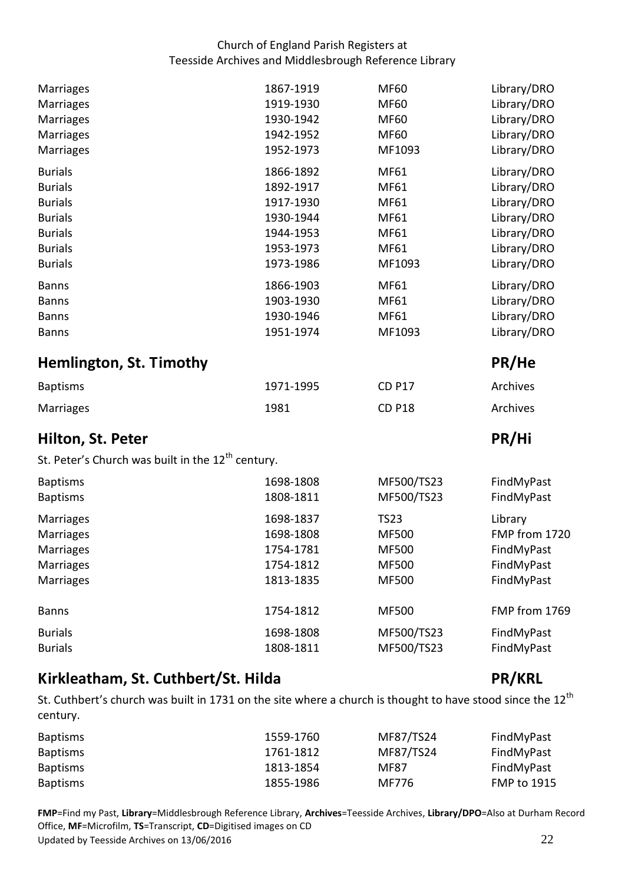| | | | |
|---|---|---|---|
| Marriages | 1867-1919 | MF60 | Library/DRO |
| Marriages | 1919-1930 | MF60 | Library/DRO |
| Marriages | 1930-1942 | MF60 | Library/DRO |
| Marriages | 1942-1952 | MF60 | Library/DRO |
| Marriages | 1952-1973 | MF1093 | Library/DRO |
| Burials | 1866-1892 | MF61 | Library/DRO |
| Burials | 1892-1917 | MF61 | Library/DRO |
| Burials | 1917-1930 | MF61 | Library/DRO |
| Burials | 1930-1944 | MF61 | Library/DRO |
| Burials | 1944-1953 | MF61 | Library/DRO |
| Burials | 1953-1973 | MF61 | Library/DRO |
| Burials | 1973-1986 | MF1093 | Library/DRO |
| Banns | 1866-1903 | MF61 | Library/DRO |
| Banns | 1903-1930 | MF61 | Library/DRO |
| Banns | 1930-1946 | MF61 | Library/DRO |
| Banns | 1951-1974 | MF1093 | Library/DRO |

## Hemlington, St. Timothy — PR/He

| | | | |
|---|---|---|---|
| Baptisms | 1971-1995 | CD P17 | Archives |
| Marriages | 1981 | CD P18 | Archives |

## Hilton, St. Peter — PR/Hi

St. Peter's Church was built in the 12th century.

| | | | |
|---|---|---|---|
| Baptisms | 1698-1808 | MF500/TS23 | FindMyPast |
| Baptisms | 1808-1811 | MF500/TS23 | FindMyPast |
| Marriages | 1698-1837 | TS23 | Library |
| Marriages | 1698-1808 | MF500 | FMP from 1720 |
| Marriages | 1754-1781 | MF500 | FindMyPast |
| Marriages | 1754-1812 | MF500 | FindMyPast |
| Marriages | 1813-1835 | MF500 | FindMyPast |
| Banns | 1754-1812 | MF500 | FMP from 1769 |
| Burials | 1698-1808 | MF500/TS23 | FindMyPast |
| Burials | 1808-1811 | MF500/TS23 | FindMyPast |

## Kirkleatham, St. Cuthbert/St. Hilda — PR/KRL

St. Cuthbert's church was built in 1731 on the site where a church is thought to have stood since the 12th century.

| | | | |
|---|---|---|---|
| Baptisms | 1559-1760 | MF87/TS24 | FindMyPast |
| Baptisms | 1761-1812 | MF87/TS24 | FindMyPast |
| Baptisms | 1813-1854 | MF87 | FindMyPast |
| Baptisms | 1855-1986 | MF776 | FMP to 1915 |

**FMP**=Find my Past, **Library**=Middlesbrough Reference Library, **Archives**=Teesside Archives, **Library/DPO**=Also at Durham Record Office, **MF**=Microfilm, **TS**=Transcript, **CD**=Digitised images on CD

Updated by Teesside Archives on 13/06/2016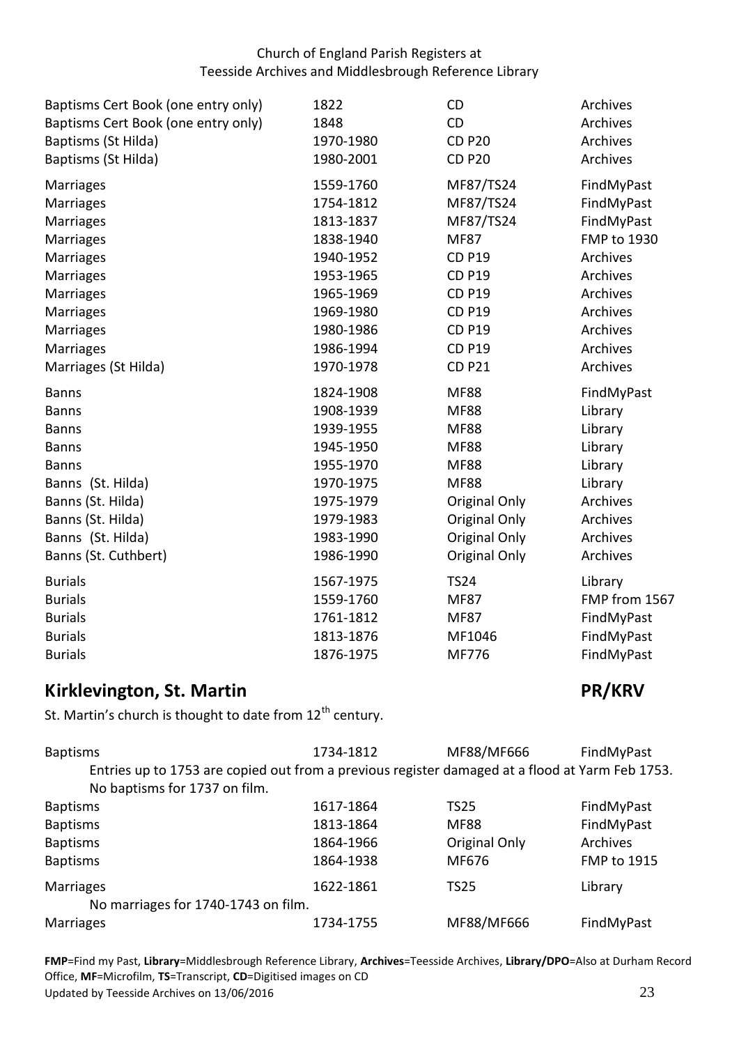| | | | |
|---|---|---|---|
| Baptisms Cert Book (one entry only) | 1822 | CD | Archives |
| Baptisms Cert Book (one entry only) | 1848 | CD | Archives |
| Baptisms (St Hilda) | 1970-1980 | CD P20 | Archives |
| Baptisms (St Hilda) | 1980-2001 | CD P20 | Archives |
| Marriages | 1559-1760 | MF87/TS24 | FindMyPast |
| Marriages | 1754-1812 | MF87/TS24 | FindMyPast |
| Marriages | 1813-1837 | MF87/TS24 | FindMyPast |
| Marriages | 1838-1940 | MF87 | FMP to 1930 |
| Marriages | 1940-1952 | CD P19 | Archives |
| Marriages | 1953-1965 | CD P19 | Archives |
| Marriages | 1965-1969 | CD P19 | Archives |
| Marriages | 1969-1980 | CD P19 | Archives |
| Marriages | 1980-1986 | CD P19 | Archives |
| Marriages | 1986-1994 | CD P19 | Archives |
| Marriages (St Hilda) | 1970-1978 | CD P21 | Archives |
| Banns | 1824-1908 | MF88 | FindMyPast |
| Banns | 1908-1939 | MF88 | Library |
| Banns | 1939-1955 | MF88 | Library |
| Banns | 1945-1950 | MF88 | Library |
| Banns | 1955-1970 | MF88 | Library |
| Banns (St. Hilda) | 1970-1975 | MF88 | Library |
| Banns (St. Hilda) | 1975-1979 | Original Only | Archives |
| Banns (St. Hilda) | 1979-1983 | Original Only | Archives |
| Banns (St. Hilda) | 1983-1990 | Original Only | Archives |
| Banns (St. Cuthbert) | 1986-1990 | Original Only | Archives |
| Burials | 1567-1975 | TS24 | Library |
| Burials | 1559-1760 | MF87 | FMP from 1567 |
| Burials | 1761-1812 | MF87 | FindMyPast |
| Burials | 1813-1876 | MF1046 | FindMyPast |
| Burials | 1876-1975 | MF776 | FindMyPast |

## Kirklevington, St. Martin — PR/KRV

St. Martin's church is thought to date from 12th century.

| | | | |
|---|---|---|---|
| Baptisms | 1734-1812 | MF88/MF666 | FindMyPast |
| Entries up to 1753 are copied out from a previous register damaged at a flood at Yarm Feb 1753. No baptisms for 1737 on film. | | | |
| Baptisms | 1617-1864 | TS25 | FindMyPast |
| Baptisms | 1813-1864 | MF88 | FindMyPast |
| Baptisms | 1864-1966 | Original Only | Archives |
| Baptisms | 1864-1938 | MF676 | FMP to 1915 |
| Marriages | 1622-1861 | TS25 | Library |
| No marriages for 1740-1743 on film. | | | |
| Marriages | 1734-1755 | MF88/MF666 | FindMyPast |

**FMP**=Find my Past, **Library**=Middlesbrough Reference Library, **Archives**=Teesside Archives, **Library/DPO**=Also at Durham Record Office, **MF**=Microfilm, **TS**=Transcript, **CD**=Digitised images on CD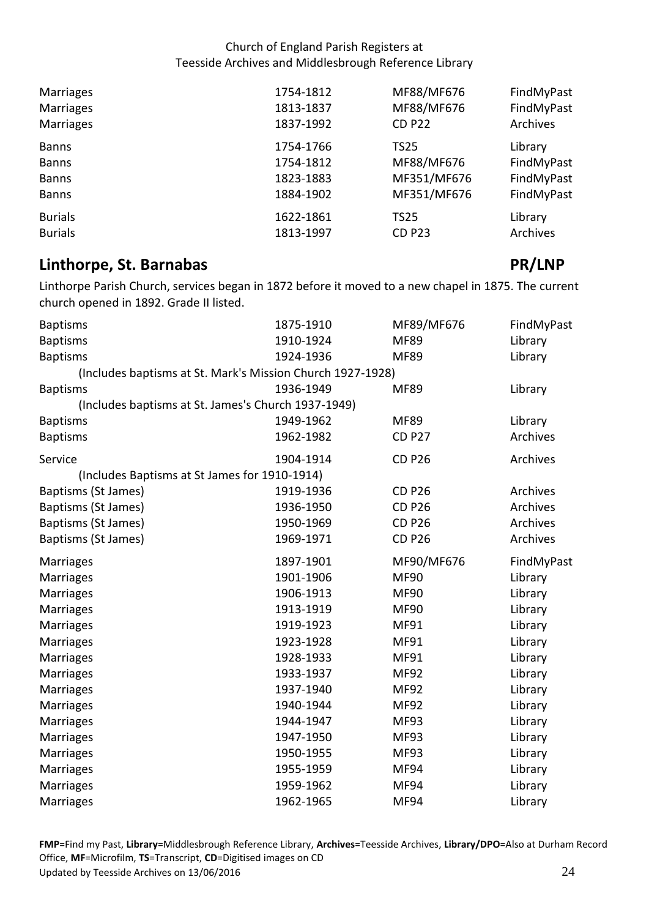| | | | |
|---|---|---|---|
| Marriages | 1754-1812 | MF88/MF676 | FindMyPast |
| Marriages | 1813-1837 | MF88/MF676 | FindMyPast |
| Marriages | 1837-1992 | CD P22 | Archives |
| Banns | 1754-1766 | TS25 | Library |
| Banns | 1754-1812 | MF88/MF676 | FindMyPast |
| Banns | 1823-1883 | MF351/MF676 | FindMyPast |
| Banns | 1884-1902 | MF351/MF676 | FindMyPast |
| Burials | 1622-1861 | TS25 | Library |
| Burials | 1813-1997 | CD P23 | Archives |

## Linthorpe, St. Barnabas — PR/LNP

Linthorpe Parish Church, services began in 1872 before it moved to a new chapel in 1875. The current church opened in 1892. Grade II listed.

| | | | |
|---|---|---|---|
| Baptisms | 1875-1910 | MF89/MF676 | FindMyPast |
| Baptisms | 1910-1924 | MF89 | Library |
| Baptisms | 1924-1936 | MF89 | Library |
| (Includes baptisms at St. Mark's Mission Church 1927-1928) | | | |
| Baptisms | 1936-1949 | MF89 | Library |
| (Includes baptisms at St. James's Church 1937-1949) | | | |
| Baptisms | 1949-1962 | MF89 | Library |
| Baptisms | 1962-1982 | CD P27 | Archives |
| Service | 1904-1914 | CD P26 | Archives |
| (Includes Baptisms at St James for 1910-1914) | | | |
| Baptisms (St James) | 1919-1936 | CD P26 | Archives |
| Baptisms (St James) | 1936-1950 | CD P26 | Archives |
| Baptisms (St James) | 1950-1969 | CD P26 | Archives |
| Baptisms (St James) | 1969-1971 | CD P26 | Archives |
| Marriages | 1897-1901 | MF90/MF676 | FindMyPast |
| Marriages | 1901-1906 | MF90 | Library |
| Marriages | 1906-1913 | MF90 | Library |
| Marriages | 1913-1919 | MF90 | Library |
| Marriages | 1919-1923 | MF91 | Library |
| Marriages | 1923-1928 | MF91 | Library |
| Marriages | 1928-1933 | MF91 | Library |
| Marriages | 1933-1937 | MF92 | Library |
| Marriages | 1937-1940 | MF92 | Library |
| Marriages | 1940-1944 | MF92 | Library |
| Marriages | 1944-1947 | MF93 | Library |
| Marriages | 1947-1950 | MF93 | Library |
| Marriages | 1950-1955 | MF93 | Library |
| Marriages | 1955-1959 | MF94 | Library |
| Marriages | 1959-1962 | MF94 | Library |
| Marriages | 1962-1965 | MF94 | Library |

**FMP**=Find my Past, **Library**=Middlesbrough Reference Library, **Archives**=Teesside Archives, **Library/DPO**=Also at Durham Record Office, **MF**=Microfilm, **TS**=Transcript, **CD**=Digitised images on CD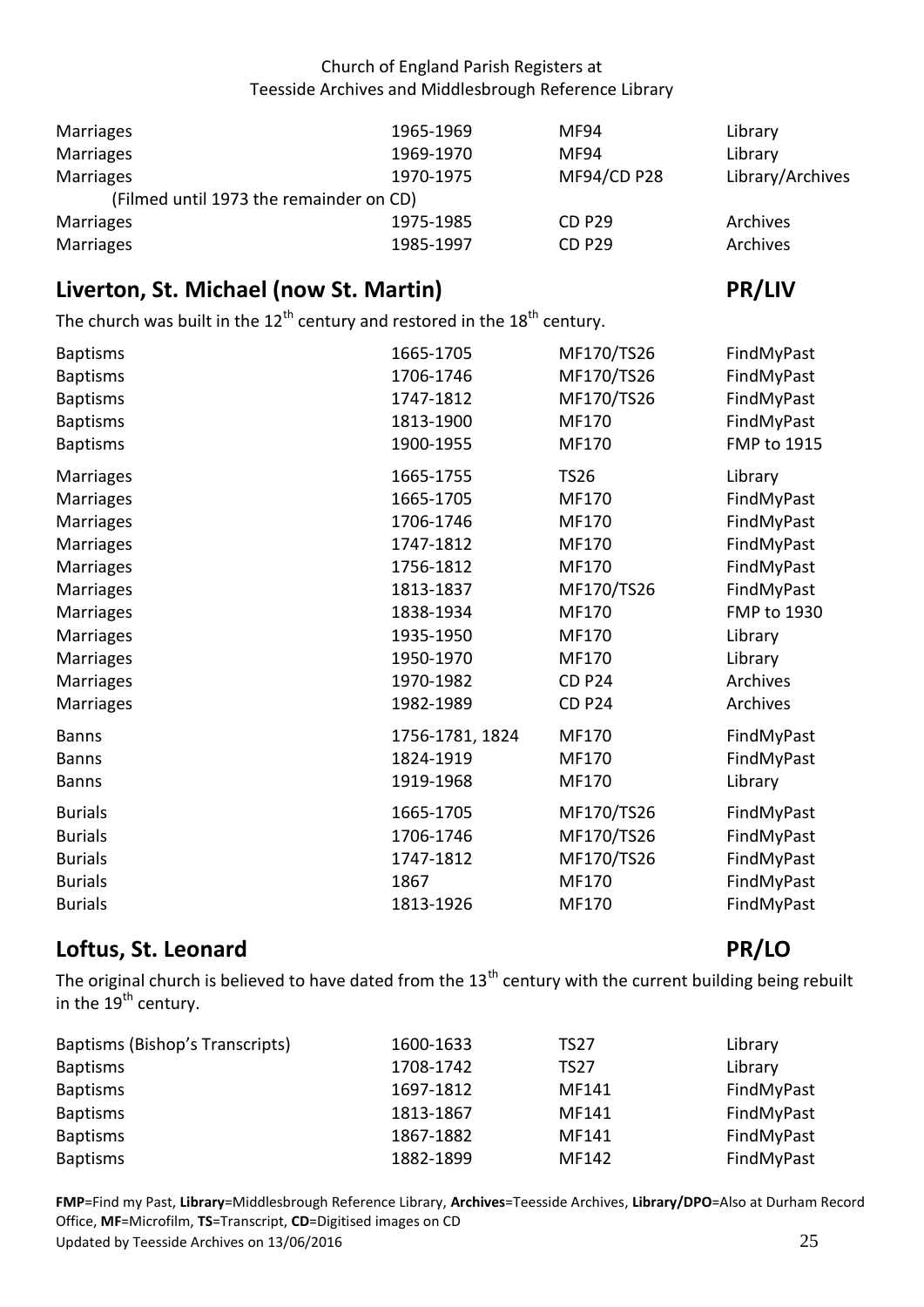| | | | |
|---|---|---|---|
| Marriages | 1965-1969 | MF94 | Library |
| Marriages | 1969-1970 | MF94 | Library |
| Marriages | 1970-1975 | MF94/CD P28 | Library/Archives |
| (Filmed until 1973 the remainder on CD) | | | |
| Marriages | 1975-1985 | CD P29 | Archives |
| Marriages | 1985-1997 | CD P29 | Archives |

## Liverton, St. Michael (now St. Martin) PR/LIV

The church was built in the 12th century and restored in the 18th century.

| | | | |
|---|---|---|---|
| Baptisms | 1665-1705 | MF170/TS26 | FindMyPast |
| Baptisms | 1706-1746 | MF170/TS26 | FindMyPast |
| Baptisms | 1747-1812 | MF170/TS26 | FindMyPast |
| Baptisms | 1813-1900 | MF170 | FindMyPast |
| Baptisms | 1900-1955 | MF170 | FMP to 1915 |
| Marriages | 1665-1755 | TS26 | Library |
| Marriages | 1665-1705 | MF170 | FindMyPast |
| Marriages | 1706-1746 | MF170 | FindMyPast |
| Marriages | 1747-1812 | MF170 | FindMyPast |
| Marriages | 1756-1812 | MF170 | FindMyPast |
| Marriages | 1813-1837 | MF170/TS26 | FindMyPast |
| Marriages | 1838-1934 | MF170 | FMP to 1930 |
| Marriages | 1935-1950 | MF170 | Library |
| Marriages | 1950-1970 | MF170 | Library |
| Marriages | 1970-1982 | CD P24 | Archives |
| Marriages | 1982-1989 | CD P24 | Archives |
| Banns | 1756-1781, 1824 | MF170 | FindMyPast |
| Banns | 1824-1919 | MF170 | FindMyPast |
| Banns | 1919-1968 | MF170 | Library |
| Burials | 1665-1705 | MF170/TS26 | FindMyPast |
| Burials | 1706-1746 | MF170/TS26 | FindMyPast |
| Burials | 1747-1812 | MF170/TS26 | FindMyPast |
| Burials | 1867 | MF170 | FindMyPast |
| Burials | 1813-1926 | MF170 | FindMyPast |

## Loftus, St. Leonard PR/LO

The original church is believed to have dated from the 13th century with the current building being rebuilt in the 19th century.

| | | | |
|---|---|---|---|
| Baptisms (Bishop's Transcripts) | 1600-1633 | TS27 | Library |
| Baptisms | 1708-1742 | TS27 | Library |
| Baptisms | 1697-1812 | MF141 | FindMyPast |
| Baptisms | 1813-1867 | MF141 | FindMyPast |
| Baptisms | 1867-1882 | MF141 | FindMyPast |
| Baptisms | 1882-1899 | MF142 | FindMyPast |

**FMP**=Find my Past, **Library**=Middlesbrough Reference Library, **Archives**=Teesside Archives, **Library/DPO**=Also at Durham Record Office, **MF**=Microfilm, **TS**=Transcript, **CD**=Digitised images on CD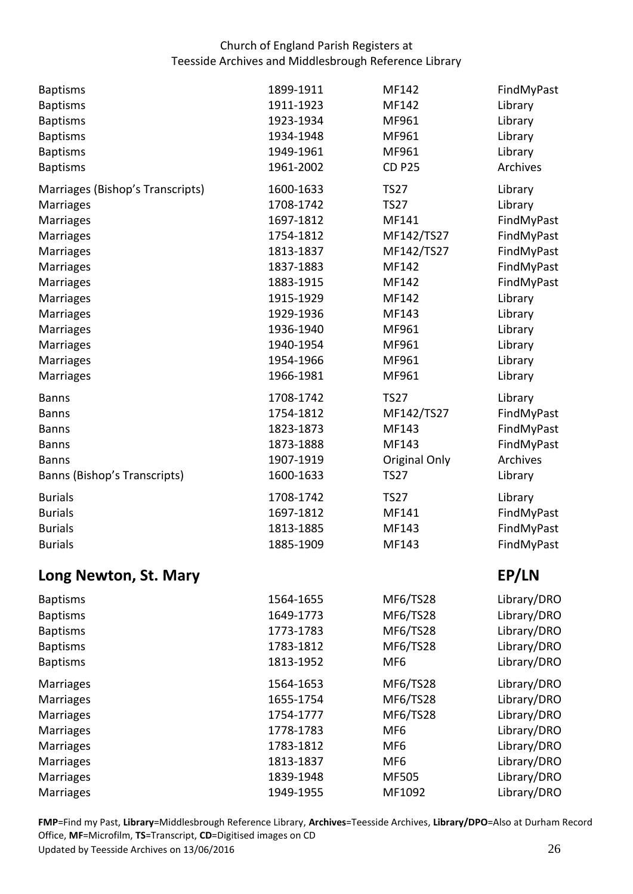| | | | |
|---|---|---|---|
| Baptisms | 1899-1911 | MF142 | FindMyPast |
| Baptisms | 1911-1923 | MF142 | Library |
| Baptisms | 1923-1934 | MF961 | Library |
| Baptisms | 1934-1948 | MF961 | Library |
| Baptisms | 1949-1961 | MF961 | Library |
| Baptisms | 1961-2002 | CD P25 | Archives |
| Marriages (Bishop's Transcripts) | 1600-1633 | TS27 | Library |
| Marriages | 1708-1742 | TS27 | Library |
| Marriages | 1697-1812 | MF141 | FindMyPast |
| Marriages | 1754-1812 | MF142/TS27 | FindMyPast |
| Marriages | 1813-1837 | MF142/TS27 | FindMyPast |
| Marriages | 1837-1883 | MF142 | FindMyPast |
| Marriages | 1883-1915 | MF142 | FindMyPast |
| Marriages | 1915-1929 | MF142 | Library |
| Marriages | 1929-1936 | MF143 | Library |
| Marriages | 1936-1940 | MF961 | Library |
| Marriages | 1940-1954 | MF961 | Library |
| Marriages | 1954-1966 | MF961 | Library |
| Marriages | 1966-1981 | MF961 | Library |
| Banns | 1708-1742 | TS27 | Library |
| Banns | 1754-1812 | MF142/TS27 | FindMyPast |
| Banns | 1823-1873 | MF143 | FindMyPast |
| Banns | 1873-1888 | MF143 | FindMyPast |
| Banns | 1907-1919 | Original Only | Archives |
| Banns (Bishop's Transcripts) | 1600-1633 | TS27 | Library |
| Burials | 1708-1742 | TS27 | Library |
| Burials | 1697-1812 | MF141 | FindMyPast |
| Burials | 1813-1885 | MF143 | FindMyPast |
| Burials | 1885-1909 | MF143 | FindMyPast |

## Long Newton, St. Mary — EP/LN

| | | | |
|---|---|---|---|
| Baptisms | 1564-1655 | MF6/TS28 | Library/DRO |
| Baptisms | 1649-1773 | MF6/TS28 | Library/DRO |
| Baptisms | 1773-1783 | MF6/TS28 | Library/DRO |
| Baptisms | 1783-1812 | MF6/TS28 | Library/DRO |
| Baptisms | 1813-1952 | MF6 | Library/DRO |
| Marriages | 1564-1653 | MF6/TS28 | Library/DRO |
| Marriages | 1655-1754 | MF6/TS28 | Library/DRO |
| Marriages | 1754-1777 | MF6/TS28 | Library/DRO |
| Marriages | 1778-1783 | MF6 | Library/DRO |
| Marriages | 1783-1812 | MF6 | Library/DRO |
| Marriages | 1813-1837 | MF6 | Library/DRO |
| Marriages | 1839-1948 | MF505 | Library/DRO |
| Marriages | 1949-1955 | MF1092 | Library/DRO |

**FMP**=Find my Past, **Library**=Middlesbrough Reference Library, **Archives**=Teesside Archives, **Library/DPO**=Also at Durham Record Office, **MF**=Microfilm, **TS**=Transcript, **CD**=Digitised images on CD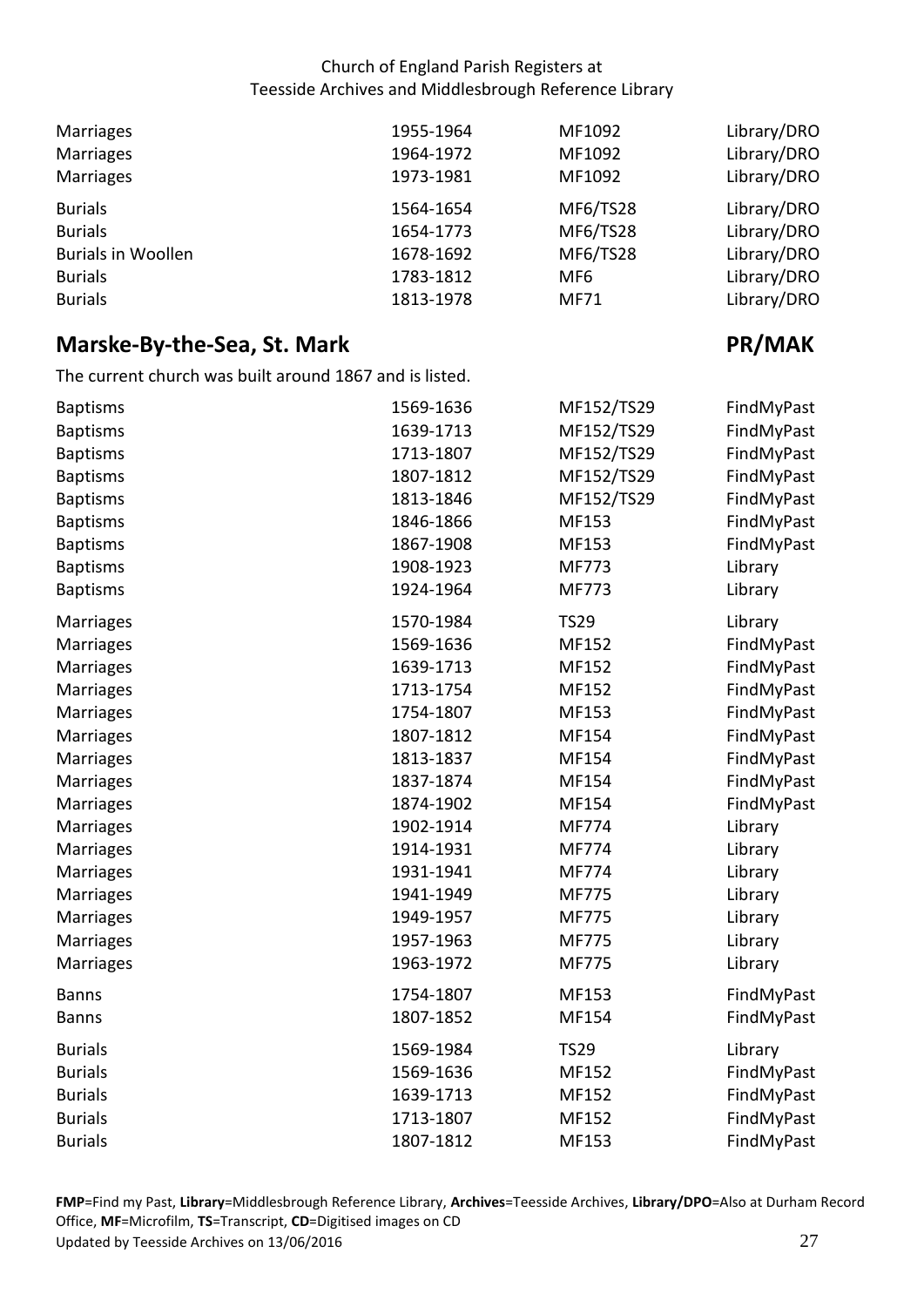| | | | |
|---|---|---|---|
| Marriages | 1955-1964 | MF1092 | Library/DRO |
| Marriages | 1964-1972 | MF1092 | Library/DRO |
| Marriages | 1973-1981 | MF1092 | Library/DRO |
| Burials | 1564-1654 | MF6/TS28 | Library/DRO |
| Burials | 1654-1773 | MF6/TS28 | Library/DRO |
| Burials in Woollen | 1678-1692 | MF6/TS28 | Library/DRO |
| Burials | 1783-1812 | MF6 | Library/DRO |
| Burials | 1813-1978 | MF71 | Library/DRO |

## Marske-By-the-Sea, St. Mark — PR/MAK

The current church was built around 1867 and is listed.

| | | | |
|---|---|---|---|
| Baptisms | 1569-1636 | MF152/TS29 | FindMyPast |
| Baptisms | 1639-1713 | MF152/TS29 | FindMyPast |
| Baptisms | 1713-1807 | MF152/TS29 | FindMyPast |
| Baptisms | 1807-1812 | MF152/TS29 | FindMyPast |
| Baptisms | 1813-1846 | MF152/TS29 | FindMyPast |
| Baptisms | 1846-1866 | MF153 | FindMyPast |
| Baptisms | 1867-1908 | MF153 | FindMyPast |
| Baptisms | 1908-1923 | MF773 | Library |
| Baptisms | 1924-1964 | MF773 | Library |
| Marriages | 1570-1984 | TS29 | Library |
| Marriages | 1569-1636 | MF152 | FindMyPast |
| Marriages | 1639-1713 | MF152 | FindMyPast |
| Marriages | 1713-1754 | MF152 | FindMyPast |
| Marriages | 1754-1807 | MF153 | FindMyPast |
| Marriages | 1807-1812 | MF154 | FindMyPast |
| Marriages | 1813-1837 | MF154 | FindMyPast |
| Marriages | 1837-1874 | MF154 | FindMyPast |
| Marriages | 1874-1902 | MF154 | FindMyPast |
| Marriages | 1902-1914 | MF774 | Library |
| Marriages | 1914-1931 | MF774 | Library |
| Marriages | 1931-1941 | MF774 | Library |
| Marriages | 1941-1949 | MF775 | Library |
| Marriages | 1949-1957 | MF775 | Library |
| Marriages | 1957-1963 | MF775 | Library |
| Marriages | 1963-1972 | MF775 | Library |
| Banns | 1754-1807 | MF153 | FindMyPast |
| Banns | 1807-1852 | MF154 | FindMyPast |
| Burials | 1569-1984 | TS29 | Library |
| Burials | 1569-1636 | MF152 | FindMyPast |
| Burials | 1639-1713 | MF152 | FindMyPast |
| Burials | 1713-1807 | MF152 | FindMyPast |
| Burials | 1807-1812 | MF153 | FindMyPast |

**FMP**=Find my Past, **Library**=Middlesbrough Reference Library, **Archives**=Teesside Archives, **Library/DPO**=Also at Durham Record Office, **MF**=Microfilm, **TS**=Transcript, **CD**=Digitised images on CD
Updated by Teesside Archives on 13/06/2016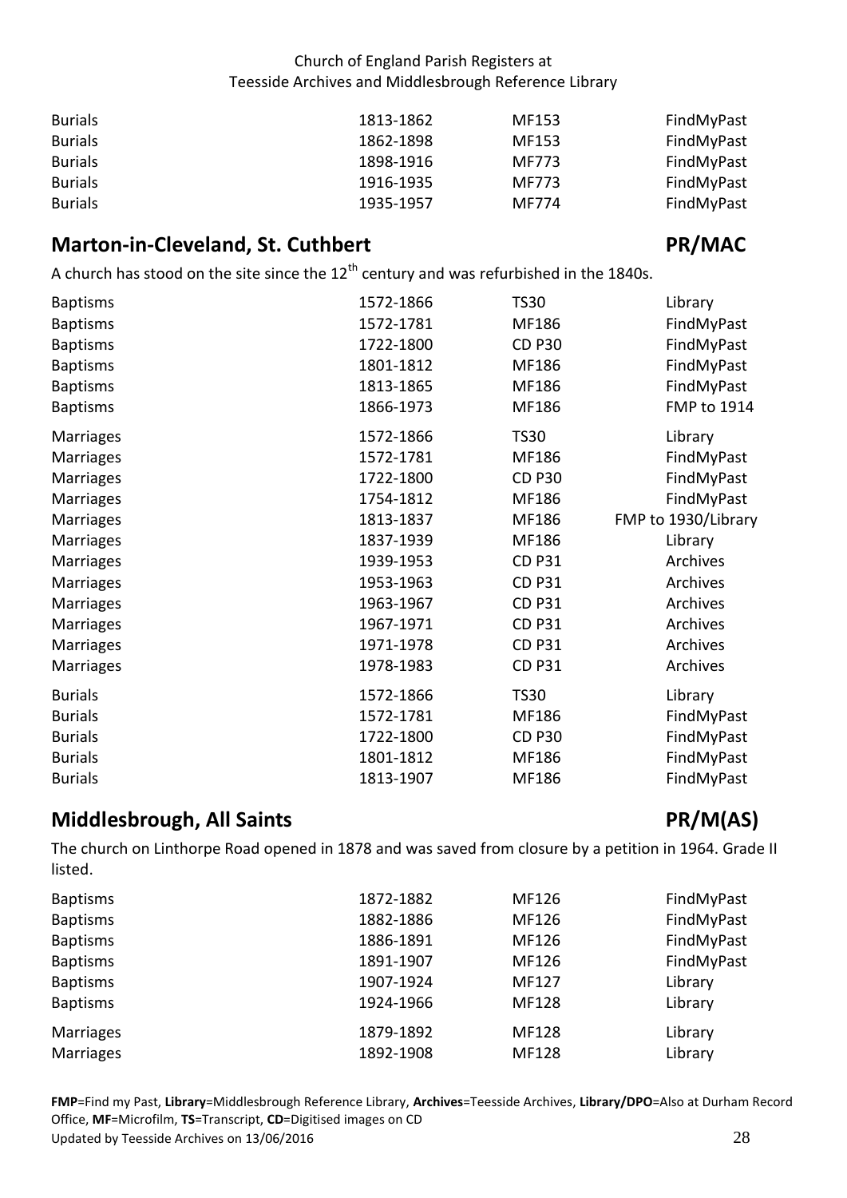| | | | |
|---|---|---|---|
| Burials | 1813-1862 | MF153 | FindMyPast |
| Burials | 1862-1898 | MF153 | FindMyPast |
| Burials | 1898-1916 | MF773 | FindMyPast |
| Burials | 1916-1935 | MF773 | FindMyPast |
| Burials | 1935-1957 | MF774 | FindMyPast |

## Marton-in-Cleveland, St. Cuthbert — PR/MAC

A church has stood on the site since the 12th century and was refurbished in the 1840s.

| | | | |
|---|---|---|---|
| Baptisms | 1572-1866 | TS30 | Library |
| Baptisms | 1572-1781 | MF186 | FindMyPast |
| Baptisms | 1722-1800 | CD P30 | FindMyPast |
| Baptisms | 1801-1812 | MF186 | FindMyPast |
| Baptisms | 1813-1865 | MF186 | FindMyPast |
| Baptisms | 1866-1973 | MF186 | FMP to 1914 |
| Marriages | 1572-1866 | TS30 | Library |
| Marriages | 1572-1781 | MF186 | FindMyPast |
| Marriages | 1722-1800 | CD P30 | FindMyPast |
| Marriages | 1754-1812 | MF186 | FindMyPast |
| Marriages | 1813-1837 | MF186 | FMP to 1930/Library |
| Marriages | 1837-1939 | MF186 | Library |
| Marriages | 1939-1953 | CD P31 | Archives |
| Marriages | 1953-1963 | CD P31 | Archives |
| Marriages | 1963-1967 | CD P31 | Archives |
| Marriages | 1967-1971 | CD P31 | Archives |
| Marriages | 1971-1978 | CD P31 | Archives |
| Marriages | 1978-1983 | CD P31 | Archives |
| Burials | 1572-1866 | TS30 | Library |
| Burials | 1572-1781 | MF186 | FindMyPast |
| Burials | 1722-1800 | CD P30 | FindMyPast |
| Burials | 1801-1812 | MF186 | FindMyPast |
| Burials | 1813-1907 | MF186 | FindMyPast |

## Middlesbrough, All Saints — PR/M(AS)

The church on Linthorpe Road opened in 1878 and was saved from closure by a petition in 1964. Grade II listed.

| | | | |
|---|---|---|---|
| Baptisms | 1872-1882 | MF126 | FindMyPast |
| Baptisms | 1882-1886 | MF126 | FindMyPast |
| Baptisms | 1886-1891 | MF126 | FindMyPast |
| Baptisms | 1891-1907 | MF126 | FindMyPast |
| Baptisms | 1907-1924 | MF127 | Library |
| Baptisms | 1924-1966 | MF128 | Library |
| Marriages | 1879-1892 | MF128 | Library |
| Marriages | 1892-1908 | MF128 | Library |

**FMP**=Find my Past, **Library**=Middlesbrough Reference Library, **Archives**=Teesside Archives, **Library/DPO**=Also at Durham Record Office, **MF**=Microfilm, **TS**=Transcript, **CD**=Digitised images on CD
Updated by Teesside Archives on 13/06/2016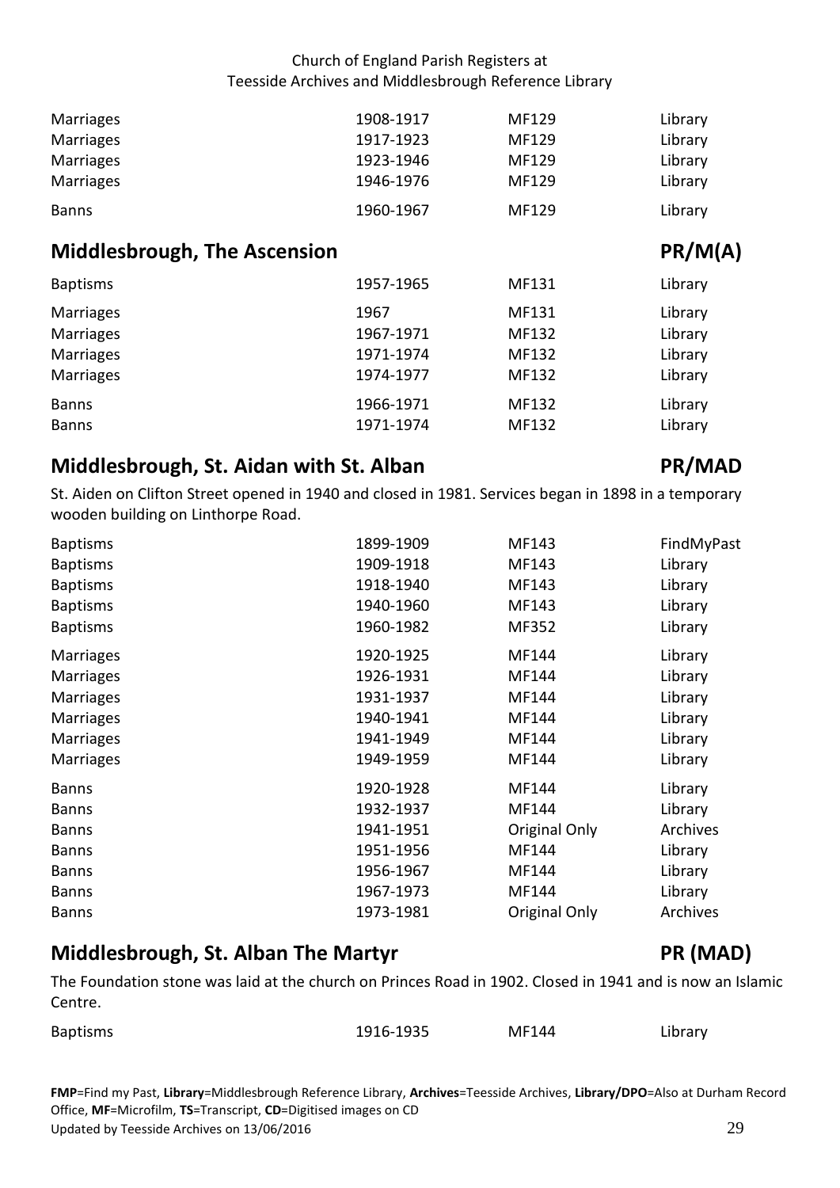| | | | |
|---|---|---|---|
| Marriages | 1908-1917 | MF129 | Library |
| Marriages | 1917-1923 | MF129 | Library |
| Marriages | 1923-1946 | MF129 | Library |
| Marriages | 1946-1976 | MF129 | Library |
| Banns | 1960-1967 | MF129 | Library |

## Middlesbrough, The Ascension PR/M(A)

| | | | |
|---|---|---|---|
| Baptisms | 1957-1965 | MF131 | Library |
| Marriages | 1967 | MF131 | Library |
| Marriages | 1967-1971 | MF132 | Library |
| Marriages | 1971-1974 | MF132 | Library |
| Marriages | 1974-1977 | MF132 | Library |
| Banns | 1966-1971 | MF132 | Library |
| Banns | 1971-1974 | MF132 | Library |

## Middlesbrough, St. Aidan with St. Alban PR/MAD

St. Aiden on Clifton Street opened in 1940 and closed in 1981. Services began in 1898 in a temporary wooden building on Linthorpe Road.

| | | | |
|---|---|---|---|
| Baptisms | 1899-1909 | MF143 | FindMyPast |
| Baptisms | 1909-1918 | MF143 | Library |
| Baptisms | 1918-1940 | MF143 | Library |
| Baptisms | 1940-1960 | MF143 | Library |
| Baptisms | 1960-1982 | MF352 | Library |
| Marriages | 1920-1925 | MF144 | Library |
| Marriages | 1926-1931 | MF144 | Library |
| Marriages | 1931-1937 | MF144 | Library |
| Marriages | 1940-1941 | MF144 | Library |
| Marriages | 1941-1949 | MF144 | Library |
| Marriages | 1949-1959 | MF144 | Library |
| Banns | 1920-1928 | MF144 | Library |
| Banns | 1932-1937 | MF144 | Library |
| Banns | 1941-1951 | Original Only | Archives |
| Banns | 1951-1956 | MF144 | Library |
| Banns | 1956-1967 | MF144 | Library |
| Banns | 1967-1973 | MF144 | Library |
| Banns | 1973-1981 | Original Only | Archives |

## Middlesbrough, St. Alban The Martyr PR (MAD)

The Foundation stone was laid at the church on Princes Road in 1902. Closed in 1941 and is now an Islamic Centre.

| | | | |
|---|---|---|---|
| Baptisms | 1916-1935 | MF144 | Library |

**FMP**=Find my Past, **Library**=Middlesbrough Reference Library, **Archives**=Teesside Archives, **Library/DPO**=Also at Durham Record Office, **MF**=Microfilm, **TS**=Transcript, **CD**=Digitised images on CD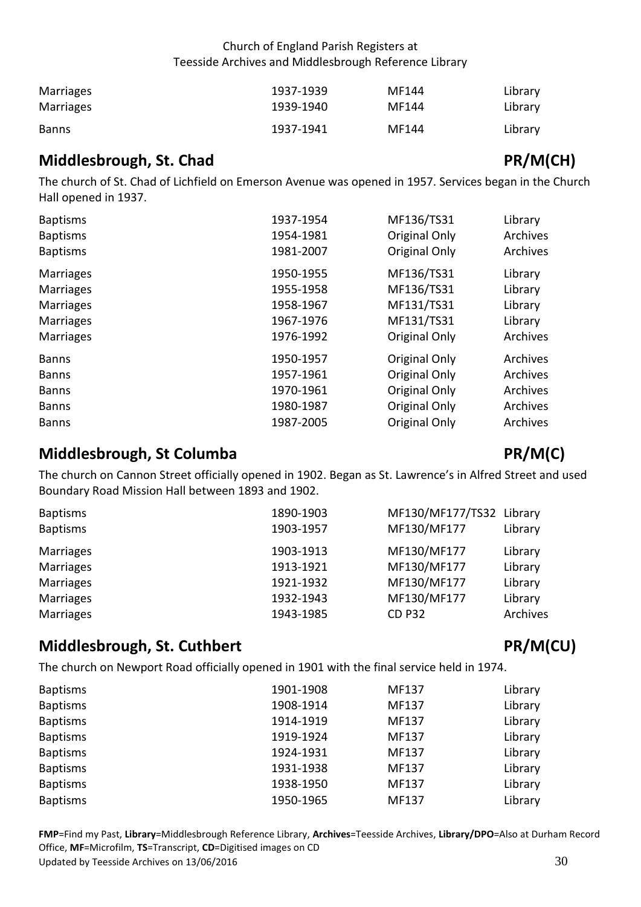| | | | |
|---|---|---|---|
| Marriages | 1937-1939 | MF144 | Library |
| Marriages | 1939-1940 | MF144 | Library |
| Banns | 1937-1941 | MF144 | Library |

## Middlesbrough, St. Chad — PR/M(CH)

The church of St. Chad of Lichfield on Emerson Avenue was opened in 1957. Services began in the Church Hall opened in 1937.

| | | | |
|---|---|---|---|
| Baptisms | 1937-1954 | MF136/TS31 | Library |
| Baptisms | 1954-1981 | Original Only | Archives |
| Baptisms | 1981-2007 | Original Only | Archives |
| Marriages | 1950-1955 | MF136/TS31 | Library |
| Marriages | 1955-1958 | MF136/TS31 | Library |
| Marriages | 1958-1967 | MF131/TS31 | Library |
| Marriages | 1967-1976 | MF131/TS31 | Library |
| Marriages | 1976-1992 | Original Only | Archives |
| Banns | 1950-1957 | Original Only | Archives |
| Banns | 1957-1961 | Original Only | Archives |
| Banns | 1970-1961 | Original Only | Archives |
| Banns | 1980-1987 | Original Only | Archives |
| Banns | 1987-2005 | Original Only | Archives |

## Middlesbrough, St Columba — PR/M(C)

The church on Cannon Street officially opened in 1902. Began as St. Lawrence's in Alfred Street and used Boundary Road Mission Hall between 1893 and 1902.

| | | | |
|---|---|---|---|
| Baptisms | 1890-1903 | MF130/MF177/TS32 | Library |
| Baptisms | 1903-1957 | MF130/MF177 | Library |
| Marriages | 1903-1913 | MF130/MF177 | Library |
| Marriages | 1913-1921 | MF130/MF177 | Library |
| Marriages | 1921-1932 | MF130/MF177 | Library |
| Marriages | 1932-1943 | MF130/MF177 | Library |
| Marriages | 1943-1985 | CD P32 | Archives |

## Middlesbrough, St. Cuthbert — PR/M(CU)

The church on Newport Road officially opened in 1901 with the final service held in 1974.

| | | | |
|---|---|---|---|
| Baptisms | 1901-1908 | MF137 | Library |
| Baptisms | 1908-1914 | MF137 | Library |
| Baptisms | 1914-1919 | MF137 | Library |
| Baptisms | 1919-1924 | MF137 | Library |
| Baptisms | 1924-1931 | MF137 | Library |
| Baptisms | 1931-1938 | MF137 | Library |
| Baptisms | 1938-1950 | MF137 | Library |
| Baptisms | 1950-1965 | MF137 | Library |

**FMP**=Find my Past, **Library**=Middlesbrough Reference Library, **Archives**=Teesside Archives, **Library/DPO**=Also at Durham Record Office, **MF**=Microfilm, **TS**=Transcript, **CD**=Digitised images on CD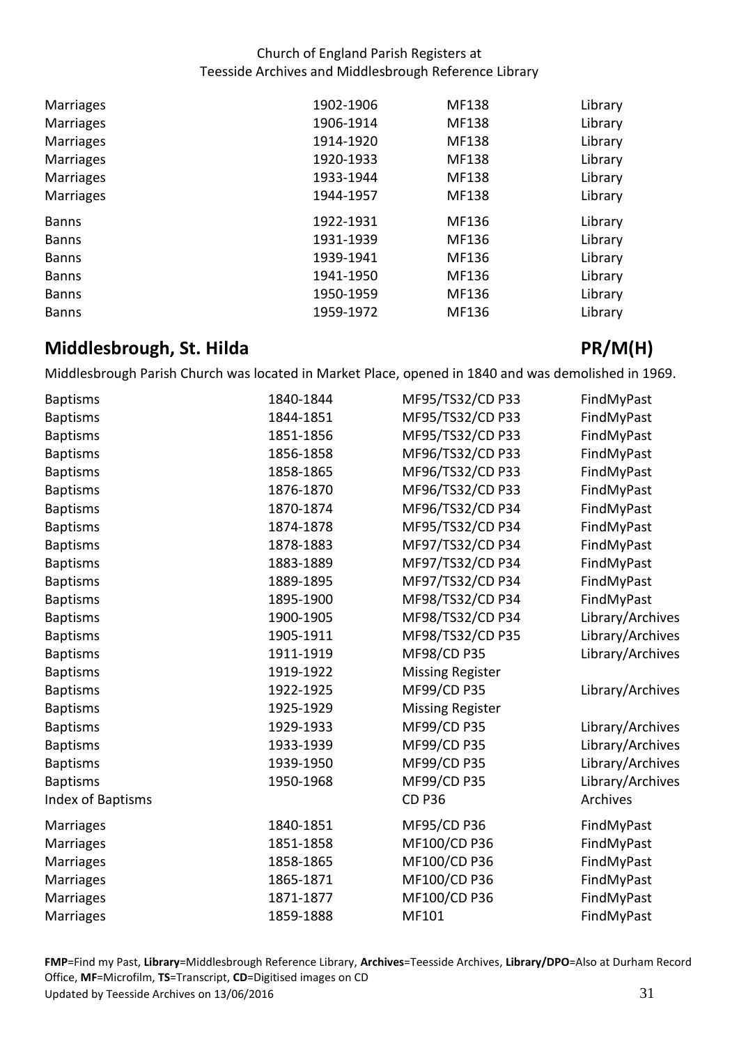| | | | |
|---|---|---|---|
| Marriages | 1902-1906 | MF138 | Library |
| Marriages | 1906-1914 | MF138 | Library |
| Marriages | 1914-1920 | MF138 | Library |
| Marriages | 1920-1933 | MF138 | Library |
| Marriages | 1933-1944 | MF138 | Library |
| Marriages | 1944-1957 | MF138 | Library |
| Banns | 1922-1931 | MF136 | Library |
| Banns | 1931-1939 | MF136 | Library |
| Banns | 1939-1941 | MF136 | Library |
| Banns | 1941-1950 | MF136 | Library |
| Banns | 1950-1959 | MF136 | Library |
| Banns | 1959-1972 | MF136 | Library |

## Middlesbrough, St. Hilda — PR/M(H)

Middlesbrough Parish Church was located in Market Place, opened in 1840 and was demolished in 1969.

| | | | |
|---|---|---|---|
| Baptisms | 1840-1844 | MF95/TS32/CD P33 | FindMyPast |
| Baptisms | 1844-1851 | MF95/TS32/CD P33 | FindMyPast |
| Baptisms | 1851-1856 | MF95/TS32/CD P33 | FindMyPast |
| Baptisms | 1856-1858 | MF96/TS32/CD P33 | FindMyPast |
| Baptisms | 1858-1865 | MF96/TS32/CD P33 | FindMyPast |
| Baptisms | 1876-1870 | MF96/TS32/CD P33 | FindMyPast |
| Baptisms | 1870-1874 | MF96/TS32/CD P34 | FindMyPast |
| Baptisms | 1874-1878 | MF95/TS32/CD P34 | FindMyPast |
| Baptisms | 1878-1883 | MF97/TS32/CD P34 | FindMyPast |
| Baptisms | 1883-1889 | MF97/TS32/CD P34 | FindMyPast |
| Baptisms | 1889-1895 | MF97/TS32/CD P34 | FindMyPast |
| Baptisms | 1895-1900 | MF98/TS32/CD P34 | FindMyPast |
| Baptisms | 1900-1905 | MF98/TS32/CD P34 | Library/Archives |
| Baptisms | 1905-1911 | MF98/TS32/CD P35 | Library/Archives |
| Baptisms | 1911-1919 | MF98/CD P35 | Library/Archives |
| Baptisms | 1919-1922 | Missing Register | |
| Baptisms | 1922-1925 | MF99/CD P35 | Library/Archives |
| Baptisms | 1925-1929 | Missing Register | |
| Baptisms | 1929-1933 | MF99/CD P35 | Library/Archives |
| Baptisms | 1933-1939 | MF99/CD P35 | Library/Archives |
| Baptisms | 1939-1950 | MF99/CD P35 | Library/Archives |
| Baptisms | 1950-1968 | MF99/CD P35 | Library/Archives |
| Index of Baptisms | | CD P36 | Archives |
| Marriages | 1840-1851 | MF95/CD P36 | FindMyPast |
| Marriages | 1851-1858 | MF100/CD P36 | FindMyPast |
| Marriages | 1858-1865 | MF100/CD P36 | FindMyPast |
| Marriages | 1865-1871 | MF100/CD P36 | FindMyPast |
| Marriages | 1871-1877 | MF100/CD P36 | FindMyPast |
| Marriages | 1859-1888 | MF101 | FindMyPast |

**FMP**=Find my Past, **Library**=Middlesbrough Reference Library, **Archives**=Teesside Archives, **Library/DPO**=Also at Durham Record Office, **MF**=Microfilm, **TS**=Transcript, **CD**=Digitised images on CD
Updated by Teesside Archives on 13/06/2016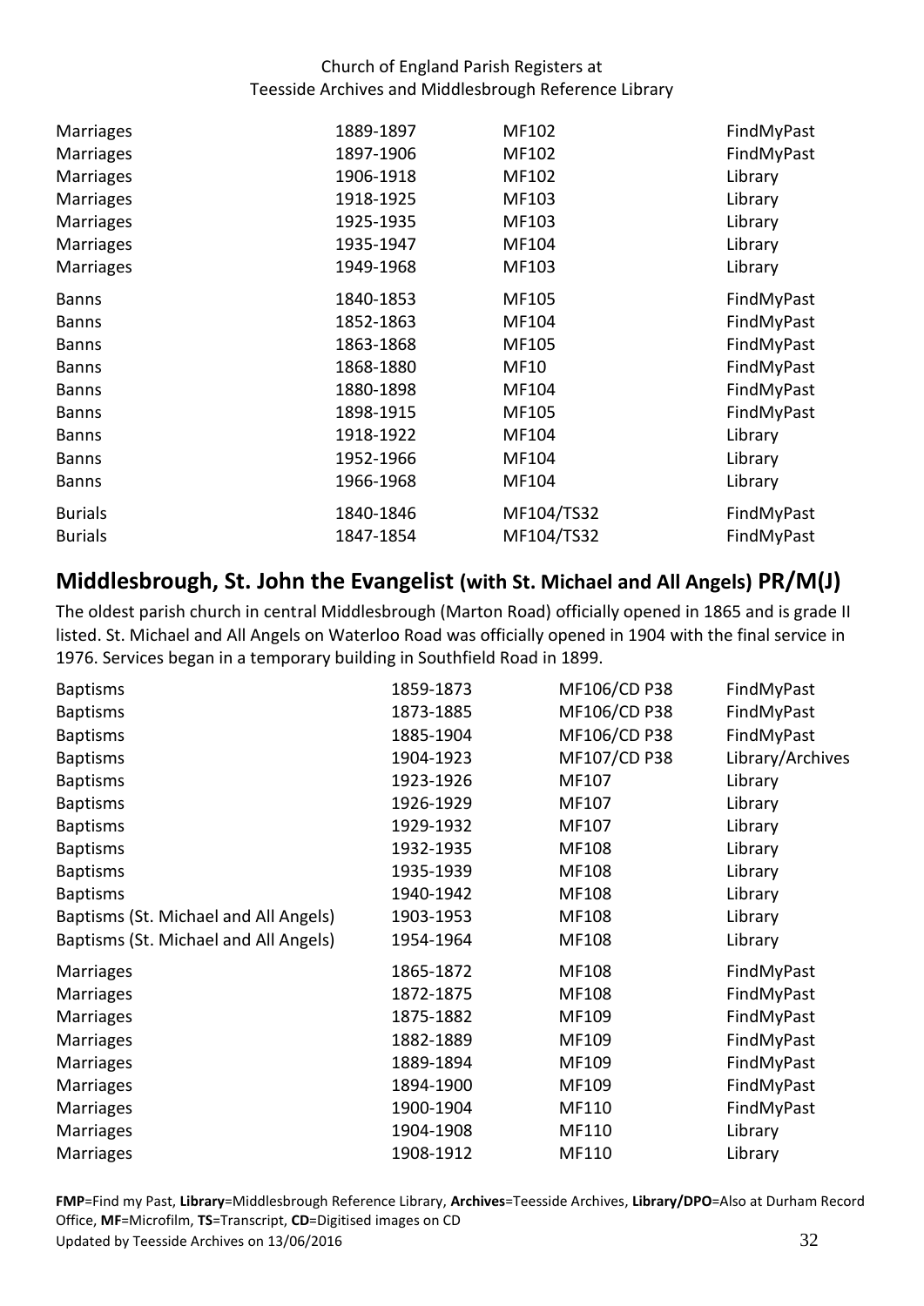| | | | |
|---|---|---|---|
| Marriages | 1889-1897 | MF102 | FindMyPast |
| Marriages | 1897-1906 | MF102 | FindMyPast |
| Marriages | 1906-1918 | MF102 | Library |
| Marriages | 1918-1925 | MF103 | Library |
| Marriages | 1925-1935 | MF103 | Library |
| Marriages | 1935-1947 | MF104 | Library |
| Marriages | 1949-1968 | MF103 | Library |
| Banns | 1840-1853 | MF105 | FindMyPast |
| Banns | 1852-1863 | MF104 | FindMyPast |
| Banns | 1863-1868 | MF105 | FindMyPast |
| Banns | 1868-1880 | MF10 | FindMyPast |
| Banns | 1880-1898 | MF104 | FindMyPast |
| Banns | 1898-1915 | MF105 | FindMyPast |
| Banns | 1918-1922 | MF104 | Library |
| Banns | 1952-1966 | MF104 | Library |
| Banns | 1966-1968 | MF104 | Library |
| Burials | 1840-1846 | MF104/TS32 | FindMyPast |
| Burials | 1847-1854 | MF104/TS32 | FindMyPast |

## Middlesbrough, St. John the Evangelist (with St. Michael and All Angels) PR/M(J)

The oldest parish church in central Middlesbrough (Marton Road) officially opened in 1865 and is grade II listed. St. Michael and All Angels on Waterloo Road was officially opened in 1904 with the final service in 1976. Services began in a temporary building in Southfield Road in 1899.

| | | | |
|---|---|---|---|
| Baptisms | 1859-1873 | MF106/CD P38 | FindMyPast |
| Baptisms | 1873-1885 | MF106/CD P38 | FindMyPast |
| Baptisms | 1885-1904 | MF106/CD P38 | FindMyPast |
| Baptisms | 1904-1923 | MF107/CD P38 | Library/Archives |
| Baptisms | 1923-1926 | MF107 | Library |
| Baptisms | 1926-1929 | MF107 | Library |
| Baptisms | 1929-1932 | MF107 | Library |
| Baptisms | 1932-1935 | MF108 | Library |
| Baptisms | 1935-1939 | MF108 | Library |
| Baptisms | 1940-1942 | MF108 | Library |
| Baptisms (St. Michael and All Angels) | 1903-1953 | MF108 | Library |
| Baptisms (St. Michael and All Angels) | 1954-1964 | MF108 | Library |
| Marriages | 1865-1872 | MF108 | FindMyPast |
| Marriages | 1872-1875 | MF108 | FindMyPast |
| Marriages | 1875-1882 | MF109 | FindMyPast |
| Marriages | 1882-1889 | MF109 | FindMyPast |
| Marriages | 1889-1894 | MF109 | FindMyPast |
| Marriages | 1894-1900 | MF109 | FindMyPast |
| Marriages | 1900-1904 | MF110 | FindMyPast |
| Marriages | 1904-1908 | MF110 | Library |
| Marriages | 1908-1912 | MF110 | Library |

**FMP**=Find my Past, **Library**=Middlesbrough Reference Library, **Archives**=Teesside Archives, **Library/DPO**=Also at Durham Record Office, **MF**=Microfilm, **TS**=Transcript, **CD**=Digitised images on CD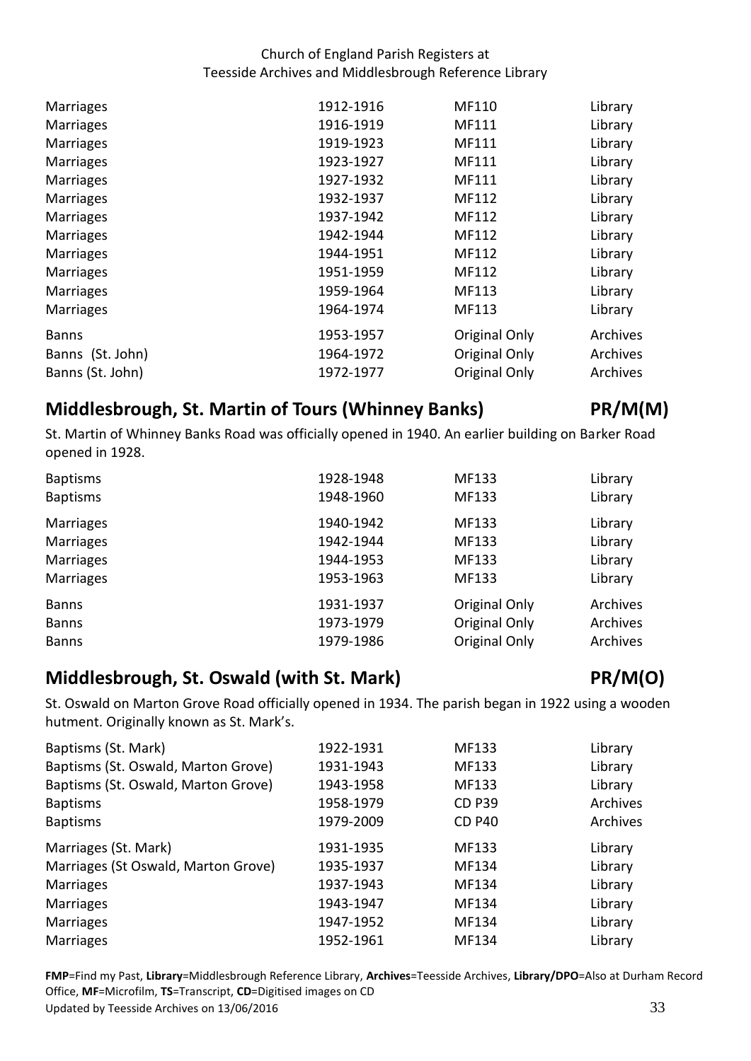| | | | |
|---|---|---|---|
| Marriages | 1912-1916 | MF110 | Library |
| Marriages | 1916-1919 | MF111 | Library |
| Marriages | 1919-1923 | MF111 | Library |
| Marriages | 1923-1927 | MF111 | Library |
| Marriages | 1927-1932 | MF111 | Library |
| Marriages | 1932-1937 | MF112 | Library |
| Marriages | 1937-1942 | MF112 | Library |
| Marriages | 1942-1944 | MF112 | Library |
| Marriages | 1944-1951 | MF112 | Library |
| Marriages | 1951-1959 | MF112 | Library |
| Marriages | 1959-1964 | MF113 | Library |
| Marriages | 1964-1974 | MF113 | Library |
| Banns | 1953-1957 | Original Only | Archives |
| Banns (St. John) | 1964-1972 | Original Only | Archives |
| Banns (St. John) | 1972-1977 | Original Only | Archives |

## Middlesbrough, St. Martin of Tours (Whinney Banks) PR/M(M)

St. Martin of Whinney Banks Road was officially opened in 1940. An earlier building on Barker Road opened in 1928.

| | | | |
|---|---|---|---|
| Baptisms | 1928-1948 | MF133 | Library |
| Baptisms | 1948-1960 | MF133 | Library |
| Marriages | 1940-1942 | MF133 | Library |
| Marriages | 1942-1944 | MF133 | Library |
| Marriages | 1944-1953 | MF133 | Library |
| Marriages | 1953-1963 | MF133 | Library |
| Banns | 1931-1937 | Original Only | Archives |
| Banns | 1973-1979 | Original Only | Archives |
| Banns | 1979-1986 | Original Only | Archives |

## Middlesbrough, St. Oswald (with St. Mark) PR/M(O)

St. Oswald on Marton Grove Road officially opened in 1934. The parish began in 1922 using a wooden hutment. Originally known as St. Mark's.

| | | | |
|---|---|---|---|
| Baptisms (St. Mark) | 1922-1931 | MF133 | Library |
| Baptisms (St. Oswald, Marton Grove) | 1931-1943 | MF133 | Library |
| Baptisms (St. Oswald, Marton Grove) | 1943-1958 | MF133 | Library |
| Baptisms | 1958-1979 | CD P39 | Archives |
| Baptisms | 1979-2009 | CD P40 | Archives |
| Marriages (St. Mark) | 1931-1935 | MF133 | Library |
| Marriages (St Oswald, Marton Grove) | 1935-1937 | MF134 | Library |
| Marriages | 1937-1943 | MF134 | Library |
| Marriages | 1943-1947 | MF134 | Library |
| Marriages | 1947-1952 | MF134 | Library |
| Marriages | 1952-1961 | MF134 | Library |

**FMP**=Find my Past, **Library**=Middlesbrough Reference Library, **Archives**=Teesside Archives, **Library/DPO**=Also at Durham Record Office, **MF**=Microfilm, **TS**=Transcript, **CD**=Digitised images on CD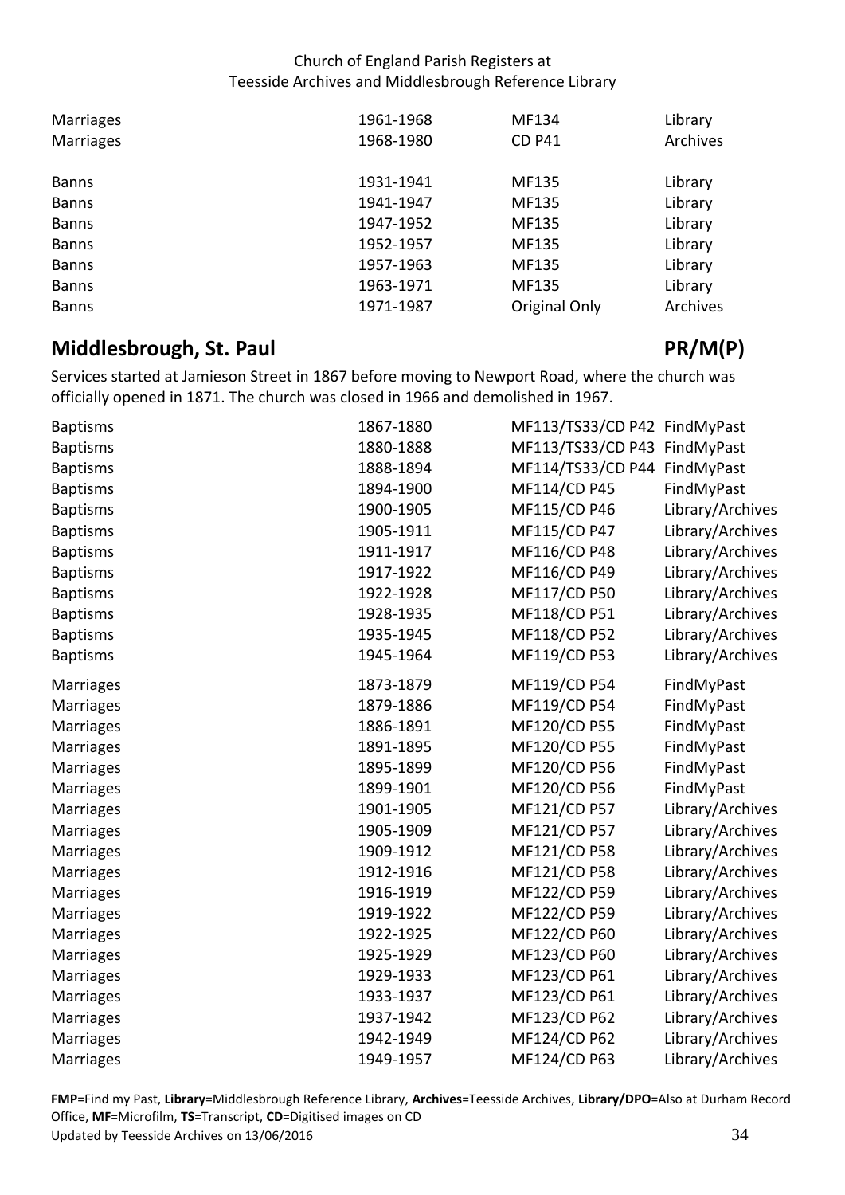| | | | |
|---|---|---|---|
| Marriages | 1961-1968 | MF134 | Library |
| Marriages | 1968-1980 | CD P41 | Archives |
| Banns | 1931-1941 | MF135 | Library |
| Banns | 1941-1947 | MF135 | Library |
| Banns | 1947-1952 | MF135 | Library |
| Banns | 1952-1957 | MF135 | Library |
| Banns | 1957-1963 | MF135 | Library |
| Banns | 1963-1971 | MF135 | Library |
| Banns | 1971-1987 | Original Only | Archives |

## Middlesbrough, St. Paul — PR/M(P)

Services started at Jamieson Street in 1867 before moving to Newport Road, where the church was officially opened in 1871. The church was closed in 1966 and demolished in 1967.

| | | | |
|---|---|---|---|
| Baptisms | 1867-1880 | MF113/TS33/CD P42 | FindMyPast |
| Baptisms | 1880-1888 | MF113/TS33/CD P43 | FindMyPast |
| Baptisms | 1888-1894 | MF114/TS33/CD P44 | FindMyPast |
| Baptisms | 1894-1900 | MF114/CD P45 | FindMyPast |
| Baptisms | 1900-1905 | MF115/CD P46 | Library/Archives |
| Baptisms | 1905-1911 | MF115/CD P47 | Library/Archives |
| Baptisms | 1911-1917 | MF116/CD P48 | Library/Archives |
| Baptisms | 1917-1922 | MF116/CD P49 | Library/Archives |
| Baptisms | 1922-1928 | MF117/CD P50 | Library/Archives |
| Baptisms | 1928-1935 | MF118/CD P51 | Library/Archives |
| Baptisms | 1935-1945 | MF118/CD P52 | Library/Archives |
| Baptisms | 1945-1964 | MF119/CD P53 | Library/Archives |
| Marriages | 1873-1879 | MF119/CD P54 | FindMyPast |
| Marriages | 1879-1886 | MF119/CD P54 | FindMyPast |
| Marriages | 1886-1891 | MF120/CD P55 | FindMyPast |
| Marriages | 1891-1895 | MF120/CD P55 | FindMyPast |
| Marriages | 1895-1899 | MF120/CD P56 | FindMyPast |
| Marriages | 1899-1901 | MF120/CD P56 | FindMyPast |
| Marriages | 1901-1905 | MF121/CD P57 | Library/Archives |
| Marriages | 1905-1909 | MF121/CD P57 | Library/Archives |
| Marriages | 1909-1912 | MF121/CD P58 | Library/Archives |
| Marriages | 1912-1916 | MF121/CD P58 | Library/Archives |
| Marriages | 1916-1919 | MF122/CD P59 | Library/Archives |
| Marriages | 1919-1922 | MF122/CD P59 | Library/Archives |
| Marriages | 1922-1925 | MF122/CD P60 | Library/Archives |
| Marriages | 1925-1929 | MF123/CD P60 | Library/Archives |
| Marriages | 1929-1933 | MF123/CD P61 | Library/Archives |
| Marriages | 1933-1937 | MF123/CD P61 | Library/Archives |
| Marriages | 1937-1942 | MF123/CD P62 | Library/Archives |
| Marriages | 1942-1949 | MF124/CD P62 | Library/Archives |
| Marriages | 1949-1957 | MF124/CD P63 | Library/Archives |

**FMP**=Find my Past, **Library**=Middlesbrough Reference Library, **Archives**=Teesside Archives, **Library/DPO**=Also at Durham Record Office, **MF**=Microfilm, **TS**=Transcript, **CD**=Digitised images on CD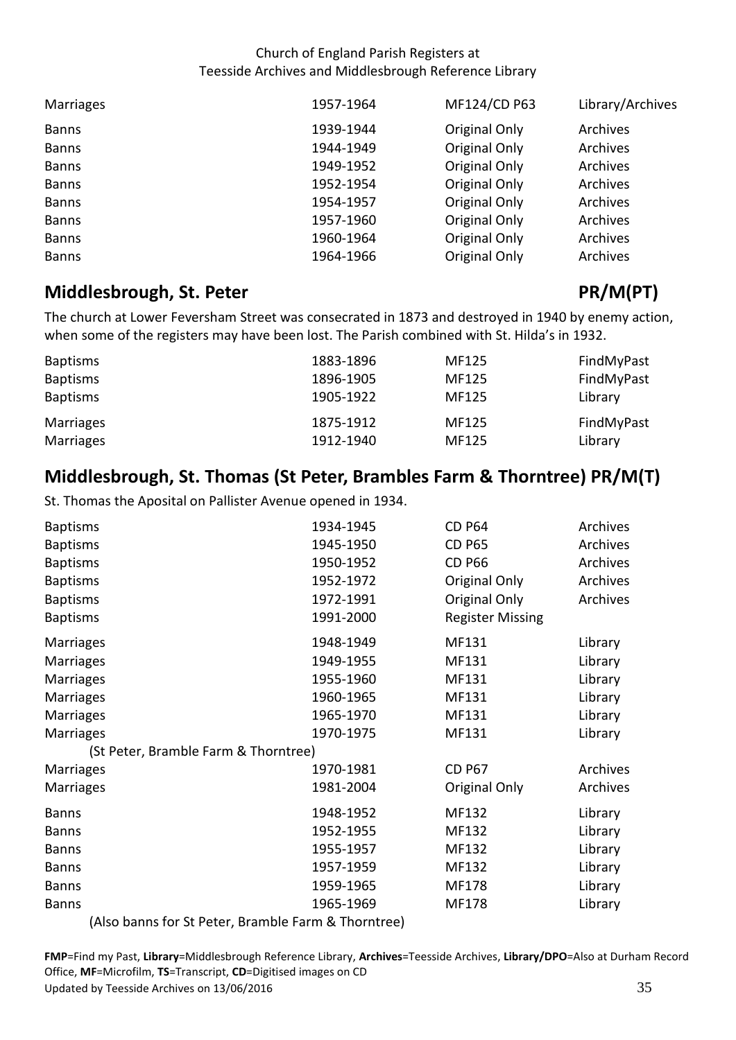| | | | |
|---|---|---|---|
| Marriages | 1957-1964 | MF124/CD P63 | Library/Archives |
| Banns | 1939-1944 | Original Only | Archives |
| Banns | 1944-1949 | Original Only | Archives |
| Banns | 1949-1952 | Original Only | Archives |
| Banns | 1952-1954 | Original Only | Archives |
| Banns | 1954-1957 | Original Only | Archives |
| Banns | 1957-1960 | Original Only | Archives |
| Banns | 1960-1964 | Original Only | Archives |
| Banns | 1964-1966 | Original Only | Archives |

## Middlesbrough, St. Peter PR/M(PT)

The church at Lower Feversham Street was consecrated in 1873 and destroyed in 1940 by enemy action, when some of the registers may have been lost. The Parish combined with St. Hilda's in 1932.

| | | | |
|---|---|---|---|
| Baptisms | 1883-1896 | MF125 | FindMyPast |
| Baptisms | 1896-1905 | MF125 | FindMyPast |
| Baptisms | 1905-1922 | MF125 | Library |
| Marriages | 1875-1912 | MF125 | FindMyPast |
| Marriages | 1912-1940 | MF125 | Library |

## Middlesbrough, St. Thomas (St Peter, Brambles Farm & Thorntree) PR/M(T)

St. Thomas the Aposital on Pallister Avenue opened in 1934.

| | | | |
|---|---|---|---|
| Baptisms | 1934-1945 | CD P64 | Archives |
| Baptisms | 1945-1950 | CD P65 | Archives |
| Baptisms | 1950-1952 | CD P66 | Archives |
| Baptisms | 1952-1972 | Original Only | Archives |
| Baptisms | 1972-1991 | Original Only | Archives |
| Baptisms | 1991-2000 | Register Missing | |
| Marriages | 1948-1949 | MF131 | Library |
| Marriages | 1949-1955 | MF131 | Library |
| Marriages | 1955-1960 | MF131 | Library |
| Marriages | 1960-1965 | MF131 | Library |
| Marriages | 1965-1970 | MF131 | Library |
| Marriages | 1970-1975 | MF131 | Library |
| (St Peter, Bramble Farm & Thorntree) | | | |
| Marriages | 1970-1981 | CD P67 | Archives |
| Marriages | 1981-2004 | Original Only | Archives |
| Banns | 1948-1952 | MF132 | Library |
| Banns | 1952-1955 | MF132 | Library |
| Banns | 1955-1957 | MF132 | Library |
| Banns | 1957-1959 | MF132 | Library |
| Banns | 1959-1965 | MF178 | Library |
| Banns | 1965-1969 | MF178 | Library |

(Also banns for St Peter, Bramble Farm & Thorntree)

**FMP**=Find my Past, **Library**=Middlesbrough Reference Library, **Archives**=Teesside Archives, **Library/DPO**=Also at Durham Record Office, **MF**=Microfilm, **TS**=Transcript, **CD**=Digitised images on CD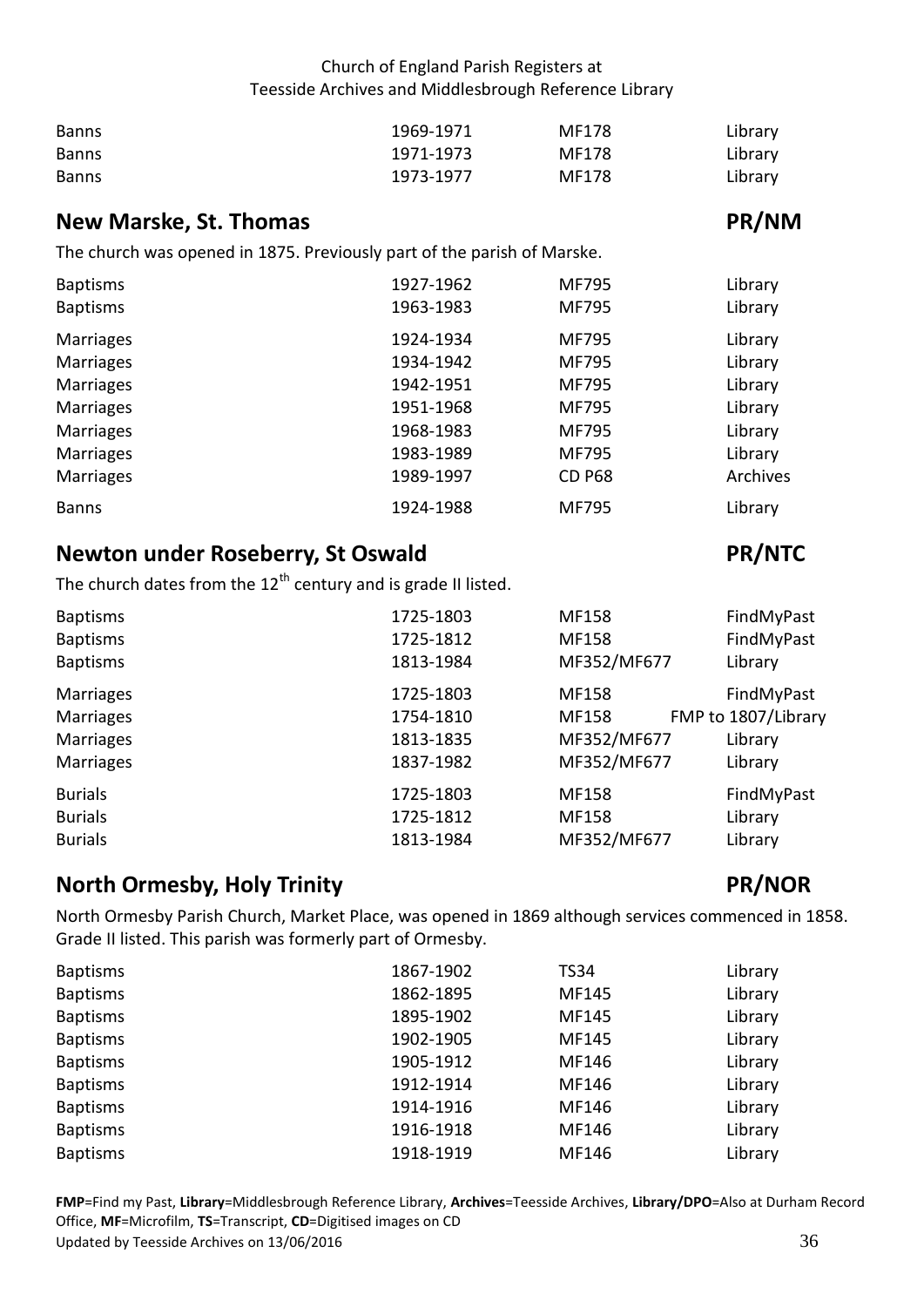| | | | |
|---|---|---|---|
| Banns | 1969-1971 | MF178 | Library |
| Banns | 1971-1973 | MF178 | Library |
| Banns | 1973-1977 | MF178 | Library |

## New Marske, St. Thomas — PR/NM

The church was opened in 1875. Previously part of the parish of Marske.

| | | | |
|---|---|---|---|
| Baptisms | 1927-1962 | MF795 | Library |
| Baptisms | 1963-1983 | MF795 | Library |
| Marriages | 1924-1934 | MF795 | Library |
| Marriages | 1934-1942 | MF795 | Library |
| Marriages | 1942-1951 | MF795 | Library |
| Marriages | 1951-1968 | MF795 | Library |
| Marriages | 1968-1983 | MF795 | Library |
| Marriages | 1983-1989 | MF795 | Library |
| Marriages | 1989-1997 | CD P68 | Archives |
| Banns | 1924-1988 | MF795 | Library |

## Newton under Roseberry, St Oswald — PR/NTC

The church dates from the 12th century and is grade II listed.

| | | | |
|---|---|---|---|
| Baptisms | 1725-1803 | MF158 | FindMyPast |
| Baptisms | 1725-1812 | MF158 | FindMyPast |
| Baptisms | 1813-1984 | MF352/MF677 | Library |
| Marriages | 1725-1803 | MF158 | FindMyPast |
| Marriages | 1754-1810 | MF158 | FMP to 1807/Library |
| Marriages | 1813-1835 | MF352/MF677 | Library |
| Marriages | 1837-1982 | MF352/MF677 | Library |
| Burials | 1725-1803 | MF158 | FindMyPast |
| Burials | 1725-1812 | MF158 | Library |
| Burials | 1813-1984 | MF352/MF677 | Library |

## North Ormesby, Holy Trinity — PR/NOR

North Ormesby Parish Church, Market Place, was opened in 1869 although services commenced in 1858. Grade II listed. This parish was formerly part of Ormesby.

| | | | |
|---|---|---|---|
| Baptisms | 1867-1902 | TS34 | Library |
| Baptisms | 1862-1895 | MF145 | Library |
| Baptisms | 1895-1902 | MF145 | Library |
| Baptisms | 1902-1905 | MF145 | Library |
| Baptisms | 1905-1912 | MF146 | Library |
| Baptisms | 1912-1914 | MF146 | Library |
| Baptisms | 1914-1916 | MF146 | Library |
| Baptisms | 1916-1918 | MF146 | Library |
| Baptisms | 1918-1919 | MF146 | Library |

**FMP**=Find my Past, **Library**=Middlesbrough Reference Library, **Archives**=Teesside Archives, **Library/DPO**=Also at Durham Record Office, **MF**=Microfilm, **TS**=Transcript, **CD**=Digitised images on CD
Updated by Teesside Archives on 13/06/2016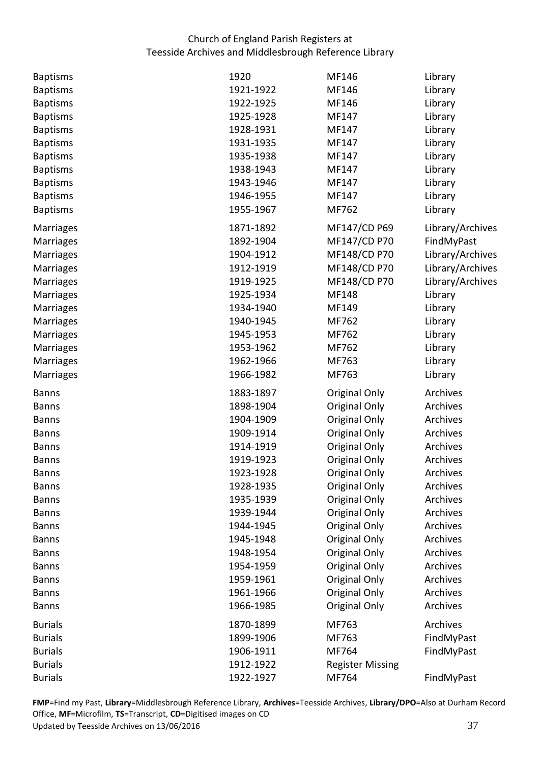| | | | |
|---|---|---|---|
| Baptisms | 1920 | MF146 | Library |
| Baptisms | 1921-1922 | MF146 | Library |
| Baptisms | 1922-1925 | MF146 | Library |
| Baptisms | 1925-1928 | MF147 | Library |
| Baptisms | 1928-1931 | MF147 | Library |
| Baptisms | 1931-1935 | MF147 | Library |
| Baptisms | 1935-1938 | MF147 | Library |
| Baptisms | 1938-1943 | MF147 | Library |
| Baptisms | 1943-1946 | MF147 | Library |
| Baptisms | 1946-1955 | MF147 | Library |
| Baptisms | 1955-1967 | MF762 | Library |
| Marriages | 1871-1892 | MF147/CD P69 | Library/Archives |
| Marriages | 1892-1904 | MF147/CD P70 | FindMyPast |
| Marriages | 1904-1912 | MF148/CD P70 | Library/Archives |
| Marriages | 1912-1919 | MF148/CD P70 | Library/Archives |
| Marriages | 1919-1925 | MF148/CD P70 | Library/Archives |
| Marriages | 1925-1934 | MF148 | Library |
| Marriages | 1934-1940 | MF149 | Library |
| Marriages | 1940-1945 | MF762 | Library |
| Marriages | 1945-1953 | MF762 | Library |
| Marriages | 1953-1962 | MF762 | Library |
| Marriages | 1962-1966 | MF763 | Library |
| Marriages | 1966-1982 | MF763 | Library |
| Banns | 1883-1897 | Original Only | Archives |
| Banns | 1898-1904 | Original Only | Archives |
| Banns | 1904-1909 | Original Only | Archives |
| Banns | 1909-1914 | Original Only | Archives |
| Banns | 1914-1919 | Original Only | Archives |
| Banns | 1919-1923 | Original Only | Archives |
| Banns | 1923-1928 | Original Only | Archives |
| Banns | 1928-1935 | Original Only | Archives |
| Banns | 1935-1939 | Original Only | Archives |
| Banns | 1939-1944 | Original Only | Archives |
| Banns | 1944-1945 | Original Only | Archives |
| Banns | 1945-1948 | Original Only | Archives |
| Banns | 1948-1954 | Original Only | Archives |
| Banns | 1954-1959 | Original Only | Archives |
| Banns | 1959-1961 | Original Only | Archives |
| Banns | 1961-1966 | Original Only | Archives |
| Banns | 1966-1985 | Original Only | Archives |
| Burials | 1870-1899 | MF763 | Archives |
| Burials | 1899-1906 | MF763 | FindMyPast |
| Burials | 1906-1911 | MF764 | FindMyPast |
| Burials | 1912-1922 | Register Missing | |
| Burials | 1922-1927 | MF764 | FindMyPast |

**FMP**=Find my Past, **Library**=Middlesbrough Reference Library, **Archives**=Teesside Archives, **Library/DPO**=Also at Durham Record Office, **MF**=Microfilm, **TS**=Transcript, **CD**=Digitised images on CD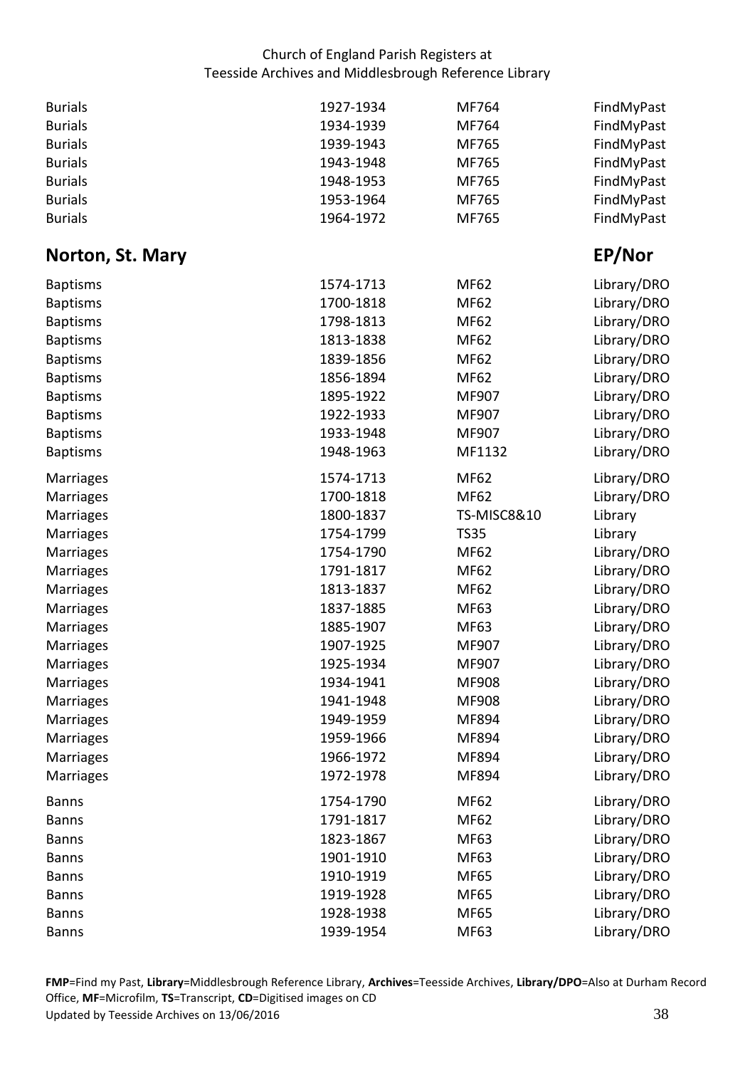| | | | |
|---|---|---|---|
| Burials | 1927-1934 | MF764 | FindMyPast |
| Burials | 1934-1939 | MF764 | FindMyPast |
| Burials | 1939-1943 | MF765 | FindMyPast |
| Burials | 1943-1948 | MF765 | FindMyPast |
| Burials | 1948-1953 | MF765 | FindMyPast |
| Burials | 1953-1964 | MF765 | FindMyPast |
| Burials | 1964-1972 | MF765 | FindMyPast |

## Norton, St. Mary — EP/Nor

| | | | |
|---|---|---|---|
| Baptisms | 1574-1713 | MF62 | Library/DRO |
| Baptisms | 1700-1818 | MF62 | Library/DRO |
| Baptisms | 1798-1813 | MF62 | Library/DRO |
| Baptisms | 1813-1838 | MF62 | Library/DRO |
| Baptisms | 1839-1856 | MF62 | Library/DRO |
| Baptisms | 1856-1894 | MF62 | Library/DRO |
| Baptisms | 1895-1922 | MF907 | Library/DRO |
| Baptisms | 1922-1933 | MF907 | Library/DRO |
| Baptisms | 1933-1948 | MF907 | Library/DRO |
| Baptisms | 1948-1963 | MF1132 | Library/DRO |
| Marriages | 1574-1713 | MF62 | Library/DRO |
| Marriages | 1700-1818 | MF62 | Library/DRO |
| Marriages | 1800-1837 | TS-MISC8&10 | Library |
| Marriages | 1754-1799 | TS35 | Library |
| Marriages | 1754-1790 | MF62 | Library/DRO |
| Marriages | 1791-1817 | MF62 | Library/DRO |
| Marriages | 1813-1837 | MF62 | Library/DRO |
| Marriages | 1837-1885 | MF63 | Library/DRO |
| Marriages | 1885-1907 | MF63 | Library/DRO |
| Marriages | 1907-1925 | MF907 | Library/DRO |
| Marriages | 1925-1934 | MF907 | Library/DRO |
| Marriages | 1934-1941 | MF908 | Library/DRO |
| Marriages | 1941-1948 | MF908 | Library/DRO |
| Marriages | 1949-1959 | MF894 | Library/DRO |
| Marriages | 1959-1966 | MF894 | Library/DRO |
| Marriages | 1966-1972 | MF894 | Library/DRO |
| Marriages | 1972-1978 | MF894 | Library/DRO |
| Banns | 1754-1790 | MF62 | Library/DRO |
| Banns | 1791-1817 | MF62 | Library/DRO |
| Banns | 1823-1867 | MF63 | Library/DRO |
| Banns | 1901-1910 | MF63 | Library/DRO |
| Banns | 1910-1919 | MF65 | Library/DRO |
| Banns | 1919-1928 | MF65 | Library/DRO |
| Banns | 1928-1938 | MF65 | Library/DRO |
| Banns | 1939-1954 | MF63 | Library/DRO |

**FMP**=Find my Past, **Library**=Middlesbrough Reference Library, **Archives**=Teesside Archives, **Library/DPO**=Also at Durham Record Office, **MF**=Microfilm, **TS**=Transcript, **CD**=Digitised images on CD

Updated by Teesside Archives on 13/06/2016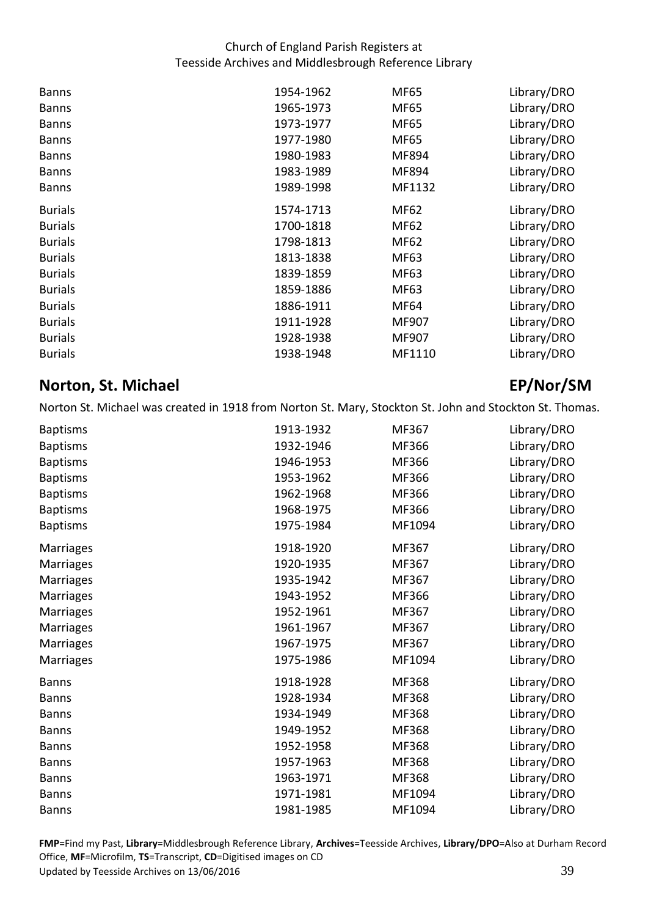| | | | |
|---|---|---|---|
| Banns | 1954-1962 | MF65 | Library/DRO |
| Banns | 1965-1973 | MF65 | Library/DRO |
| Banns | 1973-1977 | MF65 | Library/DRO |
| Banns | 1977-1980 | MF65 | Library/DRO |
| Banns | 1980-1983 | MF894 | Library/DRO |
| Banns | 1983-1989 | MF894 | Library/DRO |
| Banns | 1989-1998 | MF1132 | Library/DRO |
| Burials | 1574-1713 | MF62 | Library/DRO |
| Burials | 1700-1818 | MF62 | Library/DRO |
| Burials | 1798-1813 | MF62 | Library/DRO |
| Burials | 1813-1838 | MF63 | Library/DRO |
| Burials | 1839-1859 | MF63 | Library/DRO |
| Burials | 1859-1886 | MF63 | Library/DRO |
| Burials | 1886-1911 | MF64 | Library/DRO |
| Burials | 1911-1928 | MF907 | Library/DRO |
| Burials | 1928-1938 | MF907 | Library/DRO |
| Burials | 1938-1948 | MF1110 | Library/DRO |

## Norton, St. Michael — EP/Nor/SM

Norton St. Michael was created in 1918 from Norton St. Mary, Stockton St. John and Stockton St. Thomas.

| | | | |
|---|---|---|---|
| Baptisms | 1913-1932 | MF367 | Library/DRO |
| Baptisms | 1932-1946 | MF366 | Library/DRO |
| Baptisms | 1946-1953 | MF366 | Library/DRO |
| Baptisms | 1953-1962 | MF366 | Library/DRO |
| Baptisms | 1962-1968 | MF366 | Library/DRO |
| Baptisms | 1968-1975 | MF366 | Library/DRO |
| Baptisms | 1975-1984 | MF1094 | Library/DRO |
| Marriages | 1918-1920 | MF367 | Library/DRO |
| Marriages | 1920-1935 | MF367 | Library/DRO |
| Marriages | 1935-1942 | MF367 | Library/DRO |
| Marriages | 1943-1952 | MF366 | Library/DRO |
| Marriages | 1952-1961 | MF367 | Library/DRO |
| Marriages | 1961-1967 | MF367 | Library/DRO |
| Marriages | 1967-1975 | MF367 | Library/DRO |
| Marriages | 1975-1986 | MF1094 | Library/DRO |
| Banns | 1918-1928 | MF368 | Library/DRO |
| Banns | 1928-1934 | MF368 | Library/DRO |
| Banns | 1934-1949 | MF368 | Library/DRO |
| Banns | 1949-1952 | MF368 | Library/DRO |
| Banns | 1952-1958 | MF368 | Library/DRO |
| Banns | 1957-1963 | MF368 | Library/DRO |
| Banns | 1963-1971 | MF368 | Library/DRO |
| Banns | 1971-1981 | MF1094 | Library/DRO |
| Banns | 1981-1985 | MF1094 | Library/DRO |

**FMP**=Find my Past, **Library**=Middlesbrough Reference Library, **Archives**=Teesside Archives, **Library/DPO**=Also at Durham Record Office, **MF**=Microfilm, **TS**=Transcript, **CD**=Digitised images on CD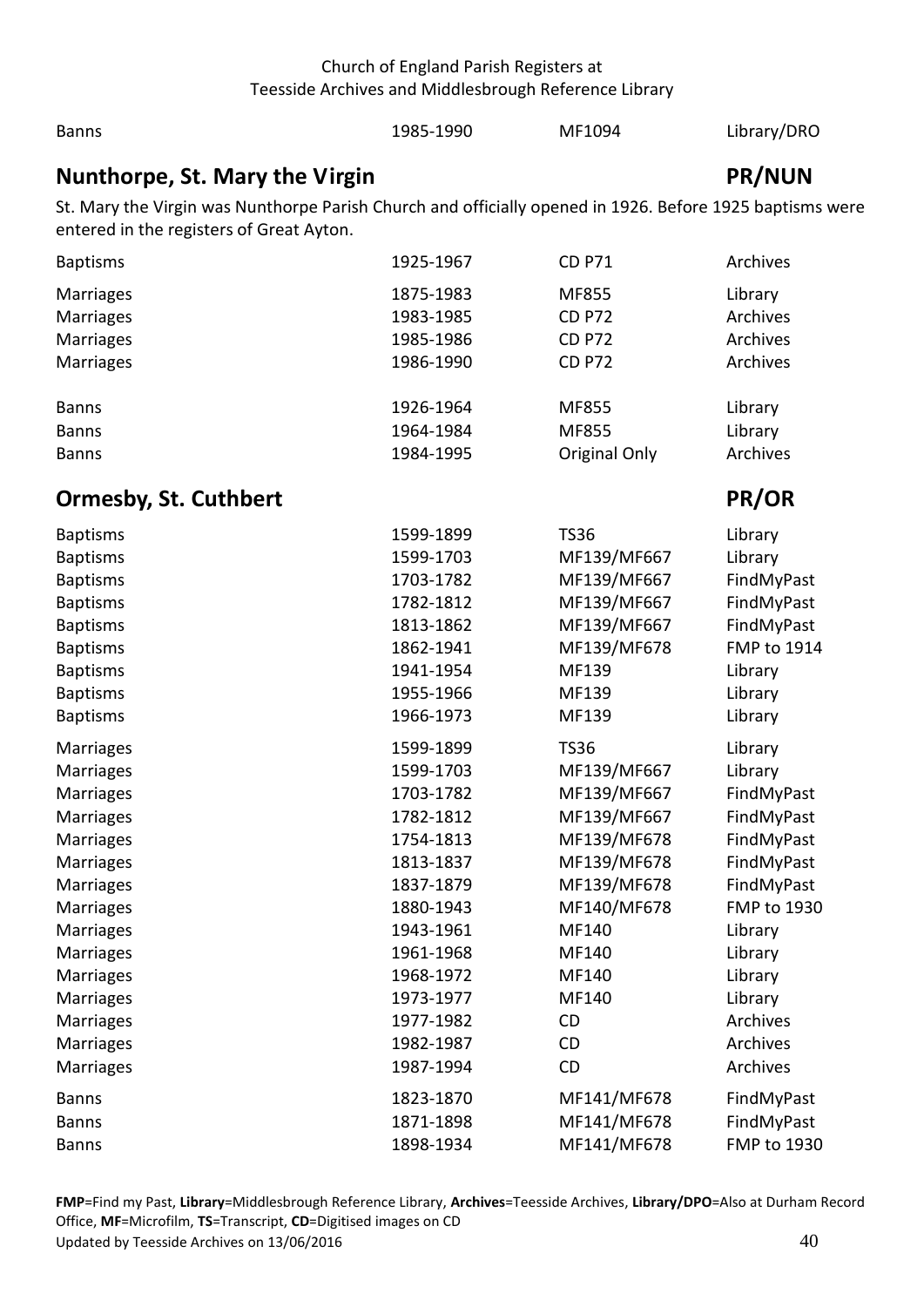| | | | |
|---|---|---|---|
| Banns | 1985-1990 | MF1094 | Library/DRO |

## Nunthorpe, St. Mary the Virgin — PR/NUN

St. Mary the Virgin was Nunthorpe Parish Church and officially opened in 1926. Before 1925 baptisms were entered in the registers of Great Ayton.

| | | | |
|---|---|---|---|
| Baptisms | 1925-1967 | CD P71 | Archives |
| Marriages | 1875-1983 | MF855 | Library |
| Marriages | 1983-1985 | CD P72 | Archives |
| Marriages | 1985-1986 | CD P72 | Archives |
| Marriages | 1986-1990 | CD P72 | Archives |
| Banns | 1926-1964 | MF855 | Library |
| Banns | 1964-1984 | MF855 | Library |
| Banns | 1984-1995 | Original Only | Archives |

## Ormesby, St. Cuthbert — PR/OR

| | | | |
|---|---|---|---|
| Baptisms | 1599-1899 | TS36 | Library |
| Baptisms | 1599-1703 | MF139/MF667 | Library |
| Baptisms | 1703-1782 | MF139/MF667 | FindMyPast |
| Baptisms | 1782-1812 | MF139/MF667 | FindMyPast |
| Baptisms | 1813-1862 | MF139/MF667 | FindMyPast |
| Baptisms | 1862-1941 | MF139/MF678 | FMP to 1914 |
| Baptisms | 1941-1954 | MF139 | Library |
| Baptisms | 1955-1966 | MF139 | Library |
| Baptisms | 1966-1973 | MF139 | Library |
| Marriages | 1599-1899 | TS36 | Library |
| Marriages | 1599-1703 | MF139/MF667 | Library |
| Marriages | 1703-1782 | MF139/MF667 | FindMyPast |
| Marriages | 1782-1812 | MF139/MF667 | FindMyPast |
| Marriages | 1754-1813 | MF139/MF678 | FindMyPast |
| Marriages | 1813-1837 | MF139/MF678 | FindMyPast |
| Marriages | 1837-1879 | MF139/MF678 | FindMyPast |
| Marriages | 1880-1943 | MF140/MF678 | FMP to 1930 |
| Marriages | 1943-1961 | MF140 | Library |
| Marriages | 1961-1968 | MF140 | Library |
| Marriages | 1968-1972 | MF140 | Library |
| Marriages | 1973-1977 | MF140 | Library |
| Marriages | 1977-1982 | CD | Archives |
| Marriages | 1982-1987 | CD | Archives |
| Marriages | 1987-1994 | CD | Archives |
| Banns | 1823-1870 | MF141/MF678 | FindMyPast |
| Banns | 1871-1898 | MF141/MF678 | FindMyPast |
| Banns | 1898-1934 | MF141/MF678 | FMP to 1930 |

**FMP**=Find my Past, **Library**=Middlesbrough Reference Library, **Archives**=Teesside Archives, **Library/DPO**=Also at Durham Record Office, **MF**=Microfilm, **TS**=Transcript, **CD**=Digitised images on CD
Updated by Teesside Archives on 13/06/2016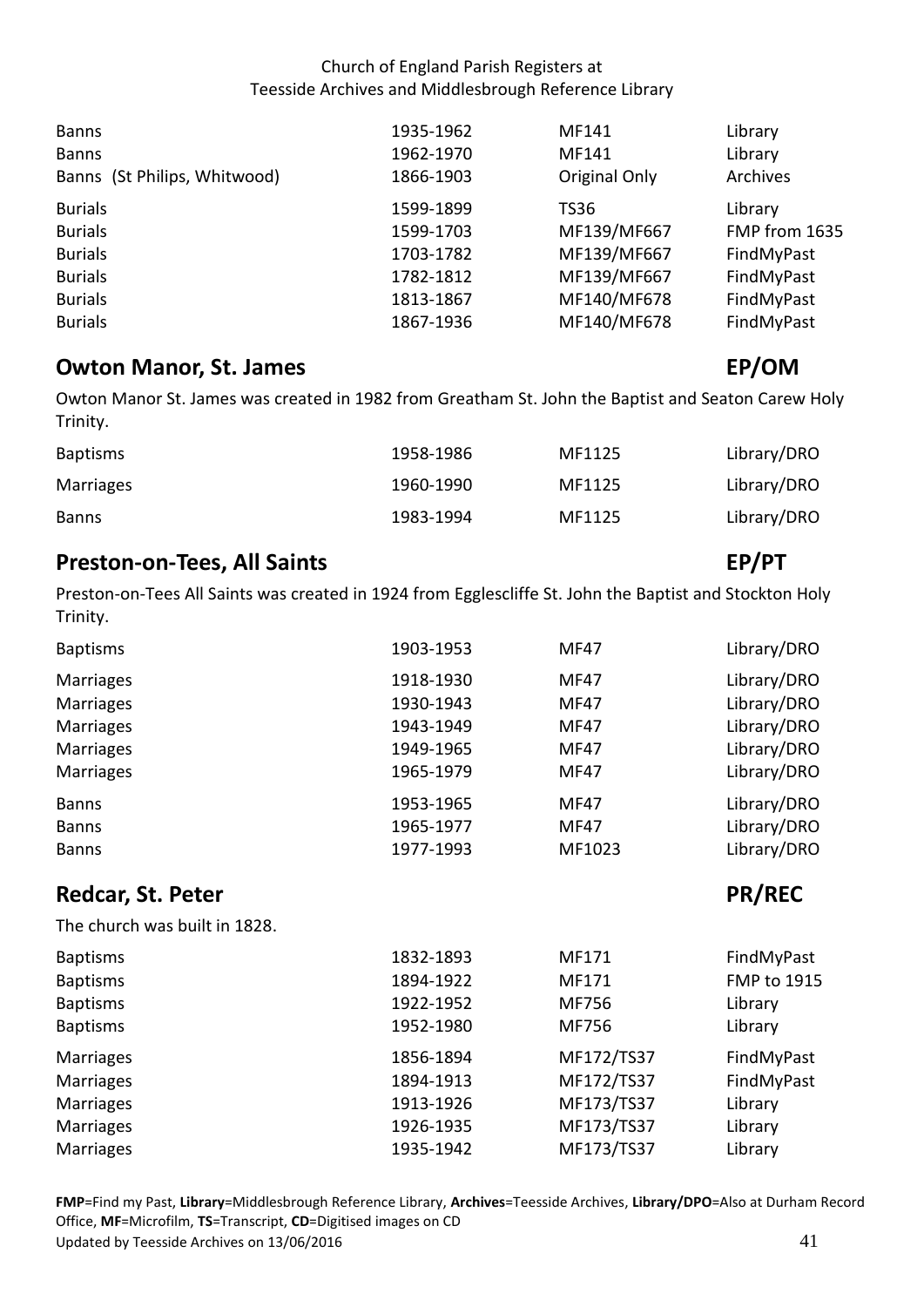| | | | |
|---|---|---|---|
| Banns | 1935-1962 | MF141 | Library |
| Banns | 1962-1970 | MF141 | Library |
| Banns (St Philips, Whitwood) | 1866-1903 | Original Only | Archives |
| Burials | 1599-1899 | TS36 | Library |
| Burials | 1599-1703 | MF139/MF667 | FMP from 1635 |
| Burials | 1703-1782 | MF139/MF667 | FindMyPast |
| Burials | 1782-1812 | MF139/MF667 | FindMyPast |
| Burials | 1813-1867 | MF140/MF678 | FindMyPast |
| Burials | 1867-1936 | MF140/MF678 | FindMyPast |

## Owton Manor, St. James — EP/OM

Owton Manor St. James was created in 1982 from Greatham St. John the Baptist and Seaton Carew Holy Trinity.

| | | | |
|---|---|---|---|
| Baptisms | 1958-1986 | MF1125 | Library/DRO |
| Marriages | 1960-1990 | MF1125 | Library/DRO |
| Banns | 1983-1994 | MF1125 | Library/DRO |

## Preston-on-Tees, All Saints — EP/PT

Preston-on-Tees All Saints was created in 1924 from Egglescliffe St. John the Baptist and Stockton Holy Trinity.

| | | | |
|---|---|---|---|
| Baptisms | 1903-1953 | MF47 | Library/DRO |
| Marriages | 1918-1930 | MF47 | Library/DRO |
| Marriages | 1930-1943 | MF47 | Library/DRO |
| Marriages | 1943-1949 | MF47 | Library/DRO |
| Marriages | 1949-1965 | MF47 | Library/DRO |
| Marriages | 1965-1979 | MF47 | Library/DRO |
| Banns | 1953-1965 | MF47 | Library/DRO |
| Banns | 1965-1977 | MF47 | Library/DRO |
| Banns | 1977-1993 | MF1023 | Library/DRO |

## Redcar, St. Peter — PR/REC

The church was built in 1828.

| | | | |
|---|---|---|---|
| Baptisms | 1832-1893 | MF171 | FindMyPast |
| Baptisms | 1894-1922 | MF171 | FMP to 1915 |
| Baptisms | 1922-1952 | MF756 | Library |
| Baptisms | 1952-1980 | MF756 | Library |
| Marriages | 1856-1894 | MF172/TS37 | FindMyPast |
| Marriages | 1894-1913 | MF172/TS37 | FindMyPast |
| Marriages | 1913-1926 | MF173/TS37 | Library |
| Marriages | 1926-1935 | MF173/TS37 | Library |
| Marriages | 1935-1942 | MF173/TS37 | Library |

**FMP**=Find my Past, **Library**=Middlesbrough Reference Library, **Archives**=Teesside Archives, **Library/DPO**=Also at Durham Record Office, **MF**=Microfilm, **TS**=Transcript, **CD**=Digitised images on CD
Updated by Teesside Archives on 13/06/2016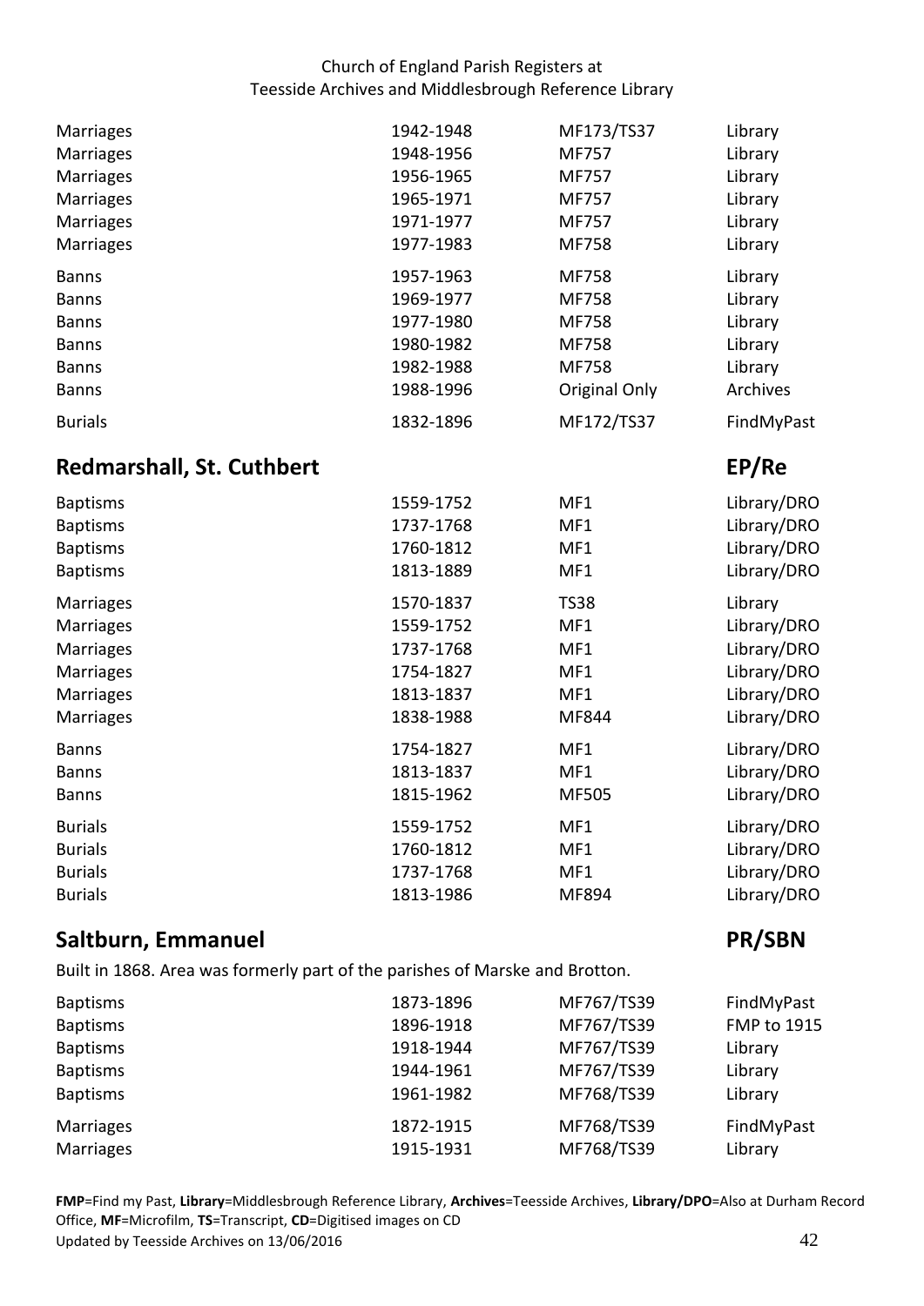| | | | |
|---|---|---|---|
| Marriages | 1942-1948 | MF173/TS37 | Library |
| Marriages | 1948-1956 | MF757 | Library |
| Marriages | 1956-1965 | MF757 | Library |
| Marriages | 1965-1971 | MF757 | Library |
| Marriages | 1971-1977 | MF757 | Library |
| Marriages | 1977-1983 | MF758 | Library |
| Banns | 1957-1963 | MF758 | Library |
| Banns | 1969-1977 | MF758 | Library |
| Banns | 1977-1980 | MF758 | Library |
| Banns | 1980-1982 | MF758 | Library |
| Banns | 1982-1988 | MF758 | Library |
| Banns | 1988-1996 | Original Only | Archives |
| Burials | 1832-1896 | MF172/TS37 | FindMyPast |

## Redmarshall, St. Cuthbert — EP/Re

| | | | |
|---|---|---|---|
| Baptisms | 1559-1752 | MF1 | Library/DRO |
| Baptisms | 1737-1768 | MF1 | Library/DRO |
| Baptisms | 1760-1812 | MF1 | Library/DRO |
| Baptisms | 1813-1889 | MF1 | Library/DRO |
| Marriages | 1570-1837 | TS38 | Library |
| Marriages | 1559-1752 | MF1 | Library/DRO |
| Marriages | 1737-1768 | MF1 | Library/DRO |
| Marriages | 1754-1827 | MF1 | Library/DRO |
| Marriages | 1813-1837 | MF1 | Library/DRO |
| Marriages | 1838-1988 | MF844 | Library/DRO |
| Banns | 1754-1827 | MF1 | Library/DRO |
| Banns | 1813-1837 | MF1 | Library/DRO |
| Banns | 1815-1962 | MF505 | Library/DRO |
| Burials | 1559-1752 | MF1 | Library/DRO |
| Burials | 1760-1812 | MF1 | Library/DRO |
| Burials | 1737-1768 | MF1 | Library/DRO |
| Burials | 1813-1986 | MF894 | Library/DRO |

## Saltburn, Emmanuel — PR/SBN

Built in 1868. Area was formerly part of the parishes of Marske and Brotton.

| | | | |
|---|---|---|---|
| Baptisms | 1873-1896 | MF767/TS39 | FindMyPast |
| Baptisms | 1896-1918 | MF767/TS39 | FMP to 1915 |
| Baptisms | 1918-1944 | MF767/TS39 | Library |
| Baptisms | 1944-1961 | MF767/TS39 | Library |
| Baptisms | 1961-1982 | MF768/TS39 | Library |
| Marriages | 1872-1915 | MF768/TS39 | FindMyPast |
| Marriages | 1915-1931 | MF768/TS39 | Library |

**FMP**=Find my Past, **Library**=Middlesbrough Reference Library, **Archives**=Teesside Archives, **Library/DPO**=Also at Durham Record Office, **MF**=Microfilm, **TS**=Transcript, **CD**=Digitised images on CD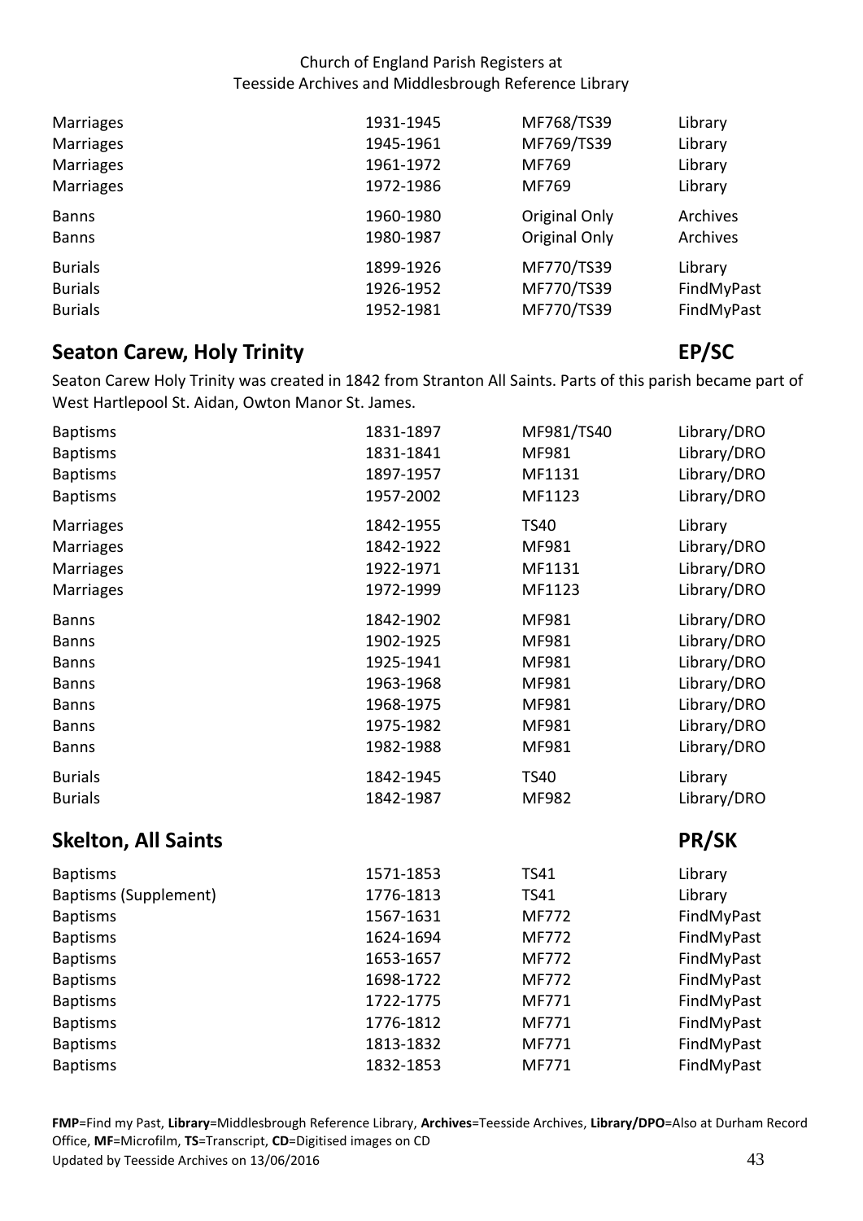| | | | |
|---|---|---|---|
| Marriages | 1931-1945 | MF768/TS39 | Library |
| Marriages | 1945-1961 | MF769/TS39 | Library |
| Marriages | 1961-1972 | MF769 | Library |
| Marriages | 1972-1986 | MF769 | Library |
| Banns | 1960-1980 | Original Only | Archives |
| Banns | 1980-1987 | Original Only | Archives |
| Burials | 1899-1926 | MF770/TS39 | Library |
| Burials | 1926-1952 | MF770/TS39 | FindMyPast |
| Burials | 1952-1981 | MF770/TS39 | FindMyPast |

## Seaton Carew, Holy Trinity — EP/SC

Seaton Carew Holy Trinity was created in 1842 from Stranton All Saints. Parts of this parish became part of West Hartlepool St. Aidan, Owton Manor St. James.

| | | | |
|---|---|---|---|
| Baptisms | 1831-1897 | MF981/TS40 | Library/DRO |
| Baptisms | 1831-1841 | MF981 | Library/DRO |
| Baptisms | 1897-1957 | MF1131 | Library/DRO |
| Baptisms | 1957-2002 | MF1123 | Library/DRO |
| Marriages | 1842-1955 | TS40 | Library |
| Marriages | 1842-1922 | MF981 | Library/DRO |
| Marriages | 1922-1971 | MF1131 | Library/DRO |
| Marriages | 1972-1999 | MF1123 | Library/DRO |
| Banns | 1842-1902 | MF981 | Library/DRO |
| Banns | 1902-1925 | MF981 | Library/DRO |
| Banns | 1925-1941 | MF981 | Library/DRO |
| Banns | 1963-1968 | MF981 | Library/DRO |
| Banns | 1968-1975 | MF981 | Library/DRO |
| Banns | 1975-1982 | MF981 | Library/DRO |
| Banns | 1982-1988 | MF981 | Library/DRO |
| Burials | 1842-1945 | TS40 | Library |
| Burials | 1842-1987 | MF982 | Library/DRO |

## Skelton, All Saints — PR/SK

| | | | |
|---|---|---|---|
| Baptisms | 1571-1853 | TS41 | Library |
| Baptisms (Supplement) | 1776-1813 | TS41 | Library |
| Baptisms | 1567-1631 | MF772 | FindMyPast |
| Baptisms | 1624-1694 | MF772 | FindMyPast |
| Baptisms | 1653-1657 | MF772 | FindMyPast |
| Baptisms | 1698-1722 | MF772 | FindMyPast |
| Baptisms | 1722-1775 | MF771 | FindMyPast |
| Baptisms | 1776-1812 | MF771 | FindMyPast |
| Baptisms | 1813-1832 | MF771 | FindMyPast |
| Baptisms | 1832-1853 | MF771 | FindMyPast |

**FMP**=Find my Past, **Library**=Middlesbrough Reference Library, **Archives**=Teesside Archives, **Library/DPO**=Also at Durham Record Office, **MF**=Microfilm, **TS**=Transcript, **CD**=Digitised images on CD

Updated by Teesside Archives on 13/06/2016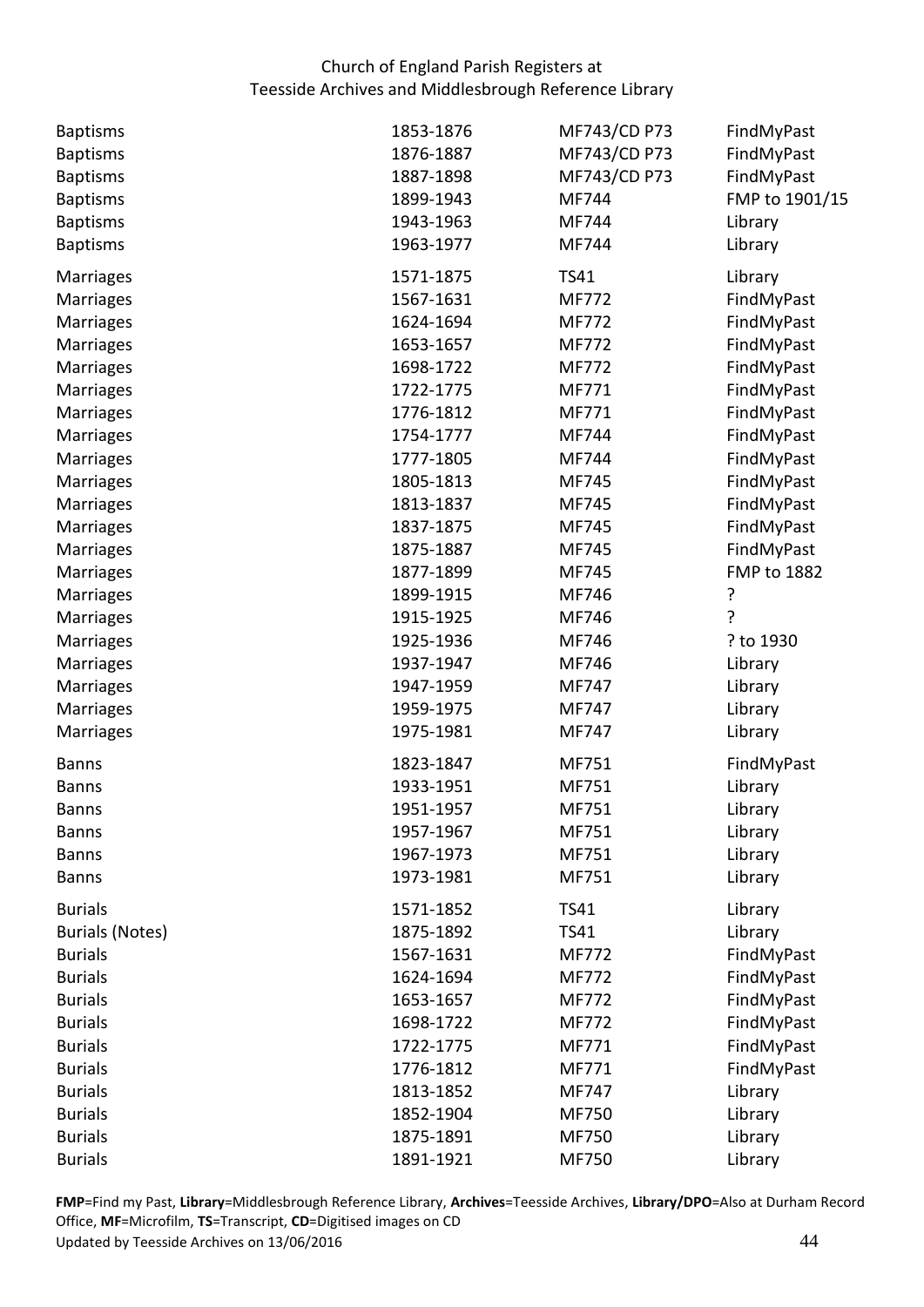Church of England Parish Registers at
Teesside Archives and Middlesbrough Reference Library

| | | | |
|---|---|---|---|
| Baptisms | 1853-1876 | MF743/CD P73 | FindMyPast |
| Baptisms | 1876-1887 | MF743/CD P73 | FindMyPast |
| Baptisms | 1887-1898 | MF743/CD P73 | FindMyPast |
| Baptisms | 1899-1943 | MF744 | FMP to 1901/15 |
| Baptisms | 1943-1963 | MF744 | Library |
| Baptisms | 1963-1977 | MF744 | Library |
| Marriages | 1571-1875 | TS41 | Library |
| Marriages | 1567-1631 | MF772 | FindMyPast |
| Marriages | 1624-1694 | MF772 | FindMyPast |
| Marriages | 1653-1657 | MF772 | FindMyPast |
| Marriages | 1698-1722 | MF772 | FindMyPast |
| Marriages | 1722-1775 | MF771 | FindMyPast |
| Marriages | 1776-1812 | MF771 | FindMyPast |
| Marriages | 1754-1777 | MF744 | FindMyPast |
| Marriages | 1777-1805 | MF744 | FindMyPast |
| Marriages | 1805-1813 | MF745 | FindMyPast |
| Marriages | 1813-1837 | MF745 | FindMyPast |
| Marriages | 1837-1875 | MF745 | FindMyPast |
| Marriages | 1875-1887 | MF745 | FindMyPast |
| Marriages | 1877-1899 | MF745 | FMP to 1882 |
| Marriages | 1899-1915 | MF746 | ? |
| Marriages | 1915-1925 | MF746 | ? |
| Marriages | 1925-1936 | MF746 | ? to 1930 |
| Marriages | 1937-1947 | MF746 | Library |
| Marriages | 1947-1959 | MF747 | Library |
| Marriages | 1959-1975 | MF747 | Library |
| Marriages | 1975-1981 | MF747 | Library |
| Banns | 1823-1847 | MF751 | FindMyPast |
| Banns | 1933-1951 | MF751 | Library |
| Banns | 1951-1957 | MF751 | Library |
| Banns | 1957-1967 | MF751 | Library |
| Banns | 1967-1973 | MF751 | Library |
| Banns | 1973-1981 | MF751 | Library |
| Burials | 1571-1852 | TS41 | Library |
| Burials (Notes) | 1875-1892 | TS41 | Library |
| Burials | 1567-1631 | MF772 | FindMyPast |
| Burials | 1624-1694 | MF772 | FindMyPast |
| Burials | 1653-1657 | MF772 | FindMyPast |
| Burials | 1698-1722 | MF772 | FindMyPast |
| Burials | 1722-1775 | MF771 | FindMyPast |
| Burials | 1776-1812 | MF771 | FindMyPast |
| Burials | 1813-1852 | MF747 | Library |
| Burials | 1852-1904 | MF750 | Library |
| Burials | 1875-1891 | MF750 | Library |
| Burials | 1891-1921 | MF750 | Library |

**FMP**=Find my Past, **Library**=Middlesbrough Reference Library, **Archives**=Teesside Archives, **Library/DPO**=Also at Durham Record Office, **MF**=Microfilm, **TS**=Transcript, **CD**=Digitised images on CD

Updated by Teesside Archives on 13/06/2016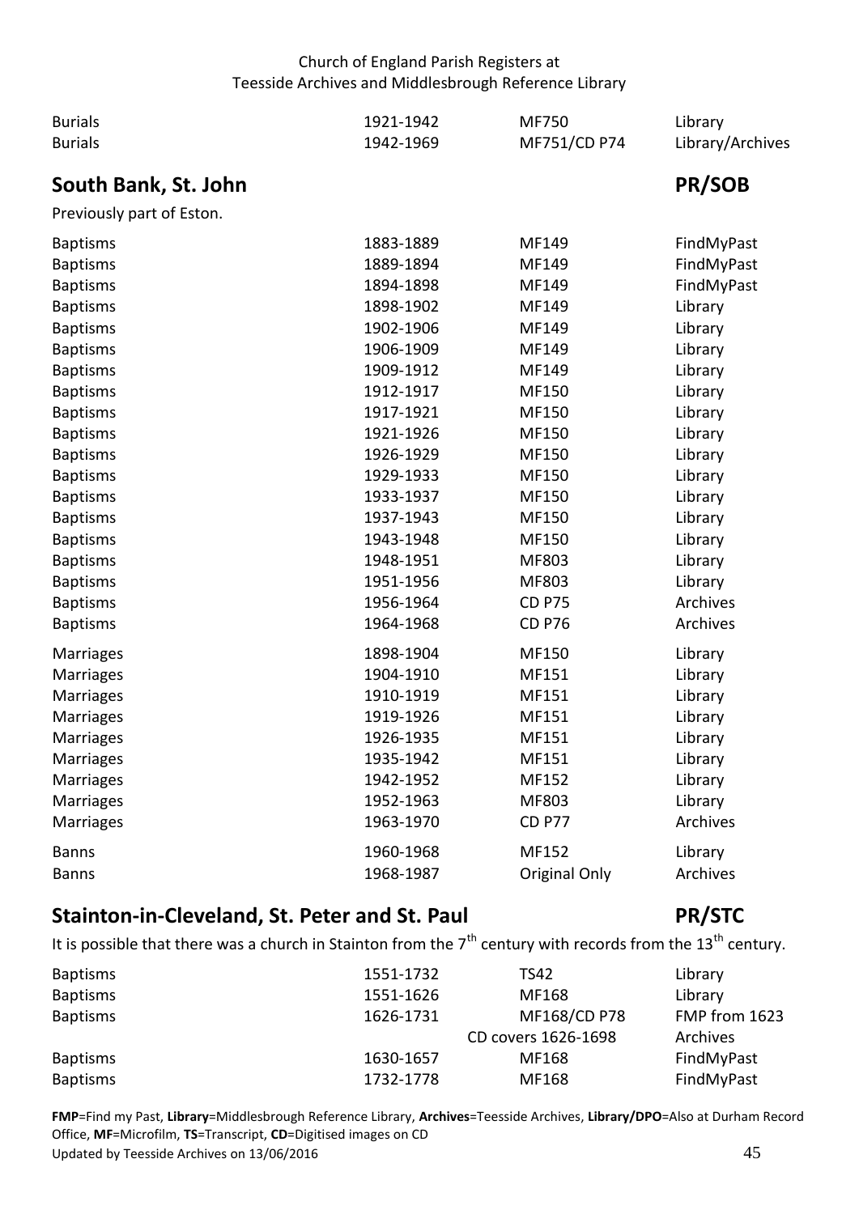| | | | |
|---|---|---|---|
| Burials | 1921-1942 | MF750 | Library |
| Burials | 1942-1969 | MF751/CD P74 | Library/Archives |

## South Bank, St. John — PR/SOB

Previously part of Eston.

| | | | |
|---|---|---|---|
| Baptisms | 1883-1889 | MF149 | FindMyPast |
| Baptisms | 1889-1894 | MF149 | FindMyPast |
| Baptisms | 1894-1898 | MF149 | FindMyPast |
| Baptisms | 1898-1902 | MF149 | Library |
| Baptisms | 1902-1906 | MF149 | Library |
| Baptisms | 1906-1909 | MF149 | Library |
| Baptisms | 1909-1912 | MF149 | Library |
| Baptisms | 1912-1917 | MF150 | Library |
| Baptisms | 1917-1921 | MF150 | Library |
| Baptisms | 1921-1926 | MF150 | Library |
| Baptisms | 1926-1929 | MF150 | Library |
| Baptisms | 1929-1933 | MF150 | Library |
| Baptisms | 1933-1937 | MF150 | Library |
| Baptisms | 1937-1943 | MF150 | Library |
| Baptisms | 1943-1948 | MF150 | Library |
| Baptisms | 1948-1951 | MF803 | Library |
| Baptisms | 1951-1956 | MF803 | Library |
| Baptisms | 1956-1964 | CD P75 | Archives |
| Baptisms | 1964-1968 | CD P76 | Archives |
| Marriages | 1898-1904 | MF150 | Library |
| Marriages | 1904-1910 | MF151 | Library |
| Marriages | 1910-1919 | MF151 | Library |
| Marriages | 1919-1926 | MF151 | Library |
| Marriages | 1926-1935 | MF151 | Library |
| Marriages | 1935-1942 | MF151 | Library |
| Marriages | 1942-1952 | MF152 | Library |
| Marriages | 1952-1963 | MF803 | Library |
| Marriages | 1963-1970 | CD P77 | Archives |
| Banns | 1960-1968 | MF152 | Library |
| Banns | 1968-1987 | Original Only | Archives |

## Stainton-in-Cleveland, St. Peter and St. Paul — PR/STC

It is possible that there was a church in Stainton from the 7th century with records from the 13th century.

| | | | |
|---|---|---|---|
| Baptisms | 1551-1732 | TS42 | Library |
| Baptisms | 1551-1626 | MF168 | Library |
| Baptisms | 1626-1731 | MF168/CD P78<br>CD covers 1626-1698 | FMP from 1623<br>Archives |
| Baptisms | 1630-1657 | MF168 | FindMyPast |
| Baptisms | 1732-1778 | MF168 | FindMyPast |

**FMP**=Find my Past, **Library**=Middlesbrough Reference Library, **Archives**=Teesside Archives, **Library/DPO**=Also at Durham Record Office, **MF**=Microfilm, **TS**=Transcript, **CD**=Digitised images on CD

Updated by Teesside Archives on 13/06/2016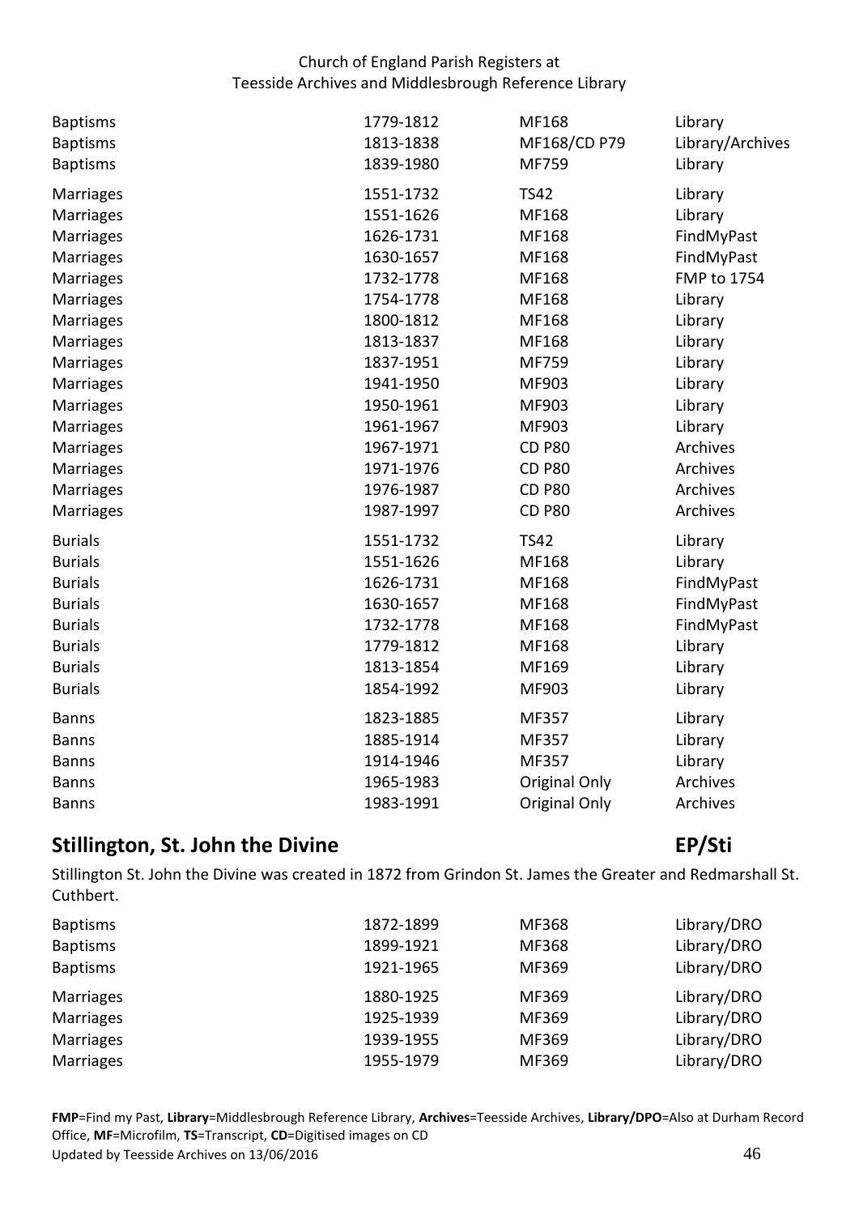| | | | |
|---|---|---|---|
| Baptisms | 1779-1812 | MF168 | Library |
| Baptisms | 1813-1838 | MF168/CD P79 | Library/Archives |
| Baptisms | 1839-1980 | MF759 | Library |
| Marriages | 1551-1732 | TS42 | Library |
| Marriages | 1551-1626 | MF168 | Library |
| Marriages | 1626-1731 | MF168 | FindMyPast |
| Marriages | 1630-1657 | MF168 | FindMyPast |
| Marriages | 1732-1778 | MF168 | FMP to 1754 |
| Marriages | 1754-1778 | MF168 | Library |
| Marriages | 1800-1812 | MF168 | Library |
| Marriages | 1813-1837 | MF168 | Library |
| Marriages | 1837-1951 | MF759 | Library |
| Marriages | 1941-1950 | MF903 | Library |
| Marriages | 1950-1961 | MF903 | Library |
| Marriages | 1961-1967 | MF903 | Library |
| Marriages | 1967-1971 | CD P80 | Archives |
| Marriages | 1971-1976 | CD P80 | Archives |
| Marriages | 1976-1987 | CD P80 | Archives |
| Marriages | 1987-1997 | CD P80 | Archives |
| Burials | 1551-1732 | TS42 | Library |
| Burials | 1551-1626 | MF168 | Library |
| Burials | 1626-1731 | MF168 | FindMyPast |
| Burials | 1630-1657 | MF168 | FindMyPast |
| Burials | 1732-1778 | MF168 | FindMyPast |
| Burials | 1779-1812 | MF168 | Library |
| Burials | 1813-1854 | MF169 | Library |
| Burials | 1854-1992 | MF903 | Library |
| Banns | 1823-1885 | MF357 | Library |
| Banns | 1885-1914 | MF357 | Library |
| Banns | 1914-1946 | MF357 | Library |
| Banns | 1965-1983 | Original Only | Archives |
| Banns | 1983-1991 | Original Only | Archives |

## Stillington, St. John the Divine — EP/Sti

Stillington St. John the Divine was created in 1872 from Grindon St. James the Greater and Redmarshall St. Cuthbert.

| | | | |
|---|---|---|---|
| Baptisms | 1872-1899 | MF368 | Library/DRO |
| Baptisms | 1899-1921 | MF368 | Library/DRO |
| Baptisms | 1921-1965 | MF369 | Library/DRO |
| Marriages | 1880-1925 | MF369 | Library/DRO |
| Marriages | 1925-1939 | MF369 | Library/DRO |
| Marriages | 1939-1955 | MF369 | Library/DRO |
| Marriages | 1955-1979 | MF369 | Library/DRO |

**FMP**=Find my Past, **Library**=Middlesbrough Reference Library, **Archives**=Teesside Archives, **Library/DPO**=Also at Durham Record Office, **MF**=Microfilm, **TS**=Transcript, **CD**=Digitised images on CD
Updated by Teesside Archives on 13/06/2016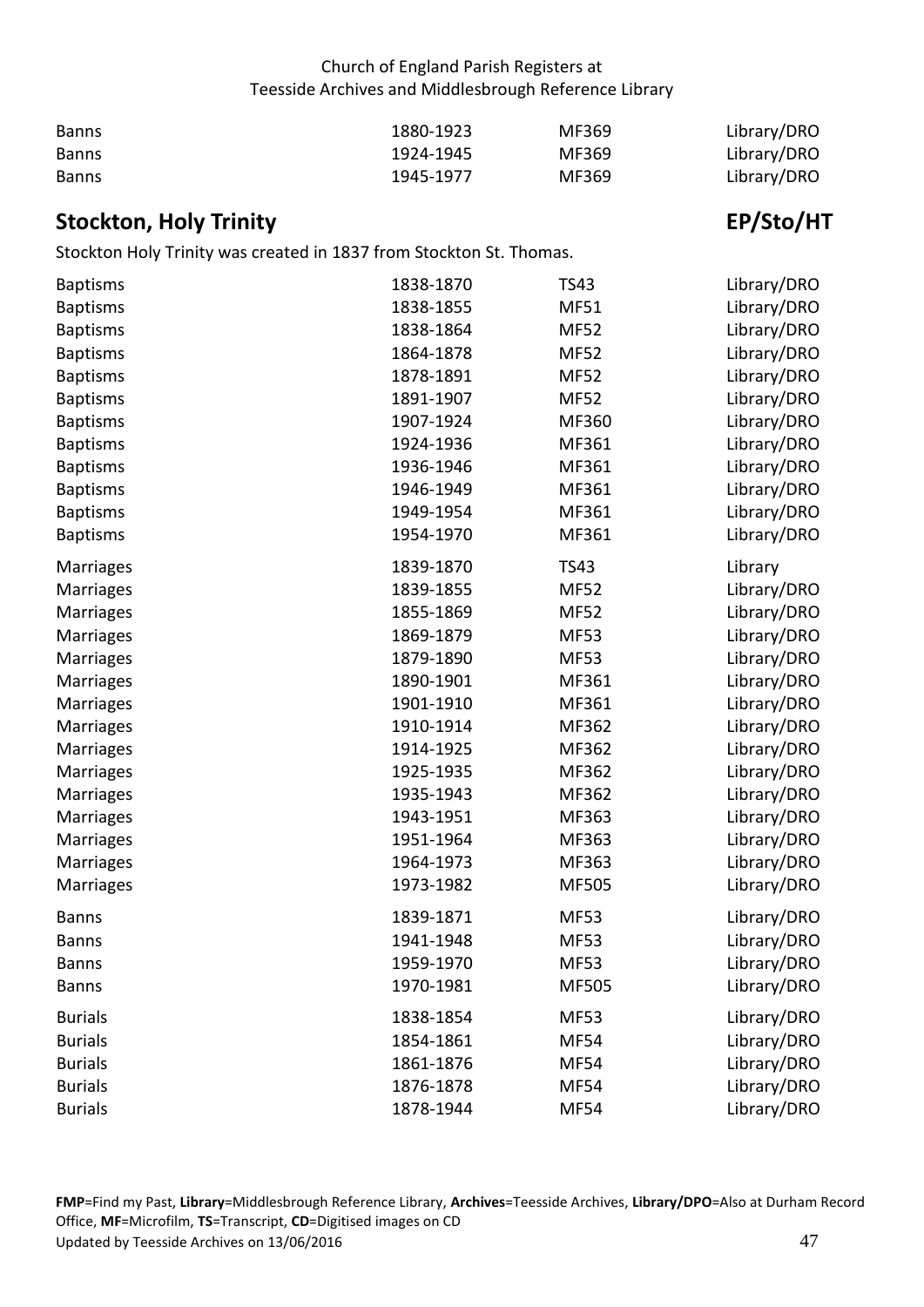| | | | |
|---|---|---|---|
| Banns | 1880-1923 | MF369 | Library/DRO |
| Banns | 1924-1945 | MF369 | Library/DRO |
| Banns | 1945-1977 | MF369 | Library/DRO |

## Stockton, Holy Trinity — EP/Sto/HT

Stockton Holy Trinity was created in 1837 from Stockton St. Thomas.

| | | | |
|---|---|---|---|
| Baptisms | 1838-1870 | TS43 | Library/DRO |
| Baptisms | 1838-1855 | MF51 | Library/DRO |
| Baptisms | 1838-1864 | MF52 | Library/DRO |
| Baptisms | 1864-1878 | MF52 | Library/DRO |
| Baptisms | 1878-1891 | MF52 | Library/DRO |
| Baptisms | 1891-1907 | MF52 | Library/DRO |
| Baptisms | 1907-1924 | MF360 | Library/DRO |
| Baptisms | 1924-1936 | MF361 | Library/DRO |
| Baptisms | 1936-1946 | MF361 | Library/DRO |
| Baptisms | 1946-1949 | MF361 | Library/DRO |
| Baptisms | 1949-1954 | MF361 | Library/DRO |
| Baptisms | 1954-1970 | MF361 | Library/DRO |
| Marriages | 1839-1870 | TS43 | Library |
| Marriages | 1839-1855 | MF52 | Library/DRO |
| Marriages | 1855-1869 | MF52 | Library/DRO |
| Marriages | 1869-1879 | MF53 | Library/DRO |
| Marriages | 1879-1890 | MF53 | Library/DRO |
| Marriages | 1890-1901 | MF361 | Library/DRO |
| Marriages | 1901-1910 | MF361 | Library/DRO |
| Marriages | 1910-1914 | MF362 | Library/DRO |
| Marriages | 1914-1925 | MF362 | Library/DRO |
| Marriages | 1925-1935 | MF362 | Library/DRO |
| Marriages | 1935-1943 | MF362 | Library/DRO |
| Marriages | 1943-1951 | MF363 | Library/DRO |
| Marriages | 1951-1964 | MF363 | Library/DRO |
| Marriages | 1964-1973 | MF363 | Library/DRO |
| Marriages | 1973-1982 | MF505 | Library/DRO |
| Banns | 1839-1871 | MF53 | Library/DRO |
| Banns | 1941-1948 | MF53 | Library/DRO |
| Banns | 1959-1970 | MF53 | Library/DRO |
| Banns | 1970-1981 | MF505 | Library/DRO |
| Burials | 1838-1854 | MF53 | Library/DRO |
| Burials | 1854-1861 | MF54 | Library/DRO |
| Burials | 1861-1876 | MF54 | Library/DRO |
| Burials | 1876-1878 | MF54 | Library/DRO |
| Burials | 1878-1944 | MF54 | Library/DRO |

**FMP**=Find my Past, **Library**=Middlesbrough Reference Library, **Archives**=Teesside Archives, **Library/DPO**=Also at Durham Record Office, **MF**=Microfilm, **TS**=Transcript, **CD**=Digitised images on CD
Updated by Teesside Archives on 13/06/2016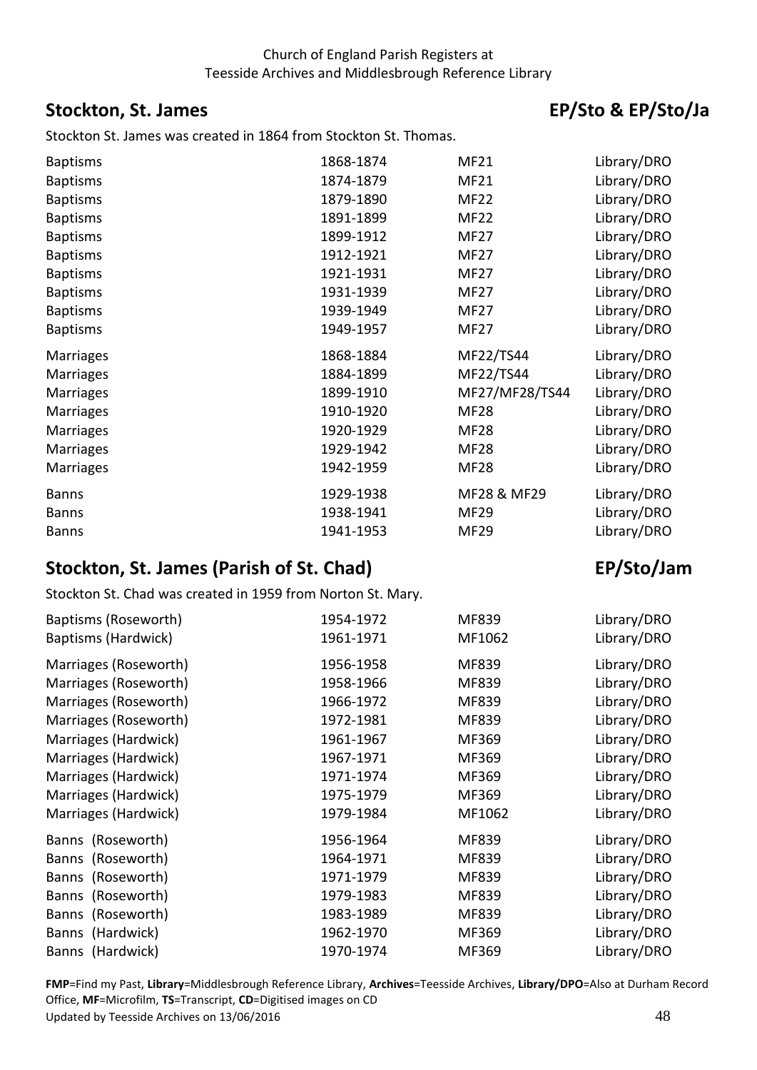## Stockton, St. James — EP/Sto & EP/Sto/Ja

Stockton St. James was created in 1864 from Stockton St. Thomas.

| | | | |
|---|---|---|---|
| Baptisms | 1868-1874 | MF21 | Library/DRO |
| Baptisms | 1874-1879 | MF21 | Library/DRO |
| Baptisms | 1879-1890 | MF22 | Library/DRO |
| Baptisms | 1891-1899 | MF22 | Library/DRO |
| Baptisms | 1899-1912 | MF27 | Library/DRO |
| Baptisms | 1912-1921 | MF27 | Library/DRO |
| Baptisms | 1921-1931 | MF27 | Library/DRO |
| Baptisms | 1931-1939 | MF27 | Library/DRO |
| Baptisms | 1939-1949 | MF27 | Library/DRO |
| Baptisms | 1949-1957 | MF27 | Library/DRO |
| Marriages | 1868-1884 | MF22/TS44 | Library/DRO |
| Marriages | 1884-1899 | MF22/TS44 | Library/DRO |
| Marriages | 1899-1910 | MF27/MF28/TS44 | Library/DRO |
| Marriages | 1910-1920 | MF28 | Library/DRO |
| Marriages | 1920-1929 | MF28 | Library/DRO |
| Marriages | 1929-1942 | MF28 | Library/DRO |
| Marriages | 1942-1959 | MF28 | Library/DRO |
| Banns | 1929-1938 | MF28 & MF29 | Library/DRO |
| Banns | 1938-1941 | MF29 | Library/DRO |
| Banns | 1941-1953 | MF29 | Library/DRO |

## Stockton, St. James (Parish of St. Chad) — EP/Sto/Jam

Stockton St. Chad was created in 1959 from Norton St. Mary.

| | | | |
|---|---|---|---|
| Baptisms (Roseworth) | 1954-1972 | MF839 | Library/DRO |
| Baptisms (Hardwick) | 1961-1971 | MF1062 | Library/DRO |
| Marriages (Roseworth) | 1956-1958 | MF839 | Library/DRO |
| Marriages (Roseworth) | 1958-1966 | MF839 | Library/DRO |
| Marriages (Roseworth) | 1966-1972 | MF839 | Library/DRO |
| Marriages (Roseworth) | 1972-1981 | MF839 | Library/DRO |
| Marriages (Hardwick) | 1961-1967 | MF369 | Library/DRO |
| Marriages (Hardwick) | 1967-1971 | MF369 | Library/DRO |
| Marriages (Hardwick) | 1971-1974 | MF369 | Library/DRO |
| Marriages (Hardwick) | 1975-1979 | MF369 | Library/DRO |
| Marriages (Hardwick) | 1979-1984 | MF1062 | Library/DRO |
| Banns (Roseworth) | 1956-1964 | MF839 | Library/DRO |
| Banns (Roseworth) | 1964-1971 | MF839 | Library/DRO |
| Banns (Roseworth) | 1971-1979 | MF839 | Library/DRO |
| Banns (Roseworth) | 1979-1983 | MF839 | Library/DRO |
| Banns (Roseworth) | 1983-1989 | MF839 | Library/DRO |
| Banns (Hardwick) | 1962-1970 | MF369 | Library/DRO |
| Banns (Hardwick) | 1970-1974 | MF369 | Library/DRO |

**FMP**=Find my Past, **Library**=Middlesbrough Reference Library, **Archives**=Teesside Archives, **Library/DPO**=Also at Durham Record Office, **MF**=Microfilm, **TS**=Transcript, **CD**=Digitised images on CD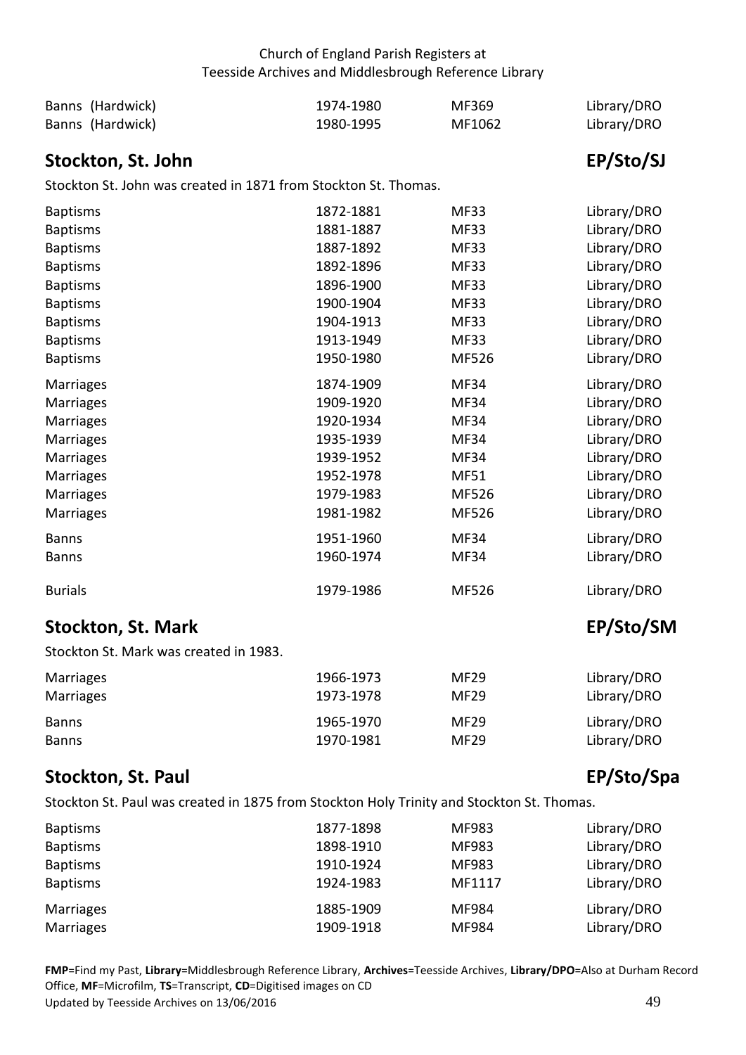| | | | |
|---|---|---|---|
| Banns (Hardwick) | 1974-1980 | MF369 | Library/DRO |
| Banns (Hardwick) | 1980-1995 | MF1062 | Library/DRO |

## Stockton, St. John — EP/Sto/SJ

Stockton St. John was created in 1871 from Stockton St. Thomas.

| | | | |
|---|---|---|---|
| Baptisms | 1872-1881 | MF33 | Library/DRO |
| Baptisms | 1881-1887 | MF33 | Library/DRO |
| Baptisms | 1887-1892 | MF33 | Library/DRO |
| Baptisms | 1892-1896 | MF33 | Library/DRO |
| Baptisms | 1896-1900 | MF33 | Library/DRO |
| Baptisms | 1900-1904 | MF33 | Library/DRO |
| Baptisms | 1904-1913 | MF33 | Library/DRO |
| Baptisms | 1913-1949 | MF33 | Library/DRO |
| Baptisms | 1950-1980 | MF526 | Library/DRO |
| Marriages | 1874-1909 | MF34 | Library/DRO |
| Marriages | 1909-1920 | MF34 | Library/DRO |
| Marriages | 1920-1934 | MF34 | Library/DRO |
| Marriages | 1935-1939 | MF34 | Library/DRO |
| Marriages | 1939-1952 | MF34 | Library/DRO |
| Marriages | 1952-1978 | MF51 | Library/DRO |
| Marriages | 1979-1983 | MF526 | Library/DRO |
| Marriages | 1981-1982 | MF526 | Library/DRO |
| Banns | 1951-1960 | MF34 | Library/DRO |
| Banns | 1960-1974 | MF34 | Library/DRO |
| Burials | 1979-1986 | MF526 | Library/DRO |

## Stockton, St. Mark — EP/Sto/SM

Stockton St. Mark was created in 1983.

| | | | |
|---|---|---|---|
| Marriages | 1966-1973 | MF29 | Library/DRO |
| Marriages | 1973-1978 | MF29 | Library/DRO |
| Banns | 1965-1970 | MF29 | Library/DRO |
| Banns | 1970-1981 | MF29 | Library/DRO |

## Stockton, St. Paul — EP/Sto/Spa

Stockton St. Paul was created in 1875 from Stockton Holy Trinity and Stockton St. Thomas.

| | | | |
|---|---|---|---|
| Baptisms | 1877-1898 | MF983 | Library/DRO |
| Baptisms | 1898-1910 | MF983 | Library/DRO |
| Baptisms | 1910-1924 | MF983 | Library/DRO |
| Baptisms | 1924-1983 | MF1117 | Library/DRO |
| Marriages | 1885-1909 | MF984 | Library/DRO |
| Marriages | 1909-1918 | MF984 | Library/DRO |

**FMP**=Find my Past, **Library**=Middlesbrough Reference Library, **Archives**=Teesside Archives, **Library/DPO**=Also at Durham Record Office, **MF**=Microfilm, **TS**=Transcript, **CD**=Digitised images on CD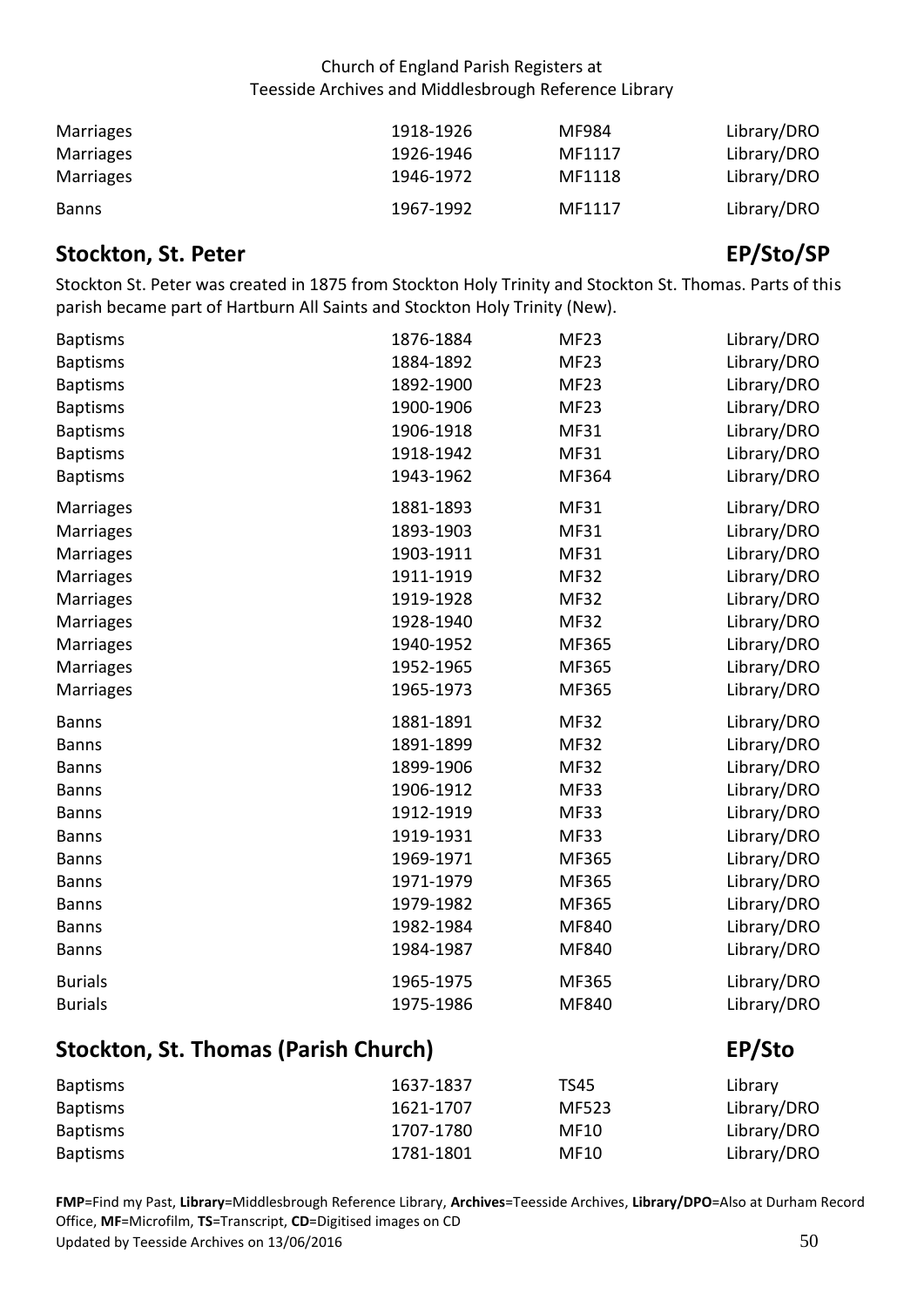| | | | |
|---|---|---|---|
| Marriages | 1918-1926 | MF984 | Library/DRO |
| Marriages | 1926-1946 | MF1117 | Library/DRO |
| Marriages | 1946-1972 | MF1118 | Library/DRO |
| Banns | 1967-1992 | MF1117 | Library/DRO |

## Stockton, St. Peter — EP/Sto/SP

Stockton St. Peter was created in 1875 from Stockton Holy Trinity and Stockton St. Thomas. Parts of this parish became part of Hartburn All Saints and Stockton Holy Trinity (New).

| | | | |
|---|---|---|---|
| Baptisms | 1876-1884 | MF23 | Library/DRO |
| Baptisms | 1884-1892 | MF23 | Library/DRO |
| Baptisms | 1892-1900 | MF23 | Library/DRO |
| Baptisms | 1900-1906 | MF23 | Library/DRO |
| Baptisms | 1906-1918 | MF31 | Library/DRO |
| Baptisms | 1918-1942 | MF31 | Library/DRO |
| Baptisms | 1943-1962 | MF364 | Library/DRO |
| Marriages | 1881-1893 | MF31 | Library/DRO |
| Marriages | 1893-1903 | MF31 | Library/DRO |
| Marriages | 1903-1911 | MF31 | Library/DRO |
| Marriages | 1911-1919 | MF32 | Library/DRO |
| Marriages | 1919-1928 | MF32 | Library/DRO |
| Marriages | 1928-1940 | MF32 | Library/DRO |
| Marriages | 1940-1952 | MF365 | Library/DRO |
| Marriages | 1952-1965 | MF365 | Library/DRO |
| Marriages | 1965-1973 | MF365 | Library/DRO |
| Banns | 1881-1891 | MF32 | Library/DRO |
| Banns | 1891-1899 | MF32 | Library/DRO |
| Banns | 1899-1906 | MF32 | Library/DRO |
| Banns | 1906-1912 | MF33 | Library/DRO |
| Banns | 1912-1919 | MF33 | Library/DRO |
| Banns | 1919-1931 | MF33 | Library/DRO |
| Banns | 1969-1971 | MF365 | Library/DRO |
| Banns | 1971-1979 | MF365 | Library/DRO |
| Banns | 1979-1982 | MF365 | Library/DRO |
| Banns | 1982-1984 | MF840 | Library/DRO |
| Banns | 1984-1987 | MF840 | Library/DRO |
| Burials | 1965-1975 | MF365 | Library/DRO |
| Burials | 1975-1986 | MF840 | Library/DRO |

## Stockton, St. Thomas (Parish Church) — EP/Sto

| | | | |
|---|---|---|---|
| Baptisms | 1637-1837 | TS45 | Library |
| Baptisms | 1621-1707 | MF523 | Library/DRO |
| Baptisms | 1707-1780 | MF10 | Library/DRO |
| Baptisms | 1781-1801 | MF10 | Library/DRO |

**FMP**=Find my Past, **Library**=Middlesbrough Reference Library, **Archives**=Teesside Archives, **Library/DPO**=Also at Durham Record Office, **MF**=Microfilm, **TS**=Transcript, **CD**=Digitised images on CD
Updated by Teesside Archives on 13/06/2016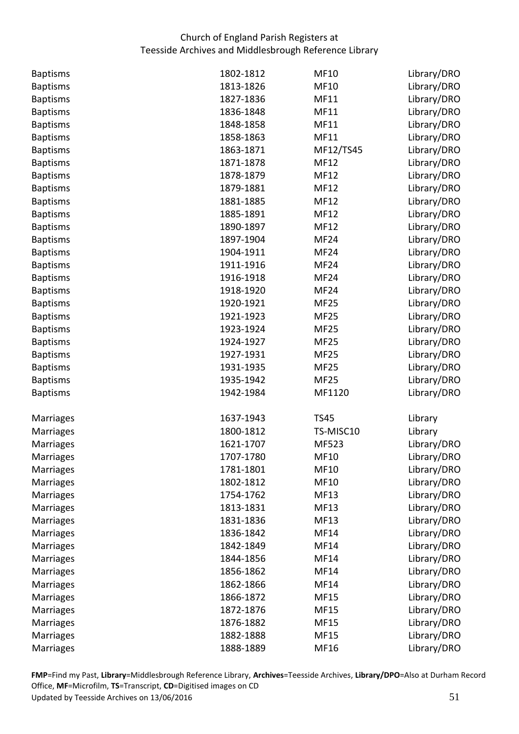| | | | |
|---|---|---|---|
| Baptisms | 1802-1812 | MF10 | Library/DRO |
| Baptisms | 1813-1826 | MF10 | Library/DRO |
| Baptisms | 1827-1836 | MF11 | Library/DRO |
| Baptisms | 1836-1848 | MF11 | Library/DRO |
| Baptisms | 1848-1858 | MF11 | Library/DRO |
| Baptisms | 1858-1863 | MF11 | Library/DRO |
| Baptisms | 1863-1871 | MF12/TS45 | Library/DRO |
| Baptisms | 1871-1878 | MF12 | Library/DRO |
| Baptisms | 1878-1879 | MF12 | Library/DRO |
| Baptisms | 1879-1881 | MF12 | Library/DRO |
| Baptisms | 1881-1885 | MF12 | Library/DRO |
| Baptisms | 1885-1891 | MF12 | Library/DRO |
| Baptisms | 1890-1897 | MF12 | Library/DRO |
| Baptisms | 1897-1904 | MF24 | Library/DRO |
| Baptisms | 1904-1911 | MF24 | Library/DRO |
| Baptisms | 1911-1916 | MF24 | Library/DRO |
| Baptisms | 1916-1918 | MF24 | Library/DRO |
| Baptisms | 1918-1920 | MF24 | Library/DRO |
| Baptisms | 1920-1921 | MF25 | Library/DRO |
| Baptisms | 1921-1923 | MF25 | Library/DRO |
| Baptisms | 1923-1924 | MF25 | Library/DRO |
| Baptisms | 1924-1927 | MF25 | Library/DRO |
| Baptisms | 1927-1931 | MF25 | Library/DRO |
| Baptisms | 1931-1935 | MF25 | Library/DRO |
| Baptisms | 1935-1942 | MF25 | Library/DRO |
| Baptisms | 1942-1984 | MF1120 | Library/DRO |
| | | | |
| Marriages | 1637-1943 | TS45 | Library |
| Marriages | 1800-1812 | TS-MISC10 | Library |
| Marriages | 1621-1707 | MF523 | Library/DRO |
| Marriages | 1707-1780 | MF10 | Library/DRO |
| Marriages | 1781-1801 | MF10 | Library/DRO |
| Marriages | 1802-1812 | MF10 | Library/DRO |
| Marriages | 1754-1762 | MF13 | Library/DRO |
| Marriages | 1813-1831 | MF13 | Library/DRO |
| Marriages | 1831-1836 | MF13 | Library/DRO |
| Marriages | 1836-1842 | MF14 | Library/DRO |
| Marriages | 1842-1849 | MF14 | Library/DRO |
| Marriages | 1844-1856 | MF14 | Library/DRO |
| Marriages | 1856-1862 | MF14 | Library/DRO |
| Marriages | 1862-1866 | MF14 | Library/DRO |
| Marriages | 1866-1872 | MF15 | Library/DRO |
| Marriages | 1872-1876 | MF15 | Library/DRO |
| Marriages | 1876-1882 | MF15 | Library/DRO |
| Marriages | 1882-1888 | MF15 | Library/DRO |
| Marriages | 1888-1889 | MF16 | Library/DRO |

**FMP**=Find my Past, **Library**=Middlesbrough Reference Library, **Archives**=Teesside Archives, **Library/DPO**=Also at Durham Record Office, **MF**=Microfilm, **TS**=Transcript, **CD**=Digitised images on CD
Updated by Teesside Archives on 13/06/2016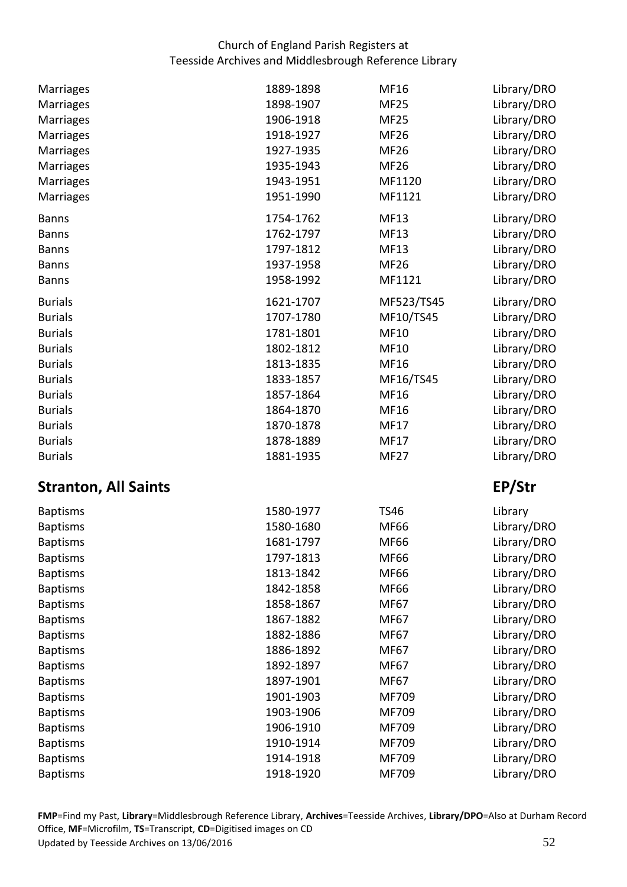| | | | |
|---|---|---|---|
| Marriages | 1889-1898 | MF16 | Library/DRO |
| Marriages | 1898-1907 | MF25 | Library/DRO |
| Marriages | 1906-1918 | MF25 | Library/DRO |
| Marriages | 1918-1927 | MF26 | Library/DRO |
| Marriages | 1927-1935 | MF26 | Library/DRO |
| Marriages | 1935-1943 | MF26 | Library/DRO |
| Marriages | 1943-1951 | MF1120 | Library/DRO |
| Marriages | 1951-1990 | MF1121 | Library/DRO |
| Banns | 1754-1762 | MF13 | Library/DRO |
| Banns | 1762-1797 | MF13 | Library/DRO |
| Banns | 1797-1812 | MF13 | Library/DRO |
| Banns | 1937-1958 | MF26 | Library/DRO |
| Banns | 1958-1992 | MF1121 | Library/DRO |
| Burials | 1621-1707 | MF523/TS45 | Library/DRO |
| Burials | 1707-1780 | MF10/TS45 | Library/DRO |
| Burials | 1781-1801 | MF10 | Library/DRO |
| Burials | 1802-1812 | MF10 | Library/DRO |
| Burials | 1813-1835 | MF16 | Library/DRO |
| Burials | 1833-1857 | MF16/TS45 | Library/DRO |
| Burials | 1857-1864 | MF16 | Library/DRO |
| Burials | 1864-1870 | MF16 | Library/DRO |
| Burials | 1870-1878 | MF17 | Library/DRO |
| Burials | 1878-1889 | MF17 | Library/DRO |
| Burials | 1881-1935 | MF27 | Library/DRO |

## Stranton, All Saints — EP/Str

| | | | |
|---|---|---|---|
| Baptisms | 1580-1977 | TS46 | Library |
| Baptisms | 1580-1680 | MF66 | Library/DRO |
| Baptisms | 1681-1797 | MF66 | Library/DRO |
| Baptisms | 1797-1813 | MF66 | Library/DRO |
| Baptisms | 1813-1842 | MF66 | Library/DRO |
| Baptisms | 1842-1858 | MF66 | Library/DRO |
| Baptisms | 1858-1867 | MF67 | Library/DRO |
| Baptisms | 1867-1882 | MF67 | Library/DRO |
| Baptisms | 1882-1886 | MF67 | Library/DRO |
| Baptisms | 1886-1892 | MF67 | Library/DRO |
| Baptisms | 1892-1897 | MF67 | Library/DRO |
| Baptisms | 1897-1901 | MF67 | Library/DRO |
| Baptisms | 1901-1903 | MF709 | Library/DRO |
| Baptisms | 1903-1906 | MF709 | Library/DRO |
| Baptisms | 1906-1910 | MF709 | Library/DRO |
| Baptisms | 1910-1914 | MF709 | Library/DRO |
| Baptisms | 1914-1918 | MF709 | Library/DRO |
| Baptisms | 1918-1920 | MF709 | Library/DRO |

**FMP**=Find my Past, **Library**=Middlesbrough Reference Library, **Archives**=Teesside Archives, **Library/DPO**=Also at Durham Record Office, **MF**=Microfilm, **TS**=Transcript, **CD**=Digitised images on CD
Updated by Teesside Archives on 13/06/2016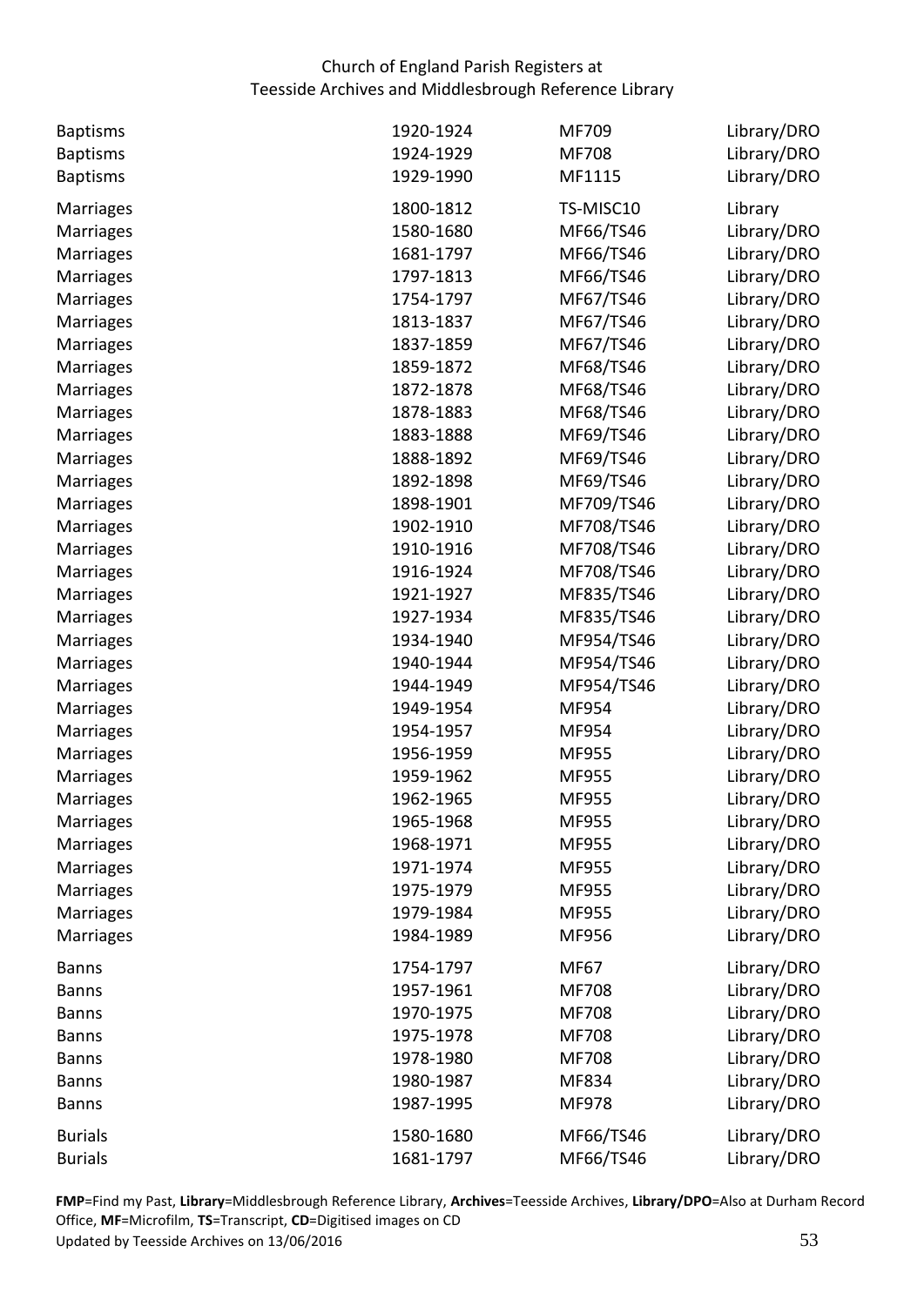| | | | |
|---|---|---|---|
| Baptisms | 1920-1924 | MF709 | Library/DRO |
| Baptisms | 1924-1929 | MF708 | Library/DRO |
| Baptisms | 1929-1990 | MF1115 | Library/DRO |
| Marriages | 1800-1812 | TS-MISC10 | Library |
| Marriages | 1580-1680 | MF66/TS46 | Library/DRO |
| Marriages | 1681-1797 | MF66/TS46 | Library/DRO |
| Marriages | 1797-1813 | MF66/TS46 | Library/DRO |
| Marriages | 1754-1797 | MF67/TS46 | Library/DRO |
| Marriages | 1813-1837 | MF67/TS46 | Library/DRO |
| Marriages | 1837-1859 | MF67/TS46 | Library/DRO |
| Marriages | 1859-1872 | MF68/TS46 | Library/DRO |
| Marriages | 1872-1878 | MF68/TS46 | Library/DRO |
| Marriages | 1878-1883 | MF68/TS46 | Library/DRO |
| Marriages | 1883-1888 | MF69/TS46 | Library/DRO |
| Marriages | 1888-1892 | MF69/TS46 | Library/DRO |
| Marriages | 1892-1898 | MF69/TS46 | Library/DRO |
| Marriages | 1898-1901 | MF709/TS46 | Library/DRO |
| Marriages | 1902-1910 | MF708/TS46 | Library/DRO |
| Marriages | 1910-1916 | MF708/TS46 | Library/DRO |
| Marriages | 1916-1924 | MF708/TS46 | Library/DRO |
| Marriages | 1921-1927 | MF835/TS46 | Library/DRO |
| Marriages | 1927-1934 | MF835/TS46 | Library/DRO |
| Marriages | 1934-1940 | MF954/TS46 | Library/DRO |
| Marriages | 1940-1944 | MF954/TS46 | Library/DRO |
| Marriages | 1944-1949 | MF954/TS46 | Library/DRO |
| Marriages | 1949-1954 | MF954 | Library/DRO |
| Marriages | 1954-1957 | MF954 | Library/DRO |
| Marriages | 1956-1959 | MF955 | Library/DRO |
| Marriages | 1959-1962 | MF955 | Library/DRO |
| Marriages | 1962-1965 | MF955 | Library/DRO |
| Marriages | 1965-1968 | MF955 | Library/DRO |
| Marriages | 1968-1971 | MF955 | Library/DRO |
| Marriages | 1971-1974 | MF955 | Library/DRO |
| Marriages | 1975-1979 | MF955 | Library/DRO |
| Marriages | 1979-1984 | MF955 | Library/DRO |
| Marriages | 1984-1989 | MF956 | Library/DRO |
| Banns | 1754-1797 | MF67 | Library/DRO |
| Banns | 1957-1961 | MF708 | Library/DRO |
| Banns | 1970-1975 | MF708 | Library/DRO |
| Banns | 1975-1978 | MF708 | Library/DRO |
| Banns | 1978-1980 | MF708 | Library/DRO |
| Banns | 1980-1987 | MF834 | Library/DRO |
| Banns | 1987-1995 | MF978 | Library/DRO |
| Burials | 1580-1680 | MF66/TS46 | Library/DRO |
| Burials | 1681-1797 | MF66/TS46 | Library/DRO |

**FMP**=Find my Past, **Library**=Middlesbrough Reference Library, **Archives**=Teesside Archives, **Library/DPO**=Also at Durham Record Office, **MF**=Microfilm, **TS**=Transcript, **CD**=Digitised images on CD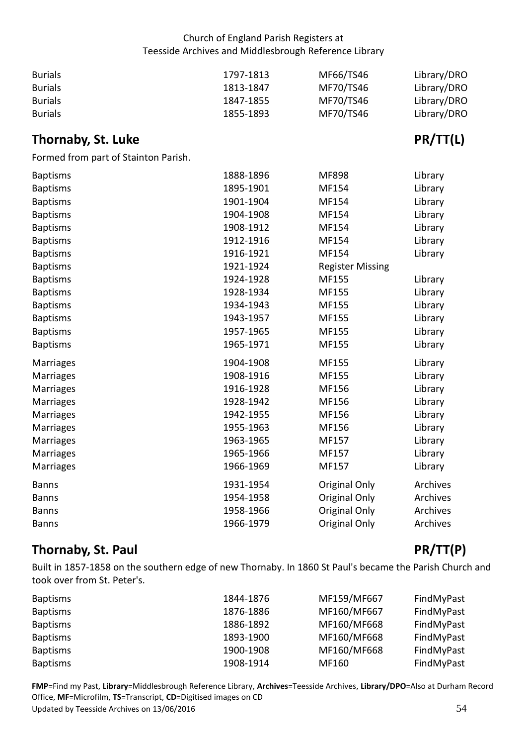| Burials | 1797-1813 | MF66/TS46 | Library/DRO |
|---|---|---|---|
| Burials | 1813-1847 | MF70/TS46 | Library/DRO |
| Burials | 1847-1855 | MF70/TS46 | Library/DRO |
| Burials | 1855-1893 | MF70/TS46 | Library/DRO |

## Thornaby, St. Luke — PR/TT(L)

Formed from part of Stainton Parish.

| Baptisms | 1888-1896 | MF898 | Library |
|---|---|---|---|
| Baptisms | 1895-1901 | MF154 | Library |
| Baptisms | 1901-1904 | MF154 | Library |
| Baptisms | 1904-1908 | MF154 | Library |
| Baptisms | 1908-1912 | MF154 | Library |
| Baptisms | 1912-1916 | MF154 | Library |
| Baptisms | 1916-1921 | MF154 | Library |
| Baptisms | 1921-1924 | Register Missing | |
| Baptisms | 1924-1928 | MF155 | Library |
| Baptisms | 1928-1934 | MF155 | Library |
| Baptisms | 1934-1943 | MF155 | Library |
| Baptisms | 1943-1957 | MF155 | Library |
| Baptisms | 1957-1965 | MF155 | Library |
| Baptisms | 1965-1971 | MF155 | Library |
| Marriages | 1904-1908 | MF155 | Library |
| Marriages | 1908-1916 | MF155 | Library |
| Marriages | 1916-1928 | MF156 | Library |
| Marriages | 1928-1942 | MF156 | Library |
| Marriages | 1942-1955 | MF156 | Library |
| Marriages | 1955-1963 | MF156 | Library |
| Marriages | 1963-1965 | MF157 | Library |
| Marriages | 1965-1966 | MF157 | Library |
| Marriages | 1966-1969 | MF157 | Library |
| Banns | 1931-1954 | Original Only | Archives |
| Banns | 1954-1958 | Original Only | Archives |
| Banns | 1958-1966 | Original Only | Archives |
| Banns | 1966-1979 | Original Only | Archives |

## Thornaby, St. Paul — PR/TT(P)

Built in 1857-1858 on the southern edge of new Thornaby. In 1860 St Paul's became the Parish Church and took over from St. Peter's.

| Baptisms | 1844-1876 | MF159/MF667 | FindMyPast |
|---|---|---|---|
| Baptisms | 1876-1886 | MF160/MF667 | FindMyPast |
| Baptisms | 1886-1892 | MF160/MF668 | FindMyPast |
| Baptisms | 1893-1900 | MF160/MF668 | FindMyPast |
| Baptisms | 1900-1908 | MF160/MF668 | FindMyPast |
| Baptisms | 1908-1914 | MF160 | FindMyPast |

**FMP**=Find my Past, **Library**=Middlesbrough Reference Library, **Archives**=Teesside Archives, **Library/DPO**=Also at Durham Record Office, **MF**=Microfilm, **TS**=Transcript, **CD**=Digitised images on CD
Updated by Teesside Archives on 13/06/2016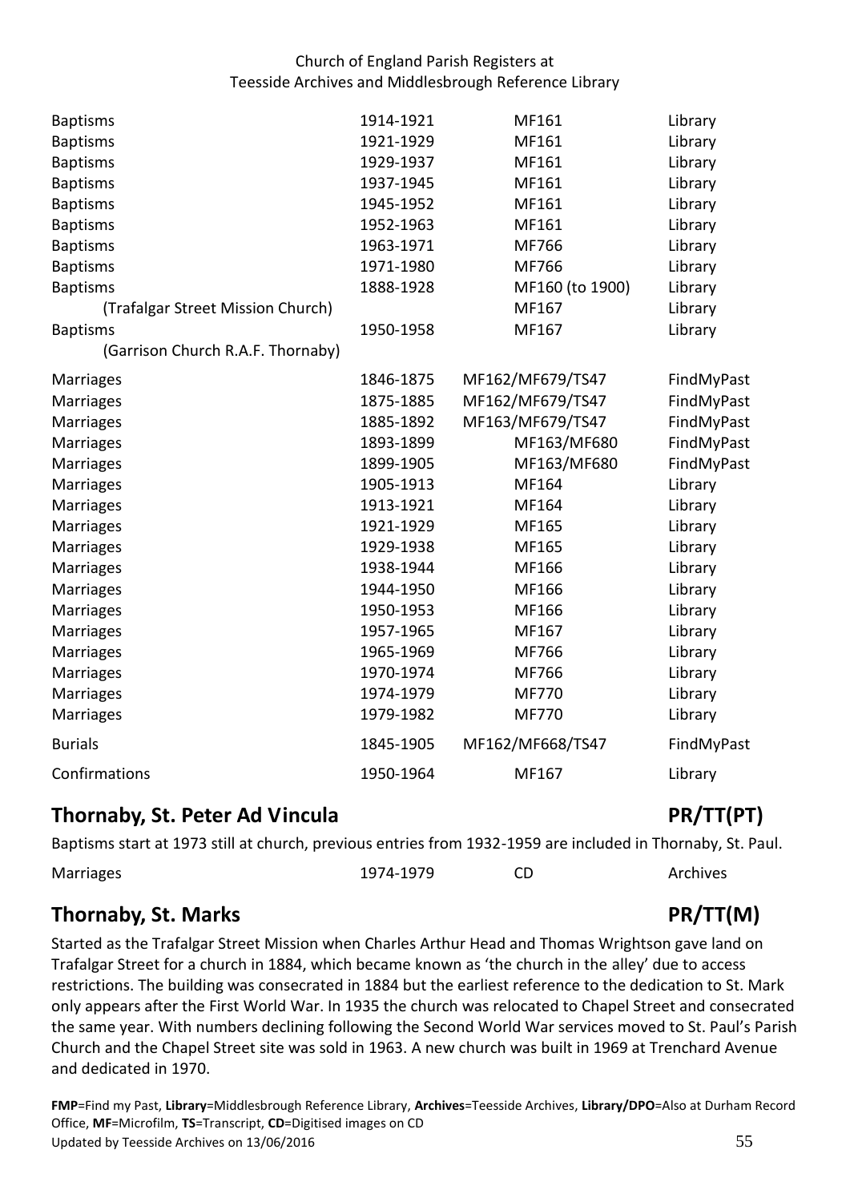| | | | |
|---|---|---|---|
| Baptisms | 1914-1921 | MF161 | Library |
| Baptisms | 1921-1929 | MF161 | Library |
| Baptisms | 1929-1937 | MF161 | Library |
| Baptisms | 1937-1945 | MF161 | Library |
| Baptisms | 1945-1952 | MF161 | Library |
| Baptisms | 1952-1963 | MF161 | Library |
| Baptisms | 1963-1971 | MF766 | Library |
| Baptisms | 1971-1980 | MF766 | Library |
| Baptisms | 1888-1928 | MF160 (to 1900) | Library |
| (Trafalgar Street Mission Church) | | MF167 | Library |
| Baptisms | 1950-1958 | MF167 | Library |
| (Garrison Church R.A.F. Thornaby) | | | |
| Marriages | 1846-1875 | MF162/MF679/TS47 | FindMyPast |
| Marriages | 1875-1885 | MF162/MF679/TS47 | FindMyPast |
| Marriages | 1885-1892 | MF163/MF679/TS47 | FindMyPast |
| Marriages | 1893-1899 | MF163/MF680 | FindMyPast |
| Marriages | 1899-1905 | MF163/MF680 | FindMyPast |
| Marriages | 1905-1913 | MF164 | Library |
| Marriages | 1913-1921 | MF164 | Library |
| Marriages | 1921-1929 | MF165 | Library |
| Marriages | 1929-1938 | MF165 | Library |
| Marriages | 1938-1944 | MF166 | Library |
| Marriages | 1944-1950 | MF166 | Library |
| Marriages | 1950-1953 | MF166 | Library |
| Marriages | 1957-1965 | MF167 | Library |
| Marriages | 1965-1969 | MF766 | Library |
| Marriages | 1970-1974 | MF766 | Library |
| Marriages | 1974-1979 | MF770 | Library |
| Marriages | 1979-1982 | MF770 | Library |
| Burials | 1845-1905 | MF162/MF668/TS47 | FindMyPast |
| Confirmations | 1950-1964 | MF167 | Library |

## Thornaby, St. Peter Ad Vincula — PR/TT(PT)

Baptisms start at 1973 still at church, previous entries from 1932-1959 are included in Thornaby, St. Paul.

| | | | |
|---|---|---|---|
| Marriages | 1974-1979 | CD | Archives |

## Thornaby, St. Marks — PR/TT(M)

Started as the Trafalgar Street Mission when Charles Arthur Head and Thomas Wrightson gave land on Trafalgar Street for a church in 1884, which became known as 'the church in the alley' due to access restrictions. The building was consecrated in 1884 but the earliest reference to the dedication to St. Mark only appears after the First World War. In 1935 the church was relocated to Chapel Street and consecrated the same year. With numbers declining following the Second World War services moved to St. Paul's Parish Church and the Chapel Street site was sold in 1963. A new church was built in 1969 at Trenchard Avenue and dedicated in 1970.

**FMP**=Find my Past, **Library**=Middlesbrough Reference Library, **Archives**=Teesside Archives, **Library/DPO**=Also at Durham Record Office, **MF**=Microfilm, **TS**=Transcript, **CD**=Digitised images on CD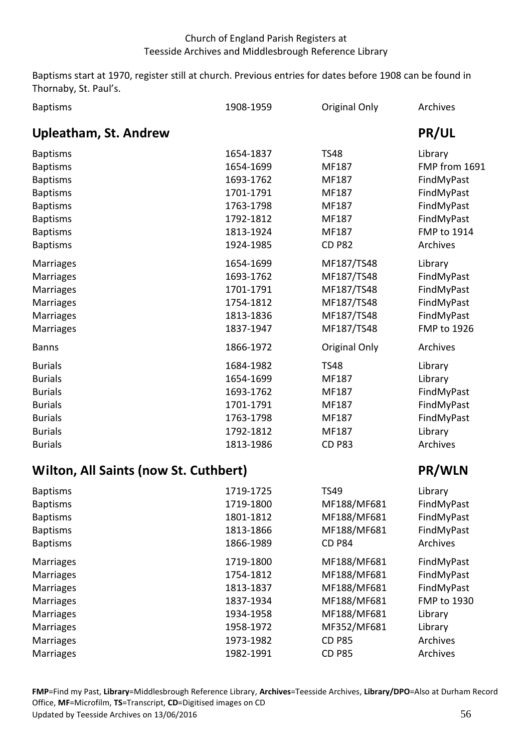Baptisms start at 1970, register still at church. Previous entries for dates before 1908 can be found in Thornaby, St. Paul's.

| | | | |
|---|---|---|---|
| Baptisms | 1908-1959 | Original Only | Archives |

## Upleatham, St. Andrew — PR/UL

| | | | |
|---|---|---|---|
| Baptisms | 1654-1837 | TS48 | Library |
| Baptisms | 1654-1699 | MF187 | FMP from 1691 |
| Baptisms | 1693-1762 | MF187 | FindMyPast |
| Baptisms | 1701-1791 | MF187 | FindMyPast |
| Baptisms | 1763-1798 | MF187 | FindMyPast |
| Baptisms | 1792-1812 | MF187 | FindMyPast |
| Baptisms | 1813-1924 | MF187 | FMP to 1914 |
| Baptisms | 1924-1985 | CD P82 | Archives |
| Marriages | 1654-1699 | MF187/TS48 | Library |
| Marriages | 1693-1762 | MF187/TS48 | FindMyPast |
| Marriages | 1701-1791 | MF187/TS48 | FindMyPast |
| Marriages | 1754-1812 | MF187/TS48 | FindMyPast |
| Marriages | 1813-1836 | MF187/TS48 | FindMyPast |
| Marriages | 1837-1947 | MF187/TS48 | FMP to 1926 |
| Banns | 1866-1972 | Original Only | Archives |
| Burials | 1684-1982 | TS48 | Library |
| Burials | 1654-1699 | MF187 | Library |
| Burials | 1693-1762 | MF187 | FindMyPast |
| Burials | 1701-1791 | MF187 | FindMyPast |
| Burials | 1763-1798 | MF187 | FindMyPast |
| Burials | 1792-1812 | MF187 | Library |
| Burials | 1813-1986 | CD P83 | Archives |

## Wilton, All Saints (now St. Cuthbert) — PR/WLN

| | | | |
|---|---|---|---|
| Baptisms | 1719-1725 | TS49 | Library |
| Baptisms | 1719-1800 | MF188/MF681 | FindMyPast |
| Baptisms | 1801-1812 | MF188/MF681 | FindMyPast |
| Baptisms | 1813-1866 | MF188/MF681 | FindMyPast |
| Baptisms | 1866-1989 | CD P84 | Archives |
| Marriages | 1719-1800 | MF188/MF681 | FindMyPast |
| Marriages | 1754-1812 | MF188/MF681 | FindMyPast |
| Marriages | 1813-1837 | MF188/MF681 | FindMyPast |
| Marriages | 1837-1934 | MF188/MF681 | FMP to 1930 |
| Marriages | 1934-1958 | MF188/MF681 | Library |
| Marriages | 1958-1972 | MF352/MF681 | Library |
| Marriages | 1973-1982 | CD P85 | Archives |
| Marriages | 1982-1991 | CD P85 | Archives |

**FMP**=Find my Past, **Library**=Middlesbrough Reference Library, **Archives**=Teesside Archives, **Library/DPO**=Also at Durham Record Office, **MF**=Microfilm, **TS**=Transcript, **CD**=Digitised images on CD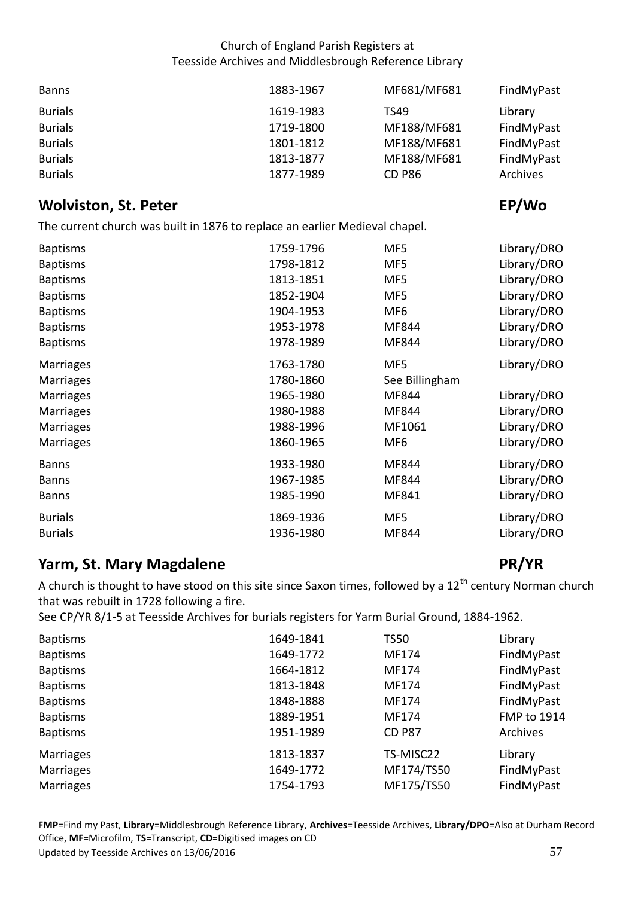| | | | |
|---|---|---|---|
| Banns | 1883-1967 | MF681/MF681 | FindMyPast |
| Burials | 1619-1983 | TS49 | Library |
| Burials | 1719-1800 | MF188/MF681 | FindMyPast |
| Burials | 1801-1812 | MF188/MF681 | FindMyPast |
| Burials | 1813-1877 | MF188/MF681 | FindMyPast |
| Burials | 1877-1989 | CD P86 | Archives |

## Wolviston, St. Peter — EP/Wo

The current church was built in 1876 to replace an earlier Medieval chapel.

| | | | |
|---|---|---|---|
| Baptisms | 1759-1796 | MF5 | Library/DRO |
| Baptisms | 1798-1812 | MF5 | Library/DRO |
| Baptisms | 1813-1851 | MF5 | Library/DRO |
| Baptisms | 1852-1904 | MF5 | Library/DRO |
| Baptisms | 1904-1953 | MF6 | Library/DRO |
| Baptisms | 1953-1978 | MF844 | Library/DRO |
| Baptisms | 1978-1989 | MF844 | Library/DRO |
| Marriages | 1763-1780 | MF5 | Library/DRO |
| Marriages | 1780-1860 | See Billingham | |
| Marriages | 1965-1980 | MF844 | Library/DRO |
| Marriages | 1980-1988 | MF844 | Library/DRO |
| Marriages | 1988-1996 | MF1061 | Library/DRO |
| Marriages | 1860-1965 | MF6 | Library/DRO |
| Banns | 1933-1980 | MF844 | Library/DRO |
| Banns | 1967-1985 | MF844 | Library/DRO |
| Banns | 1985-1990 | MF841 | Library/DRO |
| Burials | 1869-1936 | MF5 | Library/DRO |
| Burials | 1936-1980 | MF844 | Library/DRO |

## Yarm, St. Mary Magdalene — PR/YR

A church is thought to have stood on this site since Saxon times, followed by a 12th century Norman church that was rebuilt in 1728 following a fire.
See CP/YR 8/1-5 at Teesside Archives for burials registers for Yarm Burial Ground, 1884-1962.

| | | | |
|---|---|---|---|
| Baptisms | 1649-1841 | TS50 | Library |
| Baptisms | 1649-1772 | MF174 | FindMyPast |
| Baptisms | 1664-1812 | MF174 | FindMyPast |
| Baptisms | 1813-1848 | MF174 | FindMyPast |
| Baptisms | 1848-1888 | MF174 | FindMyPast |
| Baptisms | 1889-1951 | MF174 | FMP to 1914 |
| Baptisms | 1951-1989 | CD P87 | Archives |
| Marriages | 1813-1837 | TS-MISC22 | Library |
| Marriages | 1649-1772 | MF174/TS50 | FindMyPast |
| Marriages | 1754-1793 | MF175/TS50 | FindMyPast |

**FMP**=Find my Past, **Library**=Middlesbrough Reference Library, **Archives**=Teesside Archives, **Library/DPO**=Also at Durham Record Office, **MF**=Microfilm, **TS**=Transcript, **CD**=Digitised images on CD
Updated by Teesside Archives on 13/06/2016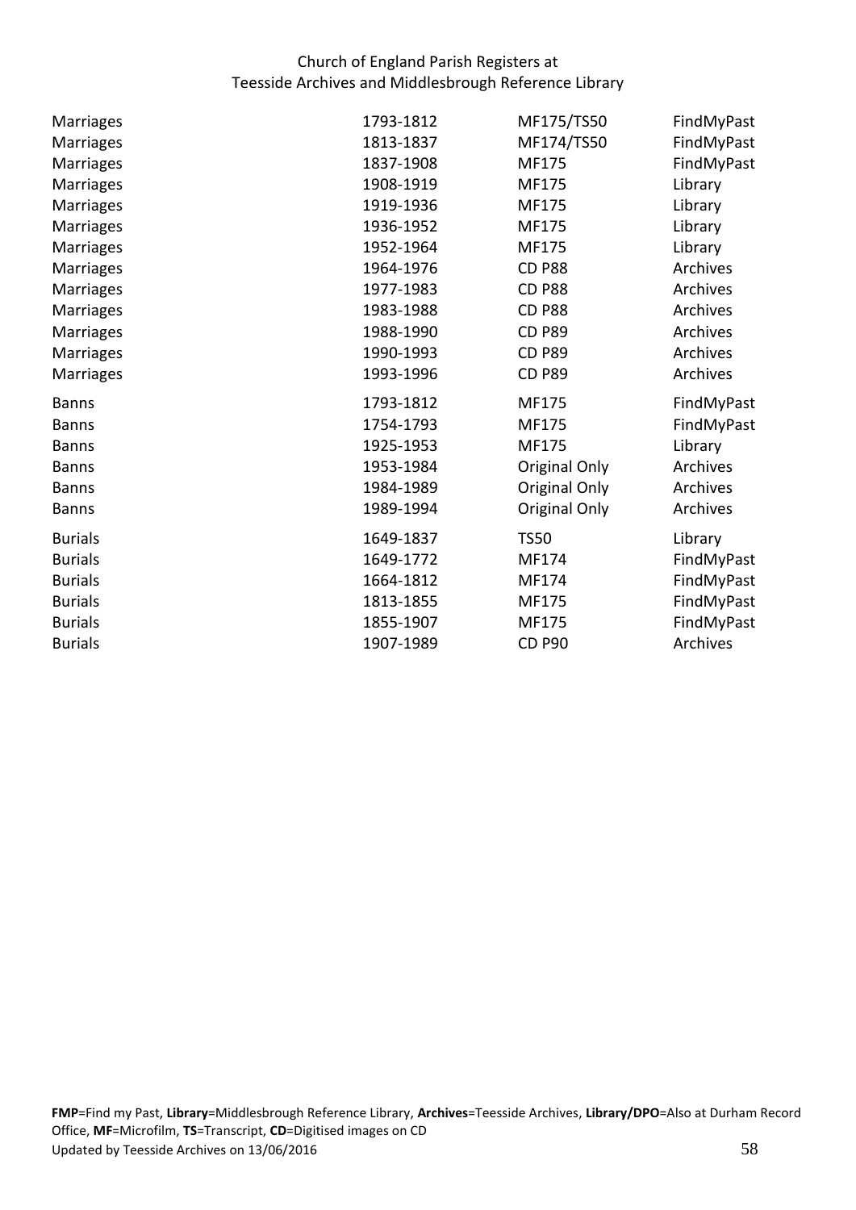| | | | |
|---|---|---|---|
| Marriages | 1793-1812 | MF175/TS50 | FindMyPast |
| Marriages | 1813-1837 | MF174/TS50 | FindMyPast |
| Marriages | 1837-1908 | MF175 | FindMyPast |
| Marriages | 1908-1919 | MF175 | Library |
| Marriages | 1919-1936 | MF175 | Library |
| Marriages | 1936-1952 | MF175 | Library |
| Marriages | 1952-1964 | MF175 | Library |
| Marriages | 1964-1976 | CD P88 | Archives |
| Marriages | 1977-1983 | CD P88 | Archives |
| Marriages | 1983-1988 | CD P88 | Archives |
| Marriages | 1988-1990 | CD P89 | Archives |
| Marriages | 1990-1993 | CD P89 | Archives |
| Marriages | 1993-1996 | CD P89 | Archives |
| Banns | 1793-1812 | MF175 | FindMyPast |
| Banns | 1754-1793 | MF175 | FindMyPast |
| Banns | 1925-1953 | MF175 | Library |
| Banns | 1953-1984 | Original Only | Archives |
| Banns | 1984-1989 | Original Only | Archives |
| Banns | 1989-1994 | Original Only | Archives |
| Burials | 1649-1837 | TS50 | Library |
| Burials | 1649-1772 | MF174 | FindMyPast |
| Burials | 1664-1812 | MF174 | FindMyPast |
| Burials | 1813-1855 | MF175 | FindMyPast |
| Burials | 1855-1907 | MF175 | FindMyPast |
| Burials | 1907-1989 | CD P90 | Archives |

**FMP**=Find my Past, **Library**=Middlesbrough Reference Library, **Archives**=Teesside Archives, **Library/DPO**=Also at Durham Record Office, **MF**=Microfilm, **TS**=Transcript, **CD**=Digitised images on CD

Updated by Teesside Archives on 13/06/2016